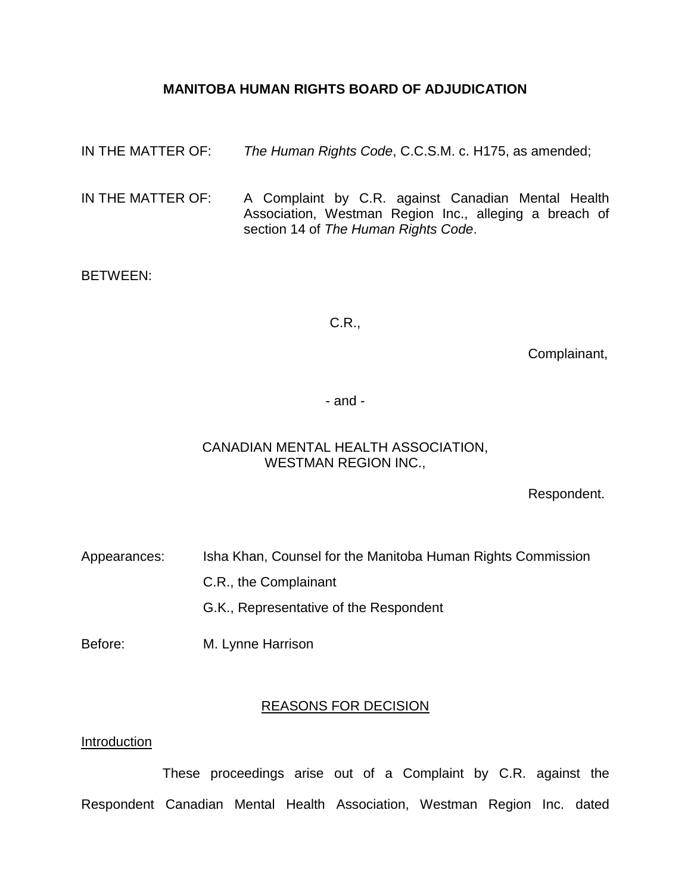**MANITOBA HUMAN RIGHTS BOARD OF ADJUDICATION**

IN THE MATTER OF: *The Human Rights Code*, C.C.S.M. c. H175, as amended;

IN THE MATTER OF: A Complaint by C.R. against Canadian Mental Health Association, Westman Region Inc., alleging a breach of section 14 of *The Human Rights Code*.

BETWEEN:

C.R.,

Complainant,

- and -

CANADIAN MENTAL HEALTH ASSOCIATION, WESTMAN REGION INC.,

Respondent.

Appearances: Isha Khan, Counsel for the Manitoba Human Rights Commission

C.R., the Complainant

G.K., Representative of the Respondent

Before: M. Lynne Harrison

REASONS FOR DECISION

Introduction

These proceedings arise out of a Complaint by C.R. against the Respondent Canadian Mental Health Association, Westman Region Inc. dated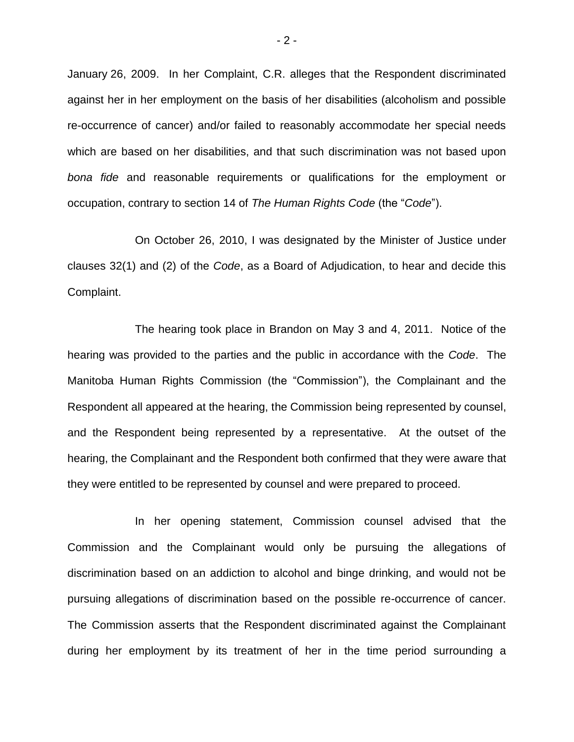January 26, 2009. In her Complaint, C.R. alleges that the Respondent discriminated against her in her employment on the basis of her disabilities (alcoholism and possible re-occurrence of cancer) and/or failed to reasonably accommodate her special needs which are based on her disabilities, and that such discrimination was not based upon *bona fide* and reasonable requirements or qualifications for the employment or occupation, contrary to section 14 of *The Human Rights Code* (the "*Code*").

On October 26, 2010, I was designated by the Minister of Justice under clauses 32(1) and (2) of the *Code*, as a Board of Adjudication, to hear and decide this Complaint.

The hearing took place in Brandon on May 3 and 4, 2011. Notice of the hearing was provided to the parties and the public in accordance with the *Code*. The Manitoba Human Rights Commission (the "Commission"), the Complainant and the Respondent all appeared at the hearing, the Commission being represented by counsel, and the Respondent being represented by a representative. At the outset of the hearing, the Complainant and the Respondent both confirmed that they were aware that they were entitled to be represented by counsel and were prepared to proceed.

In her opening statement, Commission counsel advised that the Commission and the Complainant would only be pursuing the allegations of discrimination based on an addiction to alcohol and binge drinking, and would not be pursuing allegations of discrimination based on the possible re-occurrence of cancer. The Commission asserts that the Respondent discriminated against the Complainant during her employment by its treatment of her in the time period surrounding a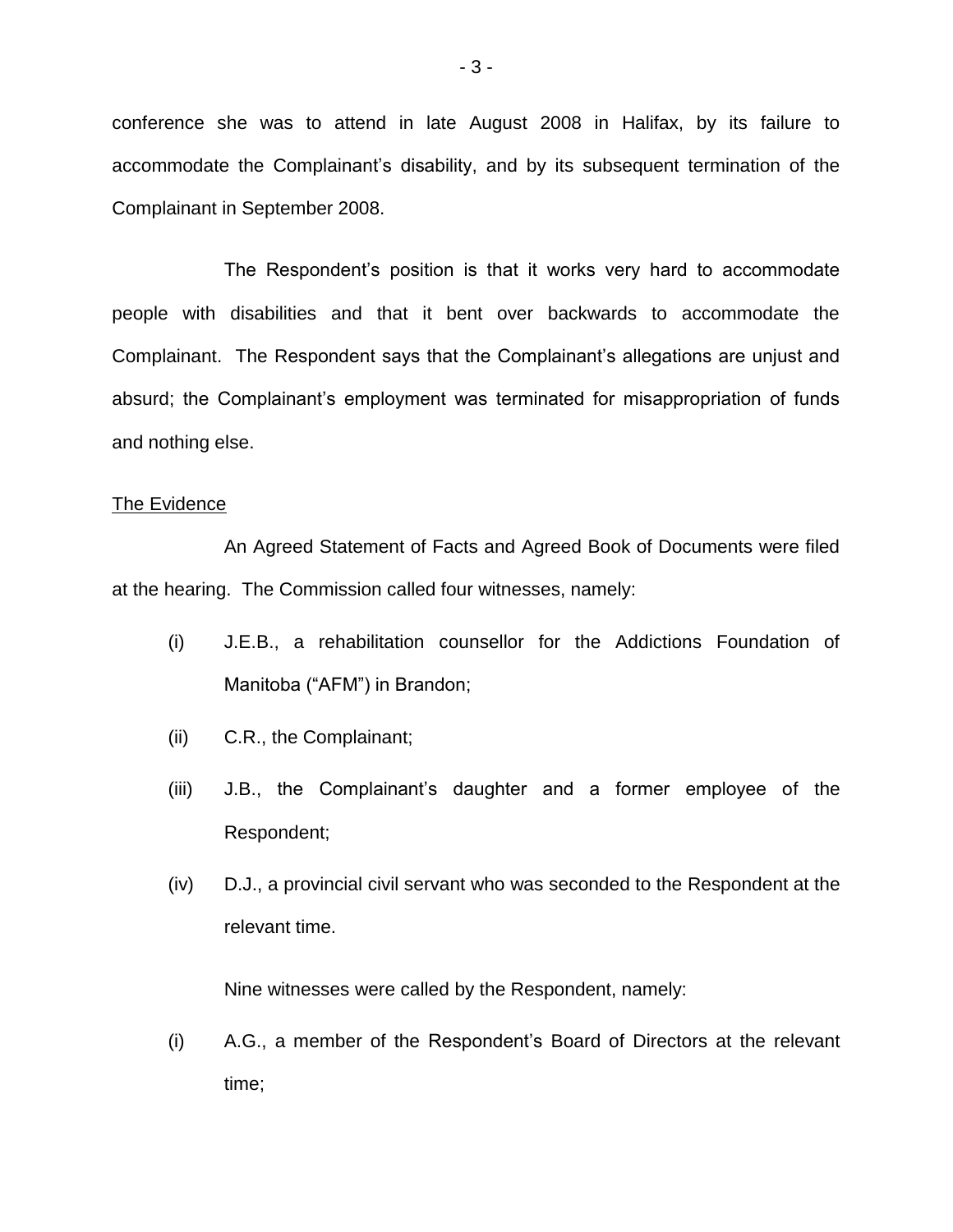conference she was to attend in late August 2008 in Halifax, by its failure to accommodate the Complainant's disability, and by its subsequent termination of the Complainant in September 2008.

The Respondent's position is that it works very hard to accommodate people with disabilities and that it bent over backwards to accommodate the Complainant. The Respondent says that the Complainant's allegations are unjust and absurd; the Complainant's employment was terminated for misappropriation of funds and nothing else.

<u>The Evidence</u>

An Agreed Statement of Facts and Agreed Book of Documents were filed at the hearing. The Commission called four witnesses, namely:

(i) J.E.B., a rehabilitation counsellor for the Addictions Foundation of Manitoba ("AFM") in Brandon;

(ii) C.R., the Complainant;

(iii) J.B., the Complainant's daughter and a former employee of the Respondent;

(iv) D.J., a provincial civil servant who was seconded to the Respondent at the relevant time.

Nine witnesses were called by the Respondent, namely:

(i) A.G., a member of the Respondent's Board of Directors at the relevant time;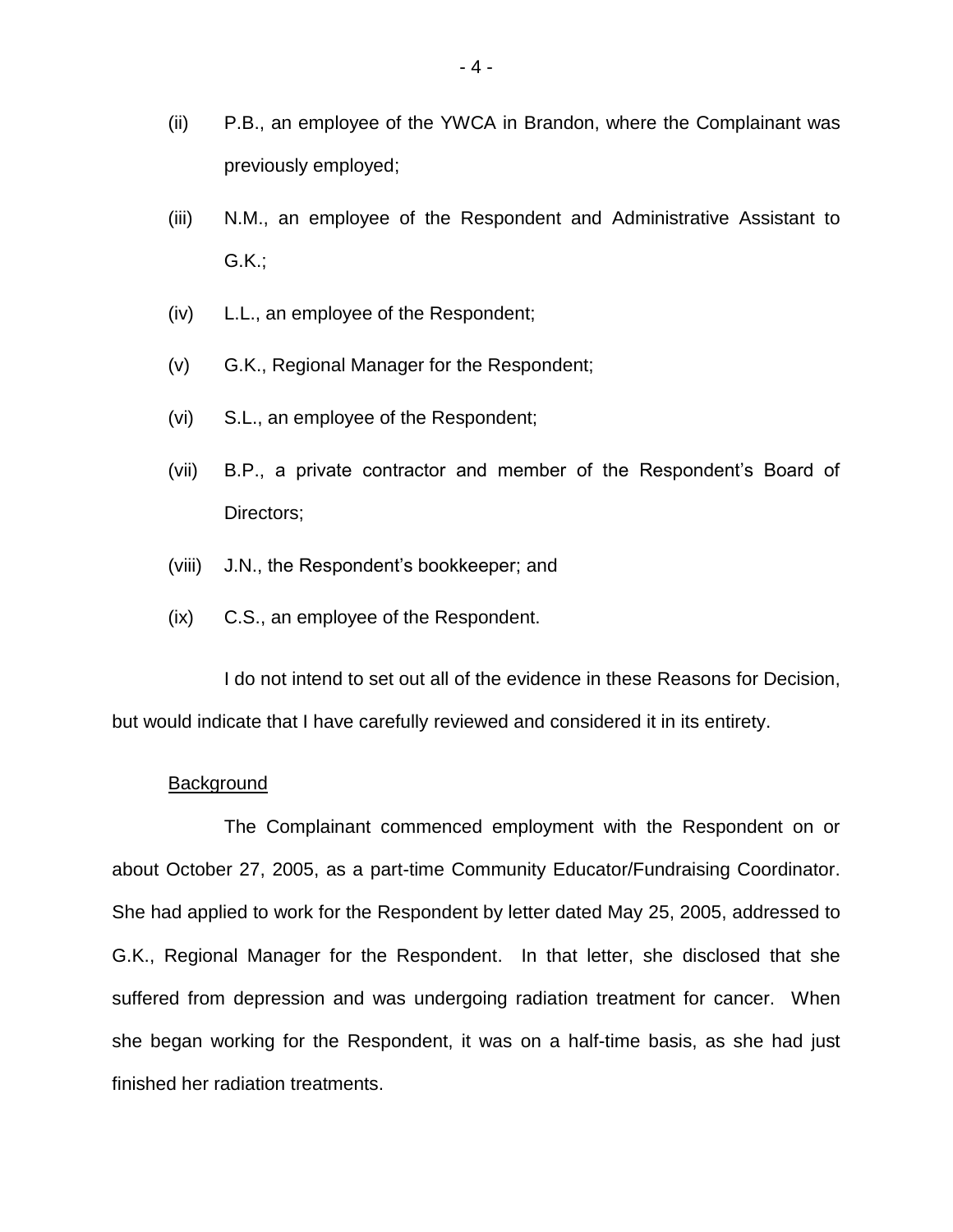(ii) P.B., an employee of the YWCA in Brandon, where the Complainant was previously employed;

(iii) N.M., an employee of the Respondent and Administrative Assistant to G.K.;

(iv) L.L., an employee of the Respondent;

(v) G.K., Regional Manager for the Respondent;

(vi) S.L., an employee of the Respondent;

(vii) B.P., a private contractor and member of the Respondent's Board of Directors;

(viii) J.N., the Respondent's bookkeeper; and

(ix) C.S., an employee of the Respondent.

I do not intend to set out all of the evidence in these Reasons for Decision, but would indicate that I have carefully reviewed and considered it in its entirety.

<u>Background</u>

The Complainant commenced employment with the Respondent on or about October 27, 2005, as a part-time Community Educator/Fundraising Coordinator. She had applied to work for the Respondent by letter dated May 25, 2005, addressed to G.K., Regional Manager for the Respondent. In that letter, she disclosed that she suffered from depression and was undergoing radiation treatment for cancer. When she began working for the Respondent, it was on a half-time basis, as she had just finished her radiation treatments.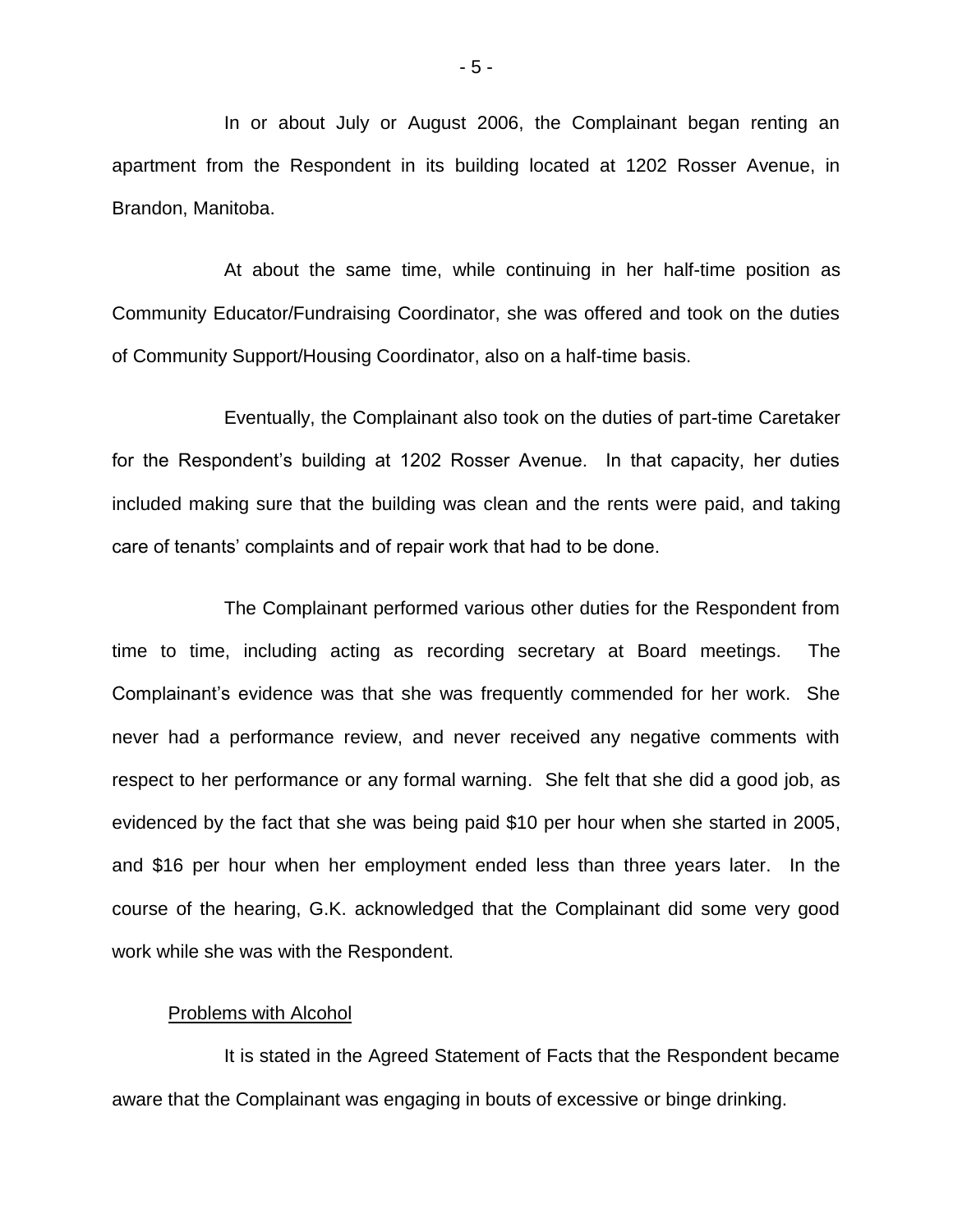In or about July or August 2006, the Complainant began renting an apartment from the Respondent in its building located at 1202 Rosser Avenue, in Brandon, Manitoba.

At about the same time, while continuing in her half-time position as Community Educator/Fundraising Coordinator, she was offered and took on the duties of Community Support/Housing Coordinator, also on a half-time basis.

Eventually, the Complainant also took on the duties of part-time Caretaker for the Respondent's building at 1202 Rosser Avenue. In that capacity, her duties included making sure that the building was clean and the rents were paid, and taking care of tenants' complaints and of repair work that had to be done.

The Complainant performed various other duties for the Respondent from time to time, including acting as recording secretary at Board meetings. The Complainant's evidence was that she was frequently commended for her work. She never had a performance review, and never received any negative comments with respect to her performance or any formal warning. She felt that she did a good job, as evidenced by the fact that she was being paid $10 per hour when she started in 2005, and $16 per hour when her employment ended less than three years later. In the course of the hearing, G.K. acknowledged that the Complainant did some very good work while she was with the Respondent.

<u>Problems with Alcohol</u>

It is stated in the Agreed Statement of Facts that the Respondent became aware that the Complainant was engaging in bouts of excessive or binge drinking.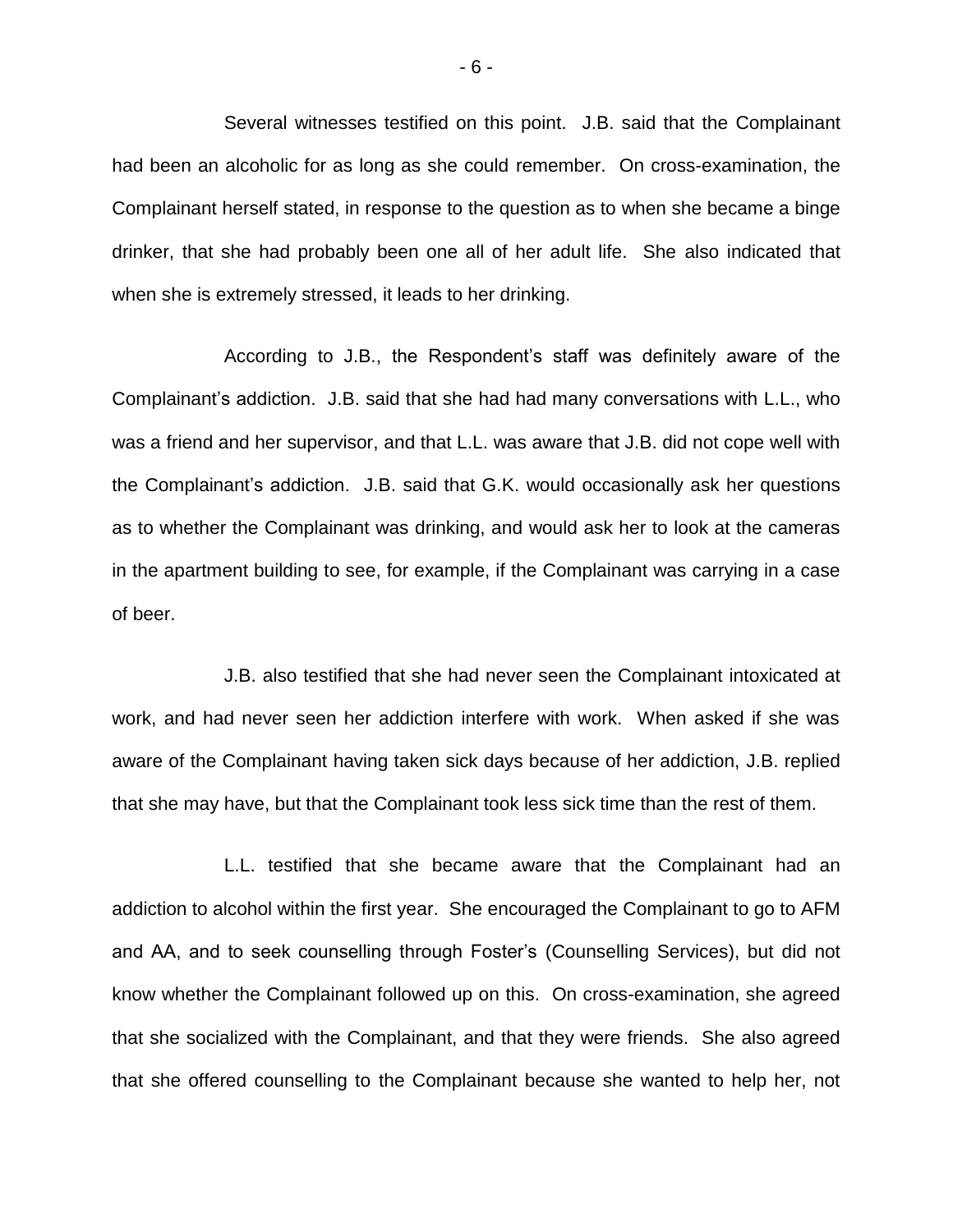Several witnesses testified on this point. J.B. said that the Complainant had been an alcoholic for as long as she could remember. On cross-examination, the Complainant herself stated, in response to the question as to when she became a binge drinker, that she had probably been one all of her adult life. She also indicated that when she is extremely stressed, it leads to her drinking.

According to J.B., the Respondent's staff was definitely aware of the Complainant's addiction. J.B. said that she had had many conversations with L.L., who was a friend and her supervisor, and that L.L. was aware that J.B. did not cope well with the Complainant's addiction. J.B. said that G.K. would occasionally ask her questions as to whether the Complainant was drinking, and would ask her to look at the cameras in the apartment building to see, for example, if the Complainant was carrying in a case of beer.

J.B. also testified that she had never seen the Complainant intoxicated at work, and had never seen her addiction interfere with work. When asked if she was aware of the Complainant having taken sick days because of her addiction, J.B. replied that she may have, but that the Complainant took less sick time than the rest of them.

L.L. testified that she became aware that the Complainant had an addiction to alcohol within the first year. She encouraged the Complainant to go to AFM and AA, and to seek counselling through Foster's (Counselling Services), but did not know whether the Complainant followed up on this. On cross-examination, she agreed that she socialized with the Complainant, and that they were friends. She also agreed that she offered counselling to the Complainant because she wanted to help her, not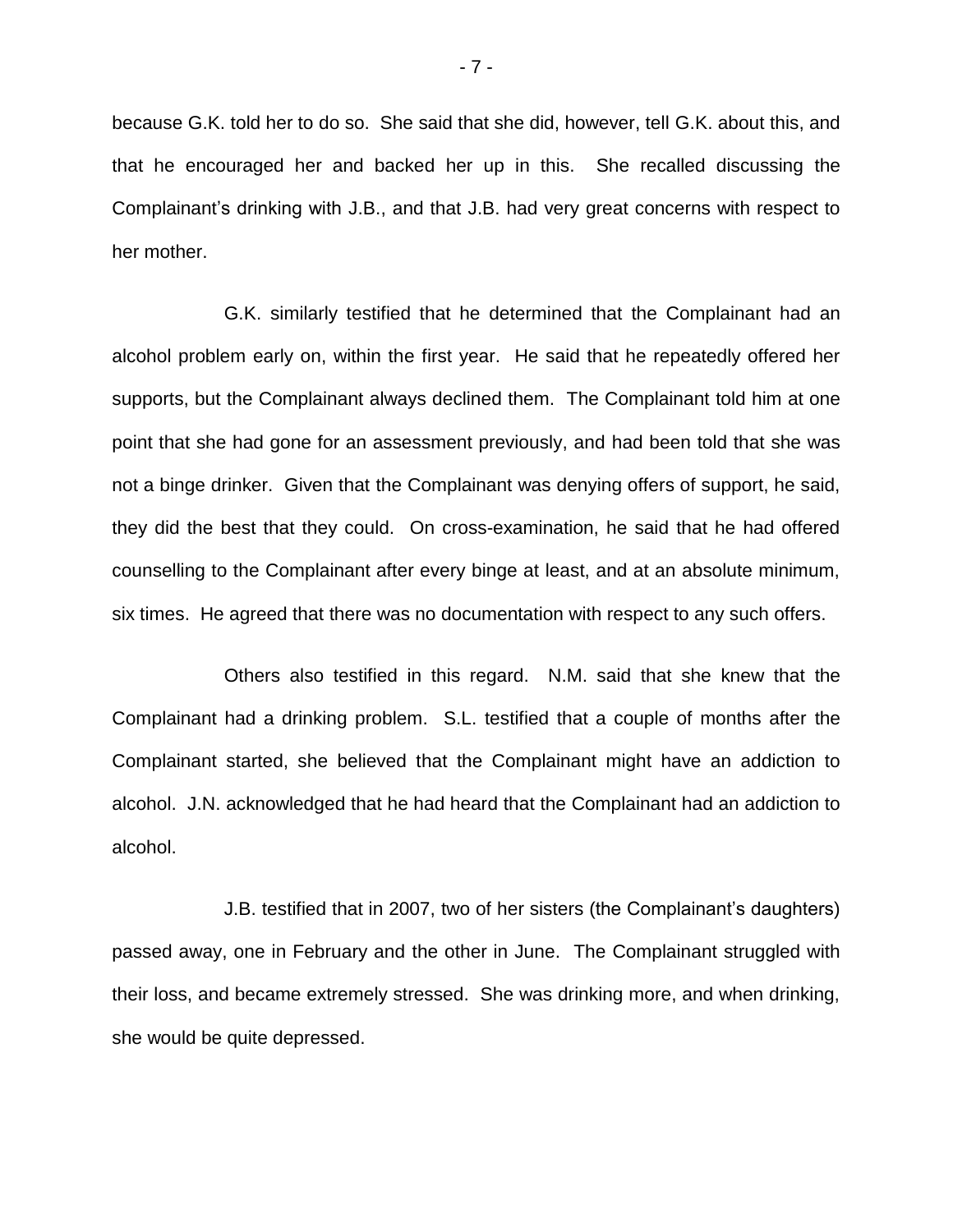because G.K. told her to do so. She said that she did, however, tell G.K. about this, and that he encouraged her and backed her up in this. She recalled discussing the Complainant's drinking with J.B., and that J.B. had very great concerns with respect to her mother.

G.K. similarly testified that he determined that the Complainant had an alcohol problem early on, within the first year. He said that he repeatedly offered her supports, but the Complainant always declined them. The Complainant told him at one point that she had gone for an assessment previously, and had been told that she was not a binge drinker. Given that the Complainant was denying offers of support, he said, they did the best that they could. On cross-examination, he said that he had offered counselling to the Complainant after every binge at least, and at an absolute minimum, six times. He agreed that there was no documentation with respect to any such offers.

Others also testified in this regard. N.M. said that she knew that the Complainant had a drinking problem. S.L. testified that a couple of months after the Complainant started, she believed that the Complainant might have an addiction to alcohol. J.N. acknowledged that he had heard that the Complainant had an addiction to alcohol.

J.B. testified that in 2007, two of her sisters (the Complainant's daughters) passed away, one in February and the other in June. The Complainant struggled with their loss, and became extremely stressed. She was drinking more, and when drinking, she would be quite depressed.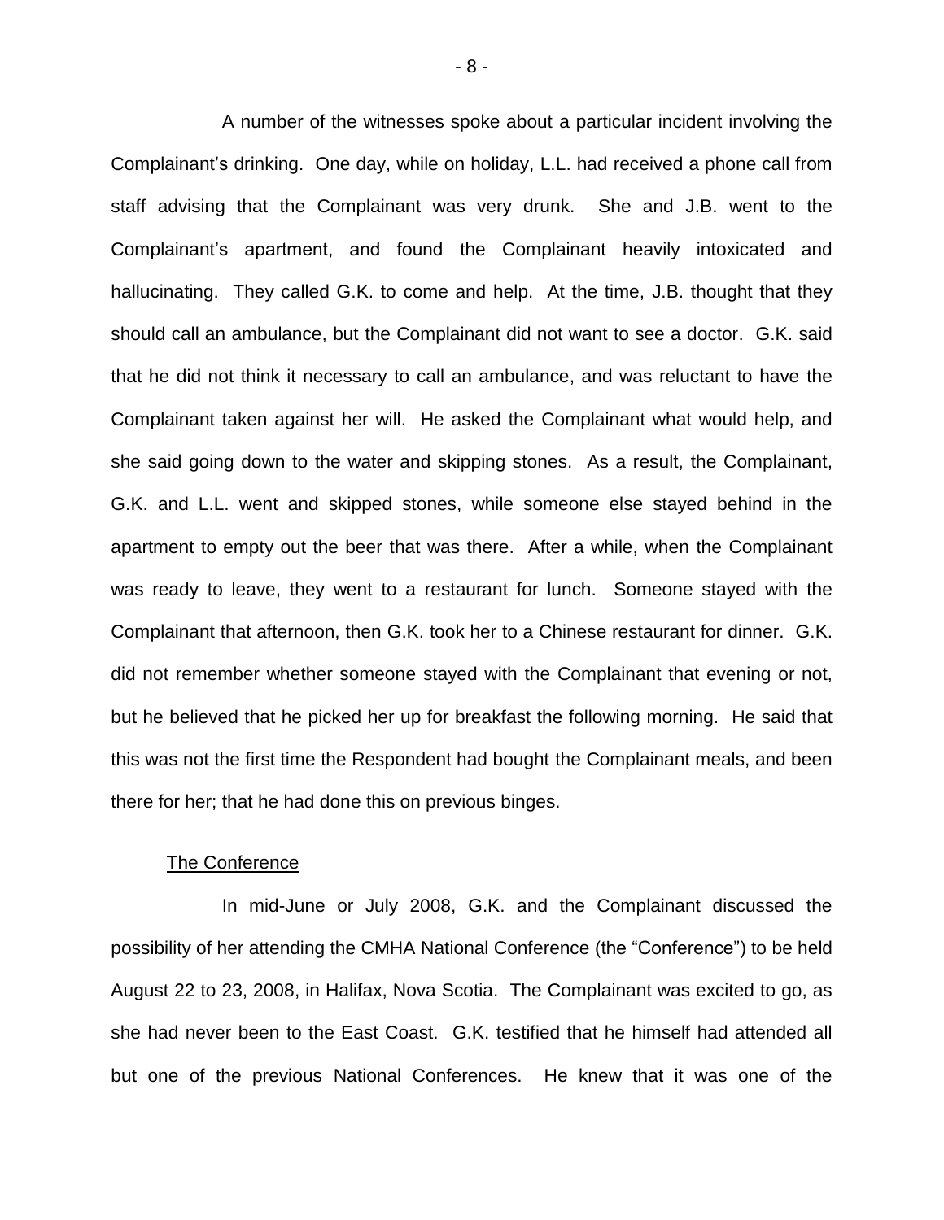A number of the witnesses spoke about a particular incident involving the Complainant's drinking. One day, while on holiday, L.L. had received a phone call from staff advising that the Complainant was very drunk. She and J.B. went to the Complainant's apartment, and found the Complainant heavily intoxicated and hallucinating. They called G.K. to come and help. At the time, J.B. thought that they should call an ambulance, but the Complainant did not want to see a doctor. G.K. said that he did not think it necessary to call an ambulance, and was reluctant to have the Complainant taken against her will. He asked the Complainant what would help, and she said going down to the water and skipping stones. As a result, the Complainant, G.K. and L.L. went and skipped stones, while someone else stayed behind in the apartment to empty out the beer that was there. After a while, when the Complainant was ready to leave, they went to a restaurant for lunch. Someone stayed with the Complainant that afternoon, then G.K. took her to a Chinese restaurant for dinner. G.K. did not remember whether someone stayed with the Complainant that evening or not, but he believed that he picked her up for breakfast the following morning. He said that this was not the first time the Respondent had bought the Complainant meals, and been there for her; that he had done this on previous binges.

## The Conference

In mid-June or July 2008, G.K. and the Complainant discussed the possibility of her attending the CMHA National Conference (the "Conference") to be held August 22 to 23, 2008, in Halifax, Nova Scotia. The Complainant was excited to go, as she had never been to the East Coast. G.K. testified that he himself had attended all but one of the previous National Conferences. He knew that it was one of the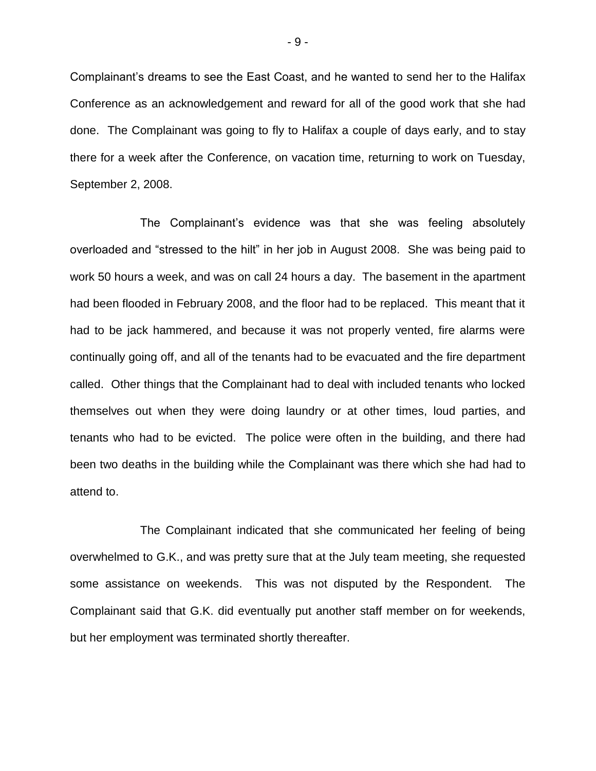Complainant's dreams to see the East Coast, and he wanted to send her to the Halifax Conference as an acknowledgement and reward for all of the good work that she had done. The Complainant was going to fly to Halifax a couple of days early, and to stay there for a week after the Conference, on vacation time, returning to work on Tuesday, September 2, 2008.

The Complainant's evidence was that she was feeling absolutely overloaded and "stressed to the hilt" in her job in August 2008. She was being paid to work 50 hours a week, and was on call 24 hours a day. The basement in the apartment had been flooded in February 2008, and the floor had to be replaced. This meant that it had to be jack hammered, and because it was not properly vented, fire alarms were continually going off, and all of the tenants had to be evacuated and the fire department called. Other things that the Complainant had to deal with included tenants who locked themselves out when they were doing laundry or at other times, loud parties, and tenants who had to be evicted. The police were often in the building, and there had been two deaths in the building while the Complainant was there which she had had to attend to.

The Complainant indicated that she communicated her feeling of being overwhelmed to G.K., and was pretty sure that at the July team meeting, she requested some assistance on weekends. This was not disputed by the Respondent. The Complainant said that G.K. did eventually put another staff member on for weekends, but her employment was terminated shortly thereafter.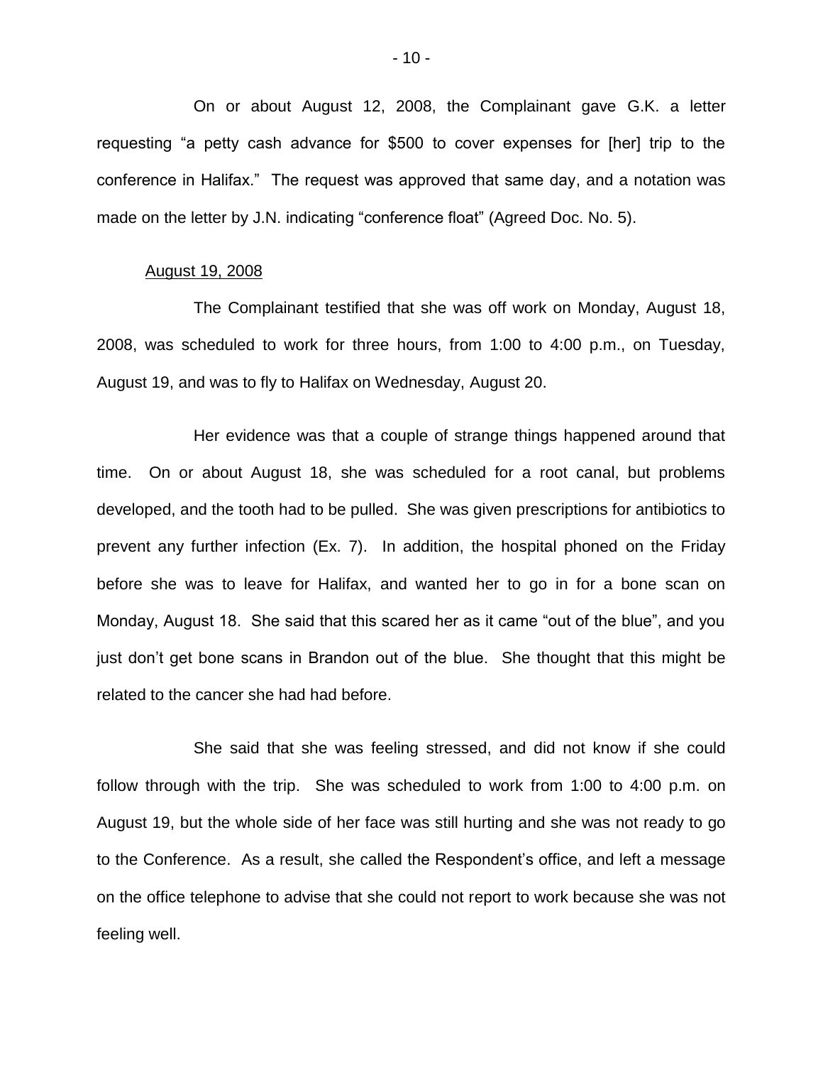On or about August 12, 2008, the Complainant gave G.K. a letter requesting "a petty cash advance for $500 to cover expenses for [her] trip to the conference in Halifax." The request was approved that same day, and a notation was made on the letter by J.N. indicating "conference float" (Agreed Doc. No. 5).

<u>August 19, 2008</u>

The Complainant testified that she was off work on Monday, August 18, 2008, was scheduled to work for three hours, from 1:00 to 4:00 p.m., on Tuesday, August 19, and was to fly to Halifax on Wednesday, August 20.

Her evidence was that a couple of strange things happened around that time. On or about August 18, she was scheduled for a root canal, but problems developed, and the tooth had to be pulled. She was given prescriptions for antibiotics to prevent any further infection (Ex. 7). In addition, the hospital phoned on the Friday before she was to leave for Halifax, and wanted her to go in for a bone scan on Monday, August 18. She said that this scared her as it came "out of the blue", and you just don't get bone scans in Brandon out of the blue. She thought that this might be related to the cancer she had had before.

She said that she was feeling stressed, and did not know if she could follow through with the trip. She was scheduled to work from 1:00 to 4:00 p.m. on August 19, but the whole side of her face was still hurting and she was not ready to go to the Conference. As a result, she called the Respondent's office, and left a message on the office telephone to advise that she could not report to work because she was not feeling well.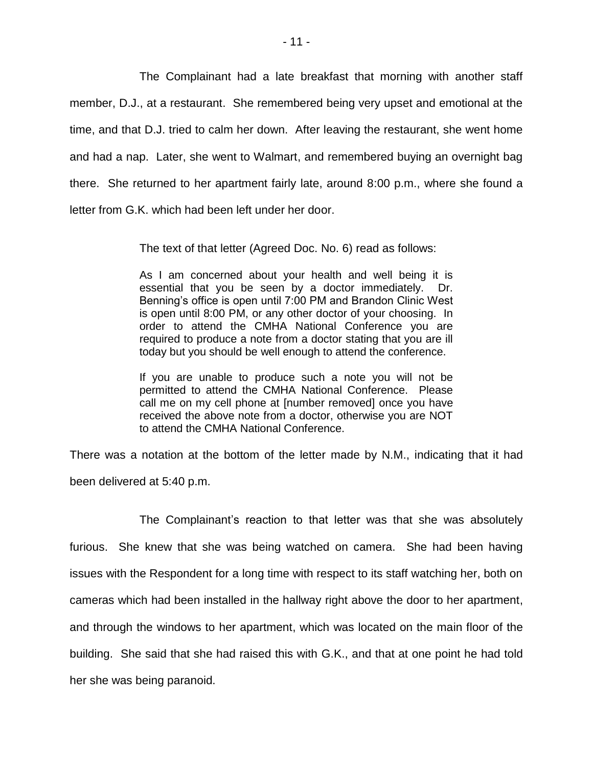The Complainant had a late breakfast that morning with another staff member, D.J., at a restaurant. She remembered being very upset and emotional at the time, and that D.J. tried to calm her down. After leaving the restaurant, she went home and had a nap. Later, she went to Walmart, and remembered buying an overnight bag there. She returned to her apartment fairly late, around 8:00 p.m., where she found a letter from G.K. which had been left under her door.

> The text of that letter (Agreed Doc. No. 6) read as follows:
>
> As I am concerned about your health and well being it is essential that you be seen by a doctor immediately. Dr. Benning's office is open until 7:00 PM and Brandon Clinic West is open until 8:00 PM, or any other doctor of your choosing. In order to attend the CMHA National Conference you are required to produce a note from a doctor stating that you are ill today but you should be well enough to attend the conference.
>
> If you are unable to produce such a note you will not be permitted to attend the CMHA National Conference. Please call me on my cell phone at [number removed] once you have received the above note from a doctor, otherwise you are NOT to attend the CMHA National Conference.

There was a notation at the bottom of the letter made by N.M., indicating that it had been delivered at 5:40 p.m.

The Complainant's reaction to that letter was that she was absolutely furious. She knew that she was being watched on camera. She had been having issues with the Respondent for a long time with respect to its staff watching her, both on cameras which had been installed in the hallway right above the door to her apartment, and through the windows to her apartment, which was located on the main floor of the building. She said that she had raised this with G.K., and that at one point he had told her she was being paranoid.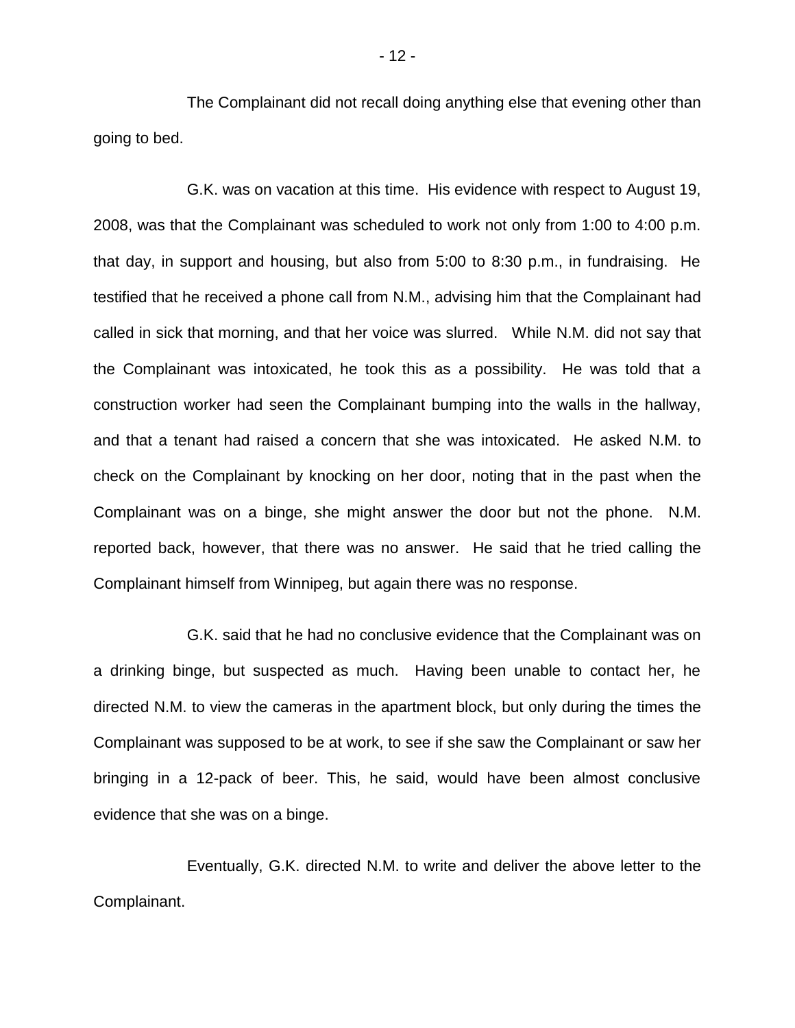The Complainant did not recall doing anything else that evening other than going to bed.

G.K. was on vacation at this time. His evidence with respect to August 19, 2008, was that the Complainant was scheduled to work not only from 1:00 to 4:00 p.m. that day, in support and housing, but also from 5:00 to 8:30 p.m., in fundraising. He testified that he received a phone call from N.M., advising him that the Complainant had called in sick that morning, and that her voice was slurred. While N.M. did not say that the Complainant was intoxicated, he took this as a possibility. He was told that a construction worker had seen the Complainant bumping into the walls in the hallway, and that a tenant had raised a concern that she was intoxicated. He asked N.M. to check on the Complainant by knocking on her door, noting that in the past when the Complainant was on a binge, she might answer the door but not the phone. N.M. reported back, however, that there was no answer. He said that he tried calling the Complainant himself from Winnipeg, but again there was no response.

G.K. said that he had no conclusive evidence that the Complainant was on a drinking binge, but suspected as much. Having been unable to contact her, he directed N.M. to view the cameras in the apartment block, but only during the times the Complainant was supposed to be at work, to see if she saw the Complainant or saw her bringing in a 12-pack of beer. This, he said, would have been almost conclusive evidence that she was on a binge.

Eventually, G.K. directed N.M. to write and deliver the above letter to the Complainant.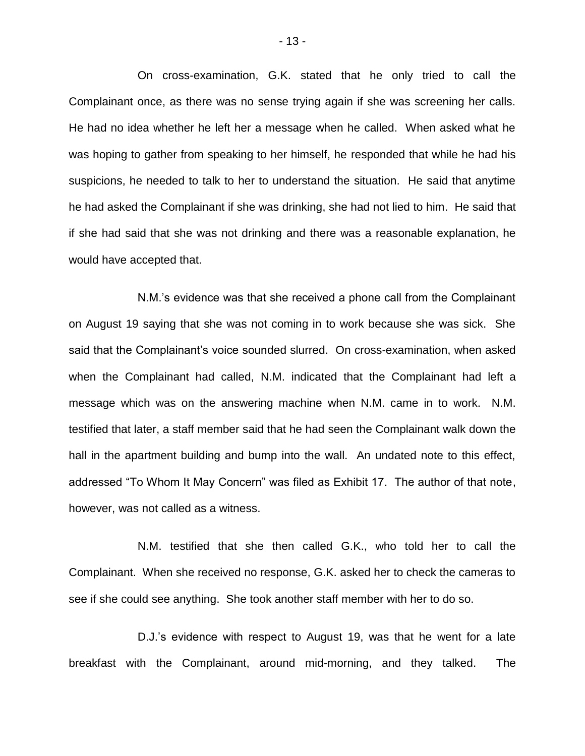On cross-examination, G.K. stated that he only tried to call the Complainant once, as there was no sense trying again if she was screening her calls. He had no idea whether he left her a message when he called. When asked what he was hoping to gather from speaking to her himself, he responded that while he had his suspicions, he needed to talk to her to understand the situation. He said that anytime he had asked the Complainant if she was drinking, she had not lied to him. He said that if she had said that she was not drinking and there was a reasonable explanation, he would have accepted that.

N.M.'s evidence was that she received a phone call from the Complainant on August 19 saying that she was not coming in to work because she was sick. She said that the Complainant's voice sounded slurred. On cross-examination, when asked when the Complainant had called, N.M. indicated that the Complainant had left a message which was on the answering machine when N.M. came in to work. N.M. testified that later, a staff member said that he had seen the Complainant walk down the hall in the apartment building and bump into the wall. An undated note to this effect, addressed "To Whom It May Concern" was filed as Exhibit 17. The author of that note, however, was not called as a witness.

N.M. testified that she then called G.K., who told her to call the Complainant. When she received no response, G.K. asked her to check the cameras to see if she could see anything. She took another staff member with her to do so.

D.J.'s evidence with respect to August 19, was that he went for a late breakfast with the Complainant, around mid-morning, and they talked. The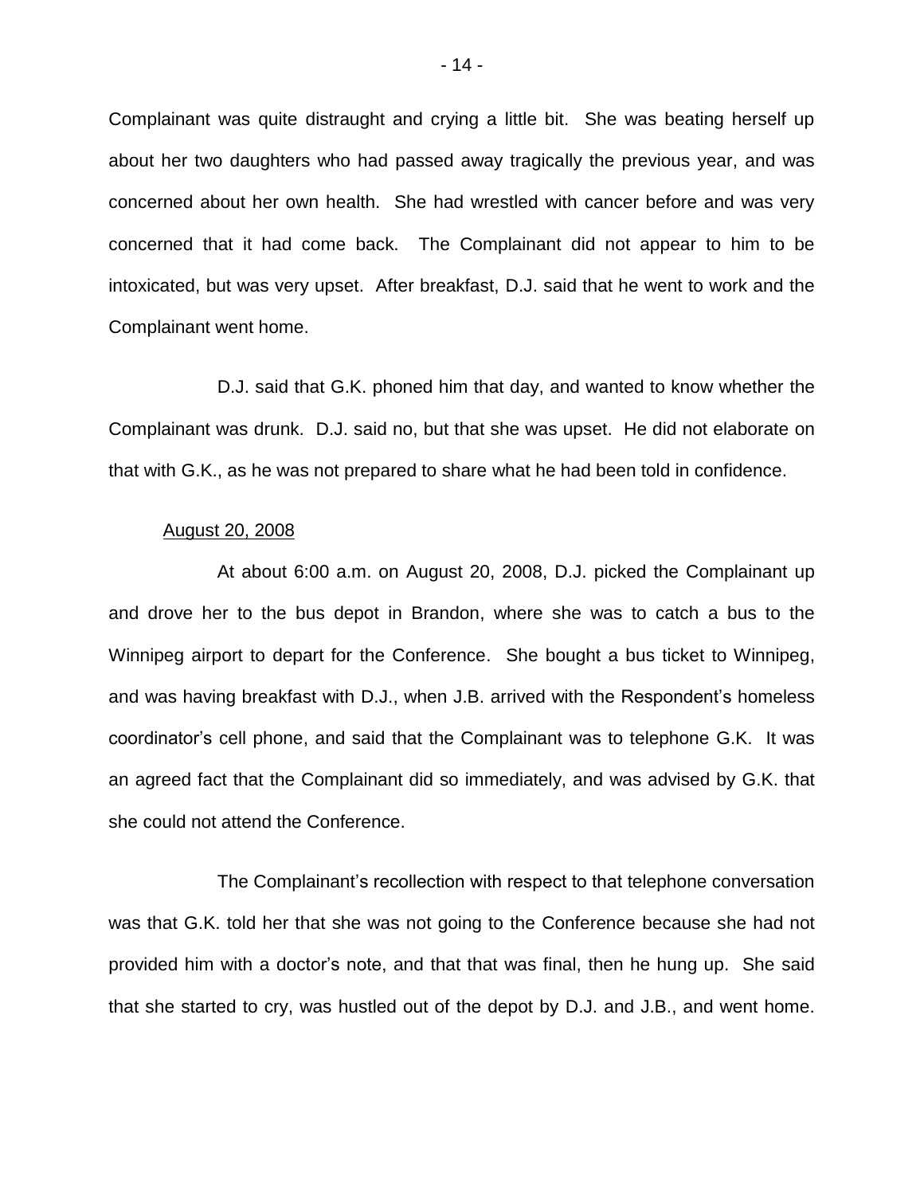Complainant was quite distraught and crying a little bit. She was beating herself up about her two daughters who had passed away tragically the previous year, and was concerned about her own health. She had wrestled with cancer before and was very concerned that it had come back. The Complainant did not appear to him to be intoxicated, but was very upset. After breakfast, D.J. said that he went to work and the Complainant went home.

D.J. said that G.K. phoned him that day, and wanted to know whether the Complainant was drunk. D.J. said no, but that she was upset. He did not elaborate on that with G.K., as he was not prepared to share what he had been told in confidence.

<u>August 20, 2008</u>

At about 6:00 a.m. on August 20, 2008, D.J. picked the Complainant up and drove her to the bus depot in Brandon, where she was to catch a bus to the Winnipeg airport to depart for the Conference. She bought a bus ticket to Winnipeg, and was having breakfast with D.J., when J.B. arrived with the Respondent's homeless coordinator's cell phone, and said that the Complainant was to telephone G.K. It was an agreed fact that the Complainant did so immediately, and was advised by G.K. that she could not attend the Conference.

The Complainant's recollection with respect to that telephone conversation was that G.K. told her that she was not going to the Conference because she had not provided him with a doctor's note, and that that was final, then he hung up. She said that she started to cry, was hustled out of the depot by D.J. and J.B., and went home.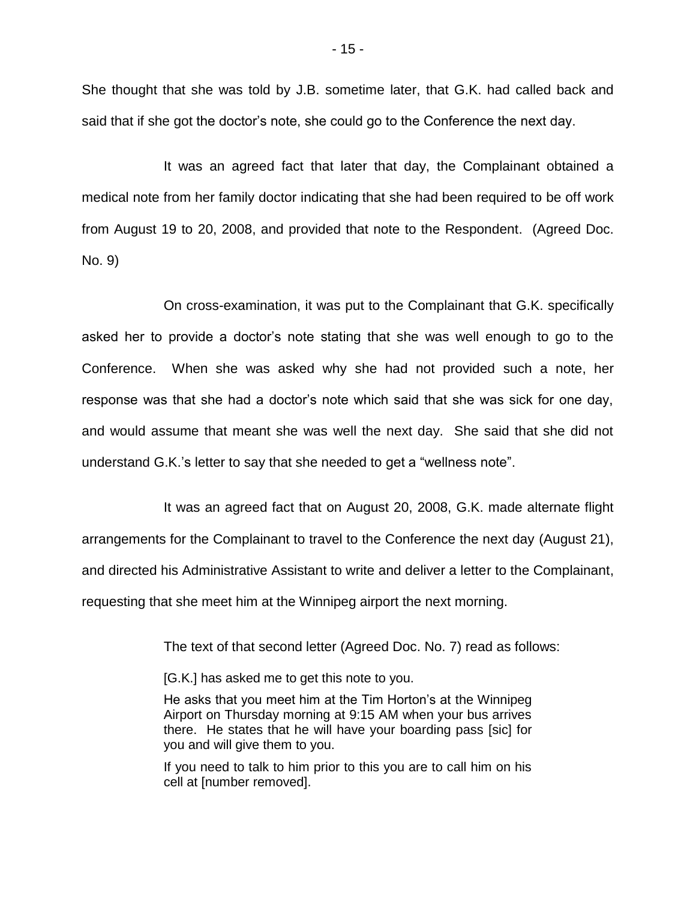She thought that she was told by J.B. sometime later, that G.K. had called back and said that if she got the doctor's note, she could go to the Conference the next day.

It was an agreed fact that later that day, the Complainant obtained a medical note from her family doctor indicating that she had been required to be off work from August 19 to 20, 2008, and provided that note to the Respondent. (Agreed Doc. No. 9)

On cross-examination, it was put to the Complainant that G.K. specifically asked her to provide a doctor's note stating that she was well enough to go to the Conference. When she was asked why she had not provided such a note, her response was that she had a doctor's note which said that she was sick for one day, and would assume that meant she was well the next day. She said that she did not understand G.K.'s letter to say that she needed to get a "wellness note".

It was an agreed fact that on August 20, 2008, G.K. made alternate flight arrangements for the Complainant to travel to the Conference the next day (August 21), and directed his Administrative Assistant to write and deliver a letter to the Complainant, requesting that she meet him at the Winnipeg airport the next morning.

The text of that second letter (Agreed Doc. No. 7) read as follows:

> [G.K.] has asked me to get this note to you.
>
> He asks that you meet him at the Tim Horton's at the Winnipeg Airport on Thursday morning at 9:15 AM when your bus arrives there. He states that he will have your boarding pass [sic] for you and will give them to you.
>
> If you need to talk to him prior to this you are to call him on his cell at [number removed].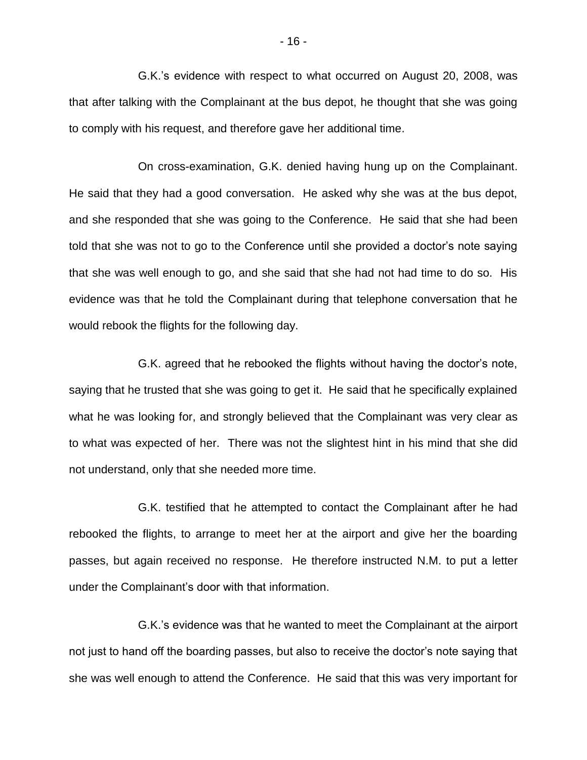G.K.'s evidence with respect to what occurred on August 20, 2008, was that after talking with the Complainant at the bus depot, he thought that she was going to comply with his request, and therefore gave her additional time.

On cross-examination, G.K. denied having hung up on the Complainant. He said that they had a good conversation. He asked why she was at the bus depot, and she responded that she was going to the Conference. He said that she had been told that she was not to go to the Conference until she provided a doctor's note saying that she was well enough to go, and she said that she had not had time to do so. His evidence was that he told the Complainant during that telephone conversation that he would rebook the flights for the following day.

G.K. agreed that he rebooked the flights without having the doctor's note, saying that he trusted that she was going to get it. He said that he specifically explained what he was looking for, and strongly believed that the Complainant was very clear as to what was expected of her. There was not the slightest hint in his mind that she did not understand, only that she needed more time.

G.K. testified that he attempted to contact the Complainant after he had rebooked the flights, to arrange to meet her at the airport and give her the boarding passes, but again received no response. He therefore instructed N.M. to put a letter under the Complainant's door with that information.

G.K.'s evidence was that he wanted to meet the Complainant at the airport not just to hand off the boarding passes, but also to receive the doctor's note saying that she was well enough to attend the Conference. He said that this was very important for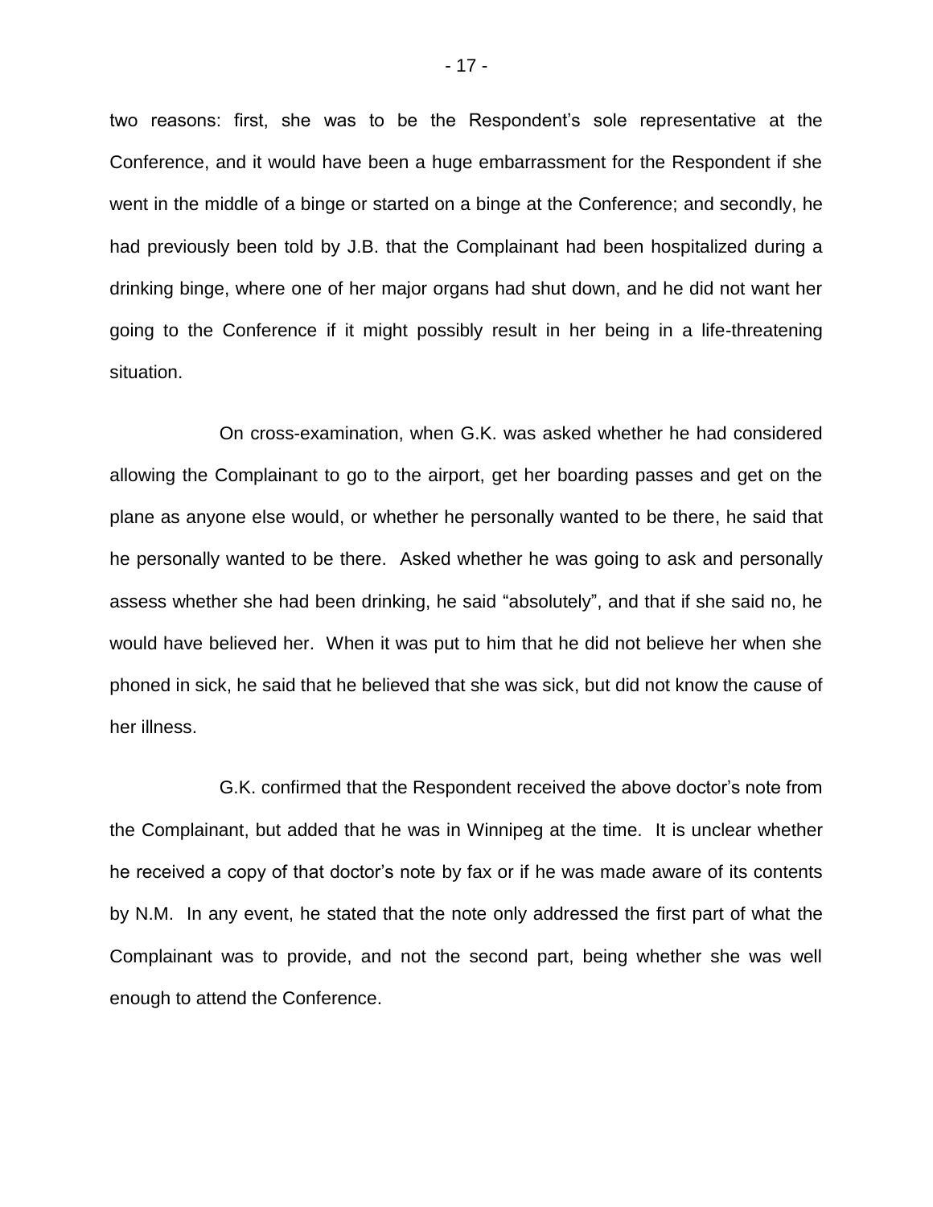two reasons: first, she was to be the Respondent's sole representative at the Conference, and it would have been a huge embarrassment for the Respondent if she went in the middle of a binge or started on a binge at the Conference; and secondly, he had previously been told by J.B. that the Complainant had been hospitalized during a drinking binge, where one of her major organs had shut down, and he did not want her going to the Conference if it might possibly result in her being in a life-threatening situation.

On cross-examination, when G.K. was asked whether he had considered allowing the Complainant to go to the airport, get her boarding passes and get on the plane as anyone else would, or whether he personally wanted to be there, he said that he personally wanted to be there. Asked whether he was going to ask and personally assess whether she had been drinking, he said "absolutely", and that if she said no, he would have believed her. When it was put to him that he did not believe her when she phoned in sick, he said that he believed that she was sick, but did not know the cause of her illness.

G.K. confirmed that the Respondent received the above doctor's note from the Complainant, but added that he was in Winnipeg at the time. It is unclear whether he received a copy of that doctor's note by fax or if he was made aware of its contents by N.M. In any event, he stated that the note only addressed the first part of what the Complainant was to provide, and not the second part, being whether she was well enough to attend the Conference.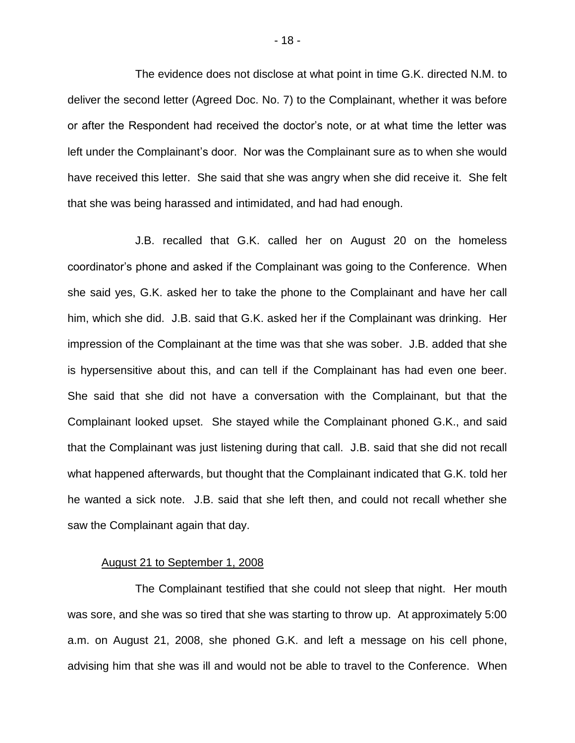The evidence does not disclose at what point in time G.K. directed N.M. to deliver the second letter (Agreed Doc. No. 7) to the Complainant, whether it was before or after the Respondent had received the doctor's note, or at what time the letter was left under the Complainant's door. Nor was the Complainant sure as to when she would have received this letter. She said that she was angry when she did receive it. She felt that she was being harassed and intimidated, and had had enough.

J.B. recalled that G.K. called her on August 20 on the homeless coordinator's phone and asked if the Complainant was going to the Conference. When she said yes, G.K. asked her to take the phone to the Complainant and have her call him, which she did. J.B. said that G.K. asked her if the Complainant was drinking. Her impression of the Complainant at the time was that she was sober. J.B. added that she is hypersensitive about this, and can tell if the Complainant has had even one beer. She said that she did not have a conversation with the Complainant, but that the Complainant looked upset. She stayed while the Complainant phoned G.K., and said that the Complainant was just listening during that call. J.B. said that she did not recall what happened afterwards, but thought that the Complainant indicated that G.K. told her he wanted a sick note. J.B. said that she left then, and could not recall whether she saw the Complainant again that day.

<u>August 21 to September 1, 2008</u>

The Complainant testified that she could not sleep that night. Her mouth was sore, and she was so tired that she was starting to throw up. At approximately 5:00 a.m. on August 21, 2008, she phoned G.K. and left a message on his cell phone, advising him that she was ill and would not be able to travel to the Conference. When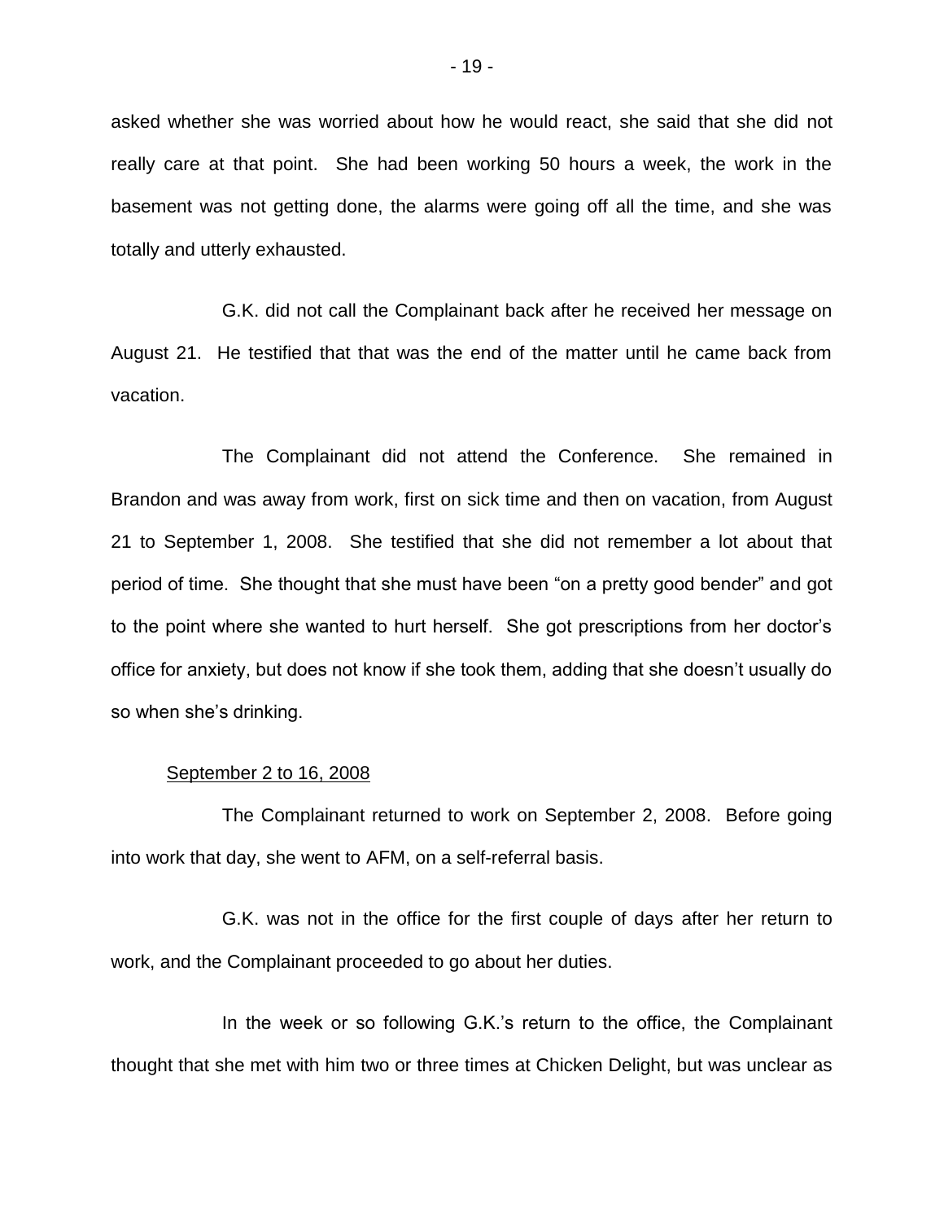asked whether she was worried about how he would react, she said that she did not really care at that point. She had been working 50 hours a week, the work in the basement was not getting done, the alarms were going off all the time, and she was totally and utterly exhausted.

G.K. did not call the Complainant back after he received her message on August 21. He testified that that was the end of the matter until he came back from vacation.

The Complainant did not attend the Conference. She remained in Brandon and was away from work, first on sick time and then on vacation, from August 21 to September 1, 2008. She testified that she did not remember a lot about that period of time. She thought that she must have been "on a pretty good bender" and got to the point where she wanted to hurt herself. She got prescriptions from her doctor's office for anxiety, but does not know if she took them, adding that she doesn't usually do so when she's drinking.

<u>September 2 to 16, 2008</u>

The Complainant returned to work on September 2, 2008. Before going into work that day, she went to AFM, on a self-referral basis.

G.K. was not in the office for the first couple of days after her return to work, and the Complainant proceeded to go about her duties.

In the week or so following G.K.'s return to the office, the Complainant thought that she met with him two or three times at Chicken Delight, but was unclear as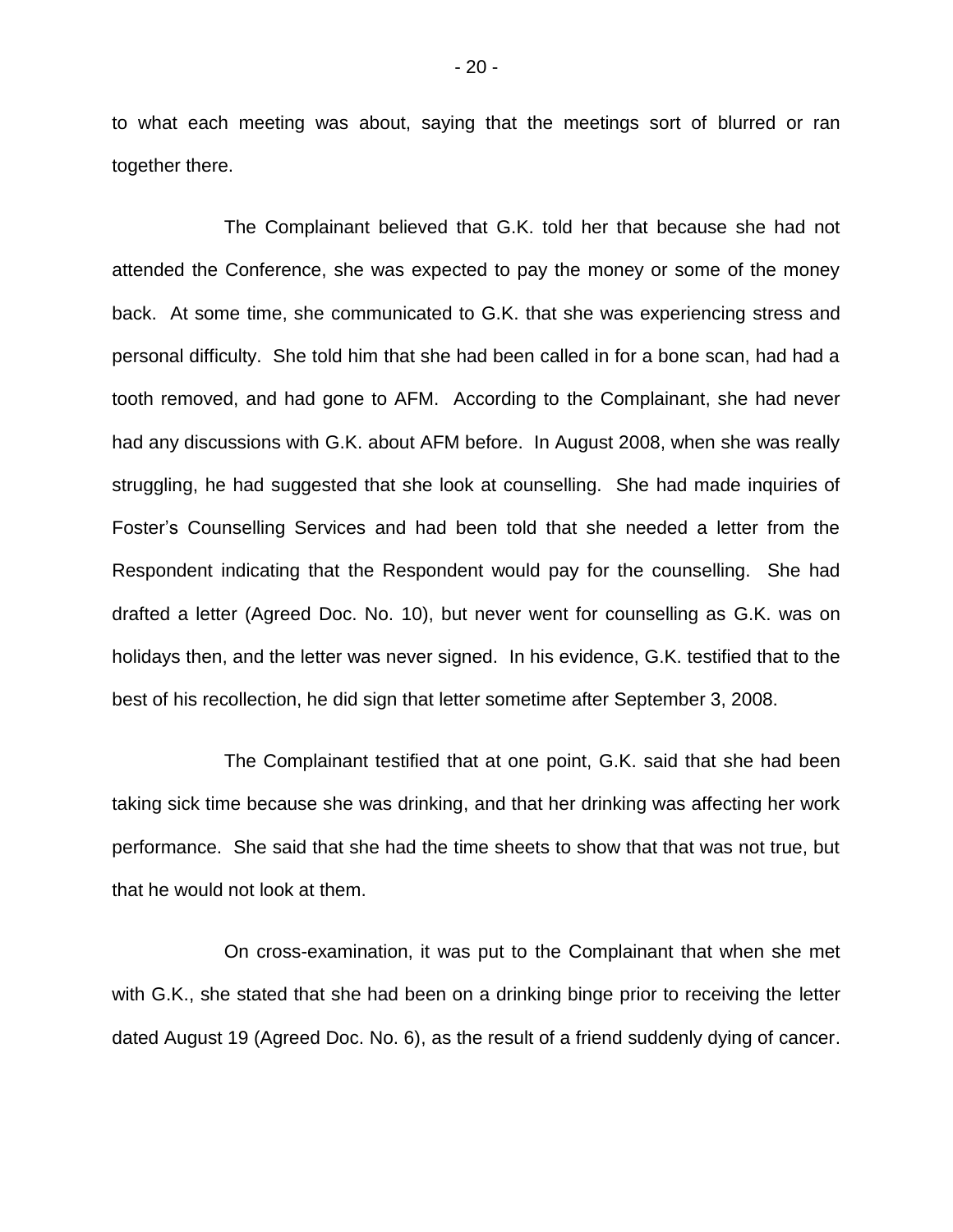to what each meeting was about, saying that the meetings sort of blurred or ran together there.

The Complainant believed that G.K. told her that because she had not attended the Conference, she was expected to pay the money or some of the money back. At some time, she communicated to G.K. that she was experiencing stress and personal difficulty. She told him that she had been called in for a bone scan, had had a tooth removed, and had gone to AFM. According to the Complainant, she had never had any discussions with G.K. about AFM before. In August 2008, when she was really struggling, he had suggested that she look at counselling. She had made inquiries of Foster's Counselling Services and had been told that she needed a letter from the Respondent indicating that the Respondent would pay for the counselling. She had drafted a letter (Agreed Doc. No. 10), but never went for counselling as G.K. was on holidays then, and the letter was never signed. In his evidence, G.K. testified that to the best of his recollection, he did sign that letter sometime after September 3, 2008.

The Complainant testified that at one point, G.K. said that she had been taking sick time because she was drinking, and that her drinking was affecting her work performance. She said that she had the time sheets to show that that was not true, but that he would not look at them.

On cross-examination, it was put to the Complainant that when she met with G.K., she stated that she had been on a drinking binge prior to receiving the letter dated August 19 (Agreed Doc. No. 6), as the result of a friend suddenly dying of cancer.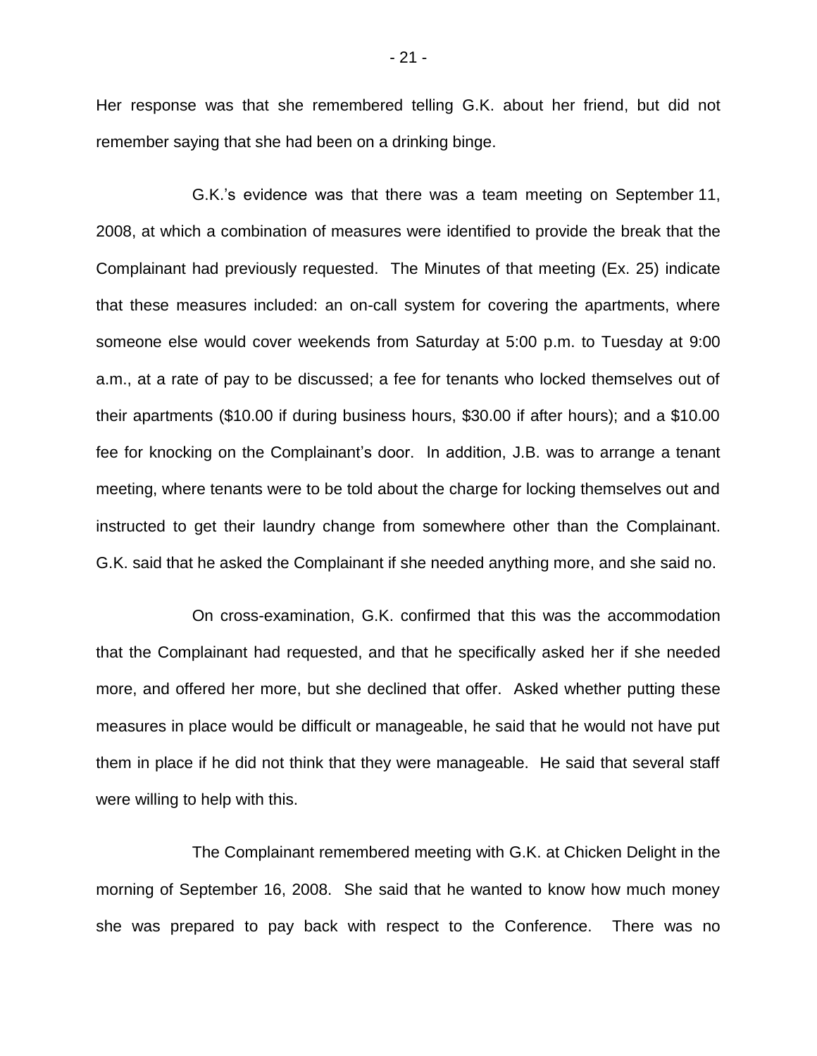Her response was that she remembered telling G.K. about her friend, but did not remember saying that she had been on a drinking binge.

G.K.'s evidence was that there was a team meeting on September 11, 2008, at which a combination of measures were identified to provide the break that the Complainant had previously requested. The Minutes of that meeting (Ex. 25) indicate that these measures included: an on-call system for covering the apartments, where someone else would cover weekends from Saturday at 5:00 p.m. to Tuesday at 9:00 a.m., at a rate of pay to be discussed; a fee for tenants who locked themselves out of their apartments ($10.00 if during business hours, $30.00 if after hours); and a $10.00 fee for knocking on the Complainant's door. In addition, J.B. was to arrange a tenant meeting, where tenants were to be told about the charge for locking themselves out and instructed to get their laundry change from somewhere other than the Complainant. G.K. said that he asked the Complainant if she needed anything more, and she said no.

On cross-examination, G.K. confirmed that this was the accommodation that the Complainant had requested, and that he specifically asked her if she needed more, and offered her more, but she declined that offer. Asked whether putting these measures in place would be difficult or manageable, he said that he would not have put them in place if he did not think that they were manageable. He said that several staff were willing to help with this.

The Complainant remembered meeting with G.K. at Chicken Delight in the morning of September 16, 2008. She said that he wanted to know how much money she was prepared to pay back with respect to the Conference. There was no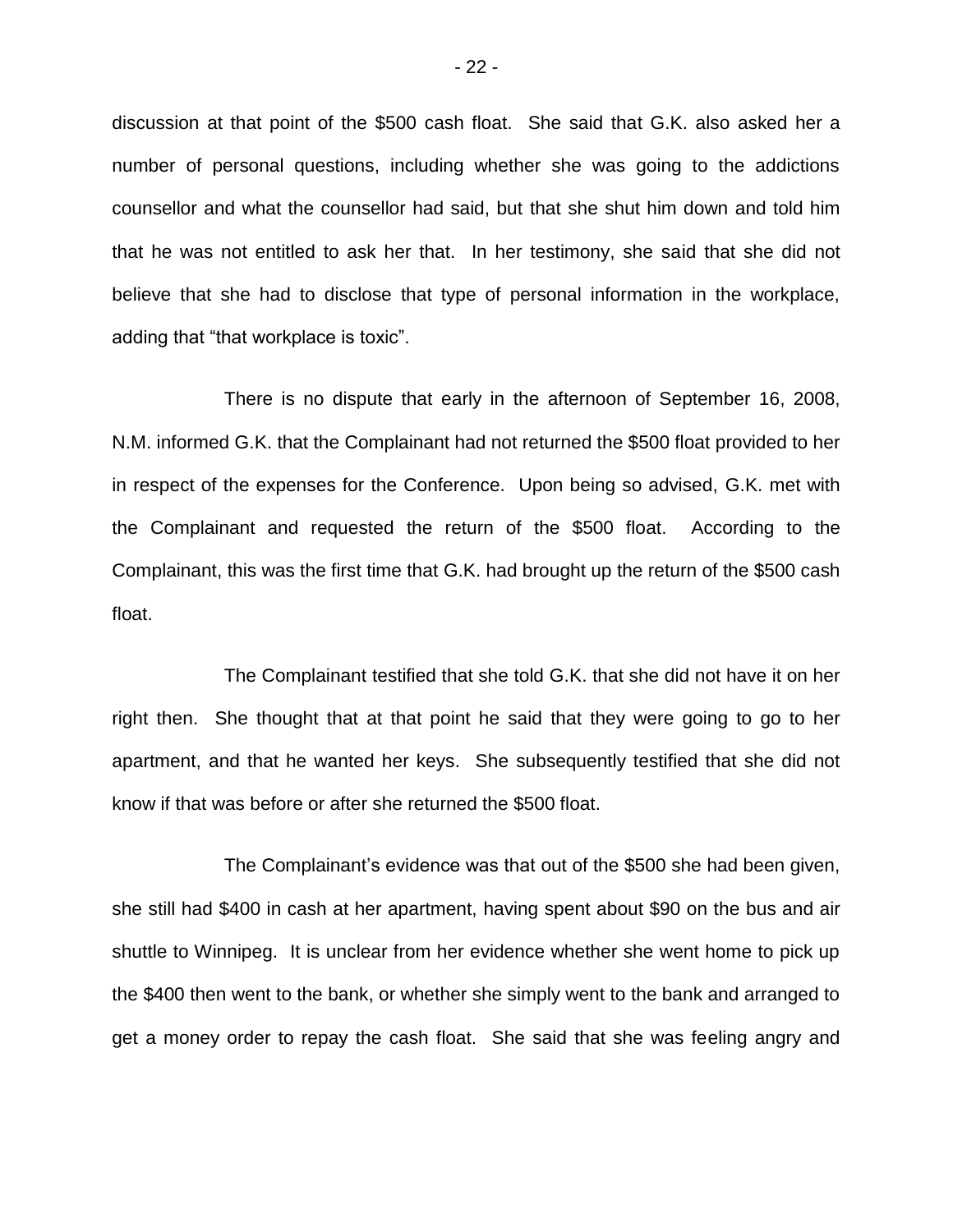discussion at that point of the $500 cash float. She said that G.K. also asked her a number of personal questions, including whether she was going to the addictions counsellor and what the counsellor had said, but that she shut him down and told him that he was not entitled to ask her that. In her testimony, she said that she did not believe that she had to disclose that type of personal information in the workplace, adding that "that workplace is toxic".

There is no dispute that early in the afternoon of September 16, 2008, N.M. informed G.K. that the Complainant had not returned the $500 float provided to her in respect of the expenses for the Conference. Upon being so advised, G.K. met with the Complainant and requested the return of the $500 float. According to the Complainant, this was the first time that G.K. had brought up the return of the $500 cash float.

The Complainant testified that she told G.K. that she did not have it on her right then. She thought that at that point he said that they were going to go to her apartment, and that he wanted her keys. She subsequently testified that she did not know if that was before or after she returned the $500 float.

The Complainant's evidence was that out of the $500 she had been given, she still had $400 in cash at her apartment, having spent about $90 on the bus and air shuttle to Winnipeg. It is unclear from her evidence whether she went home to pick up the $400 then went to the bank, or whether she simply went to the bank and arranged to get a money order to repay the cash float. She said that she was feeling angry and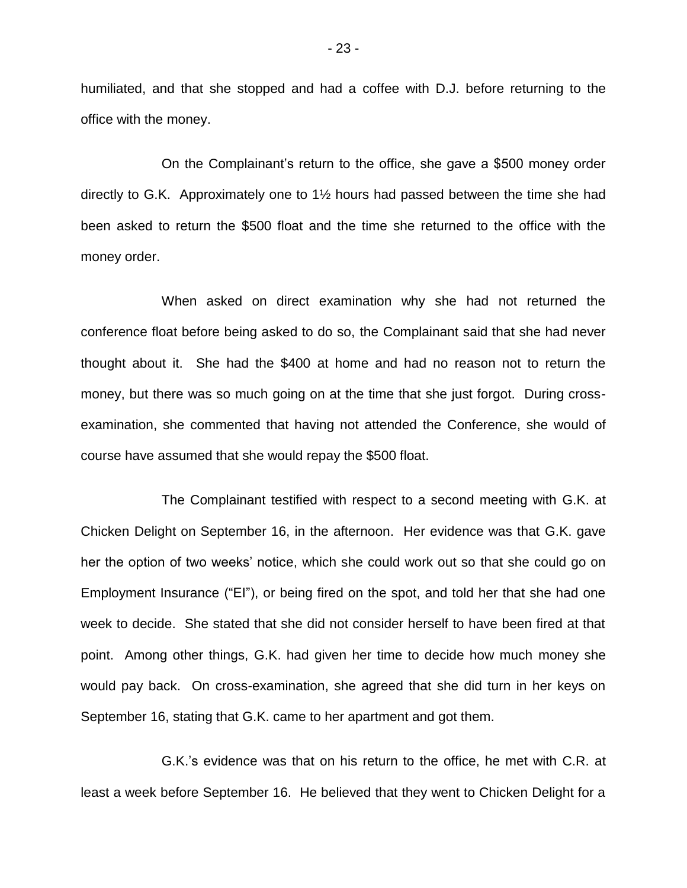humiliated, and that she stopped and had a coffee with D.J. before returning to the office with the money.

On the Complainant's return to the office, she gave a $500 money order directly to G.K. Approximately one to 1½ hours had passed between the time she had been asked to return the $500 float and the time she returned to the office with the money order.

When asked on direct examination why she had not returned the conference float before being asked to do so, the Complainant said that she had never thought about it. She had the $400 at home and had no reason not to return the money, but there was so much going on at the time that she just forgot. During cross-examination, she commented that having not attended the Conference, she would of course have assumed that she would repay the $500 float.

The Complainant testified with respect to a second meeting with G.K. at Chicken Delight on September 16, in the afternoon. Her evidence was that G.K. gave her the option of two weeks' notice, which she could work out so that she could go on Employment Insurance ("EI"), or being fired on the spot, and told her that she had one week to decide. She stated that she did not consider herself to have been fired at that point. Among other things, G.K. had given her time to decide how much money she would pay back. On cross-examination, she agreed that she did turn in her keys on September 16, stating that G.K. came to her apartment and got them.

G.K.'s evidence was that on his return to the office, he met with C.R. at least a week before September 16. He believed that they went to Chicken Delight for a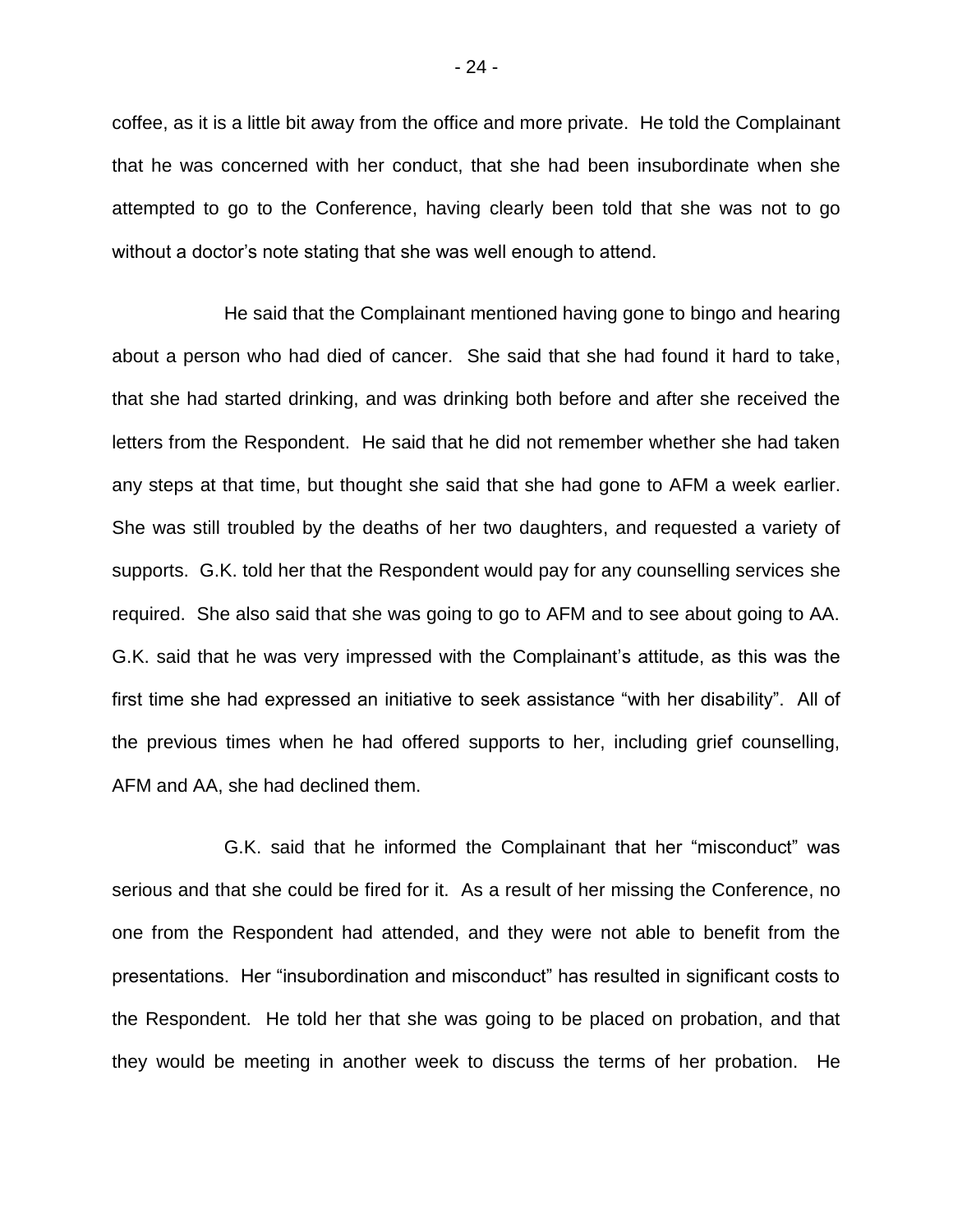coffee, as it is a little bit away from the office and more private. He told the Complainant that he was concerned with her conduct, that she had been insubordinate when she attempted to go to the Conference, having clearly been told that she was not to go without a doctor's note stating that she was well enough to attend.

He said that the Complainant mentioned having gone to bingo and hearing about a person who had died of cancer. She said that she had found it hard to take, that she had started drinking, and was drinking both before and after she received the letters from the Respondent. He said that he did not remember whether she had taken any steps at that time, but thought she said that she had gone to AFM a week earlier. She was still troubled by the deaths of her two daughters, and requested a variety of supports. G.K. told her that the Respondent would pay for any counselling services she required. She also said that she was going to go to AFM and to see about going to AA. G.K. said that he was very impressed with the Complainant's attitude, as this was the first time she had expressed an initiative to seek assistance "with her disability". All of the previous times when he had offered supports to her, including grief counselling, AFM and AA, she had declined them.

G.K. said that he informed the Complainant that her "misconduct" was serious and that she could be fired for it. As a result of her missing the Conference, no one from the Respondent had attended, and they were not able to benefit from the presentations. Her "insubordination and misconduct" has resulted in significant costs to the Respondent. He told her that she was going to be placed on probation, and that they would be meeting in another week to discuss the terms of her probation. He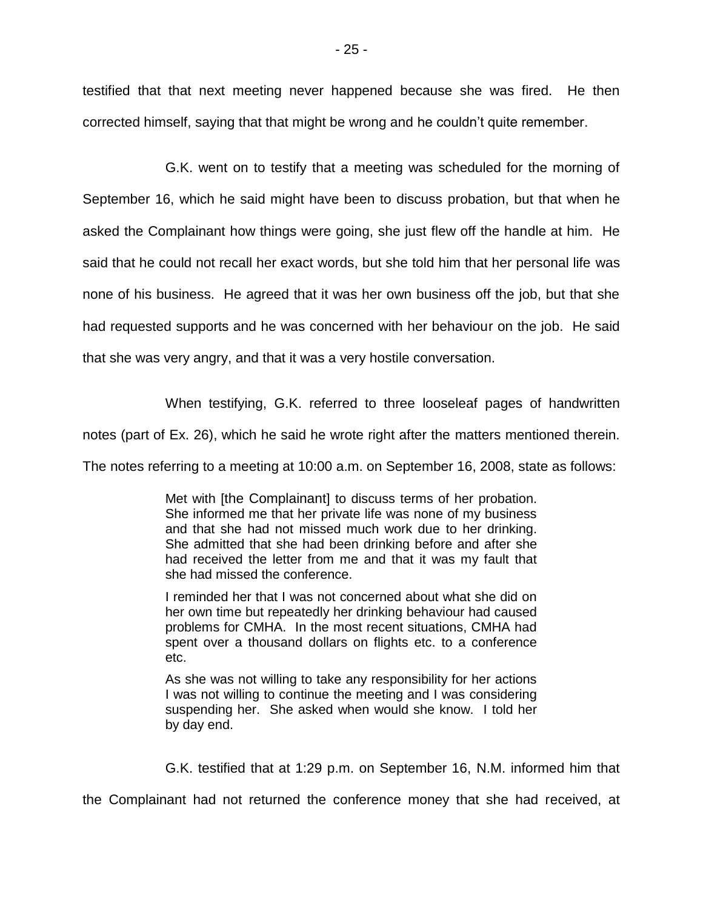testified that that next meeting never happened because she was fired. He then corrected himself, saying that that might be wrong and he couldn't quite remember.

G.K. went on to testify that a meeting was scheduled for the morning of September 16, which he said might have been to discuss probation, but that when he asked the Complainant how things were going, she just flew off the handle at him. He said that he could not recall her exact words, but she told him that her personal life was none of his business. He agreed that it was her own business off the job, but that she had requested supports and he was concerned with her behaviour on the job. He said that she was very angry, and that it was a very hostile conversation.

When testifying, G.K. referred to three looseleaf pages of handwritten notes (part of Ex. 26), which he said he wrote right after the matters mentioned therein. The notes referring to a meeting at 10:00 a.m. on September 16, 2008, state as follows:

> Met with [the Complainant] to discuss terms of her probation. She informed me that her private life was none of my business and that she had not missed much work due to her drinking. She admitted that she had been drinking before and after she had received the letter from me and that it was my fault that she had missed the conference.
>
> I reminded her that I was not concerned about what she did on her own time but repeatedly her drinking behaviour had caused problems for CMHA. In the most recent situations, CMHA had spent over a thousand dollars on flights etc. to a conference etc.
>
> As she was not willing to take any responsibility for her actions I was not willing to continue the meeting and I was considering suspending her. She asked when would she know. I told her by day end.

G.K. testified that at 1:29 p.m. on September 16, N.M. informed him that the Complainant had not returned the conference money that she had received, at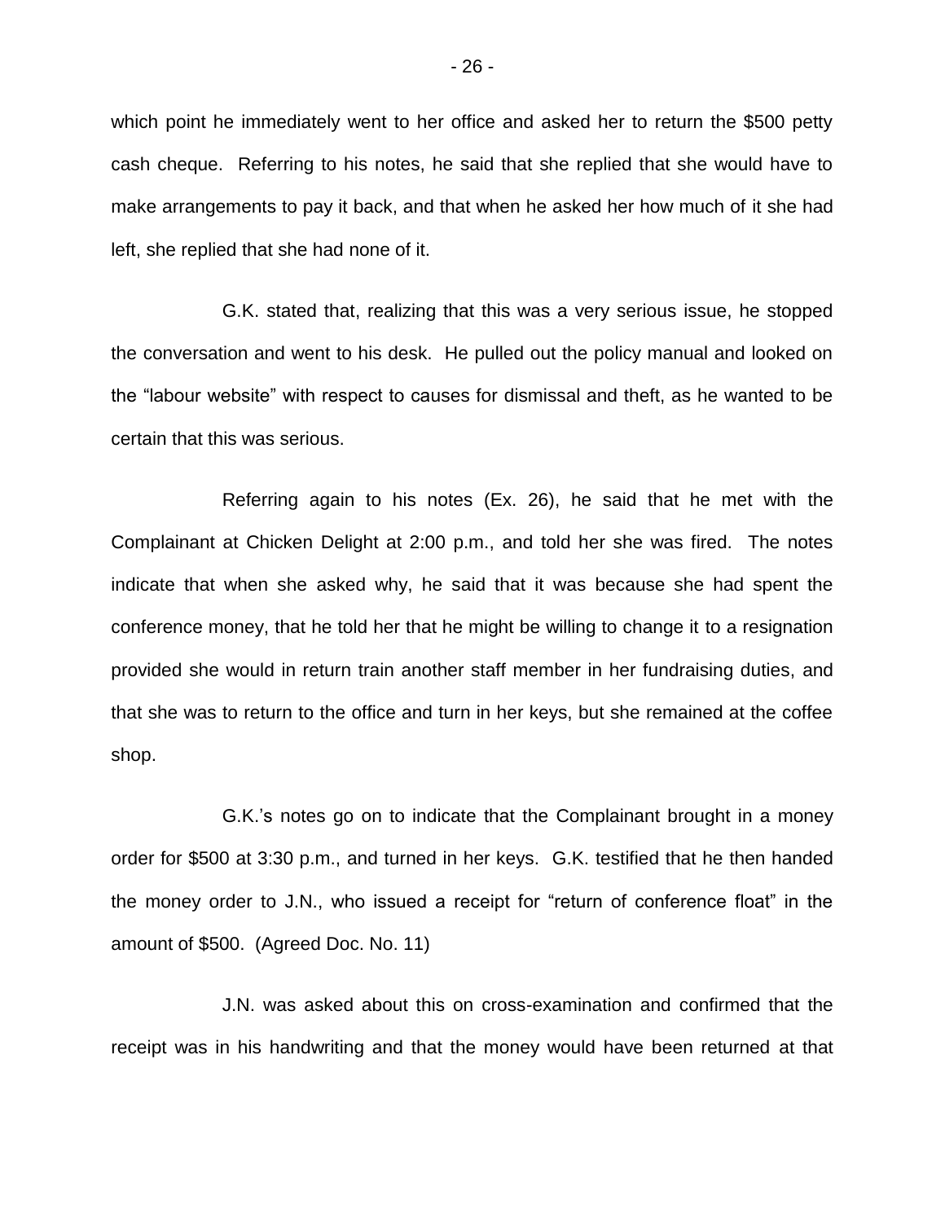which point he immediately went to her office and asked her to return the $500 petty cash cheque. Referring to his notes, he said that she replied that she would have to make arrangements to pay it back, and that when he asked her how much of it she had left, she replied that she had none of it.

G.K. stated that, realizing that this was a very serious issue, he stopped the conversation and went to his desk. He pulled out the policy manual and looked on the "labour website" with respect to causes for dismissal and theft, as he wanted to be certain that this was serious.

Referring again to his notes (Ex. 26), he said that he met with the Complainant at Chicken Delight at 2:00 p.m., and told her she was fired. The notes indicate that when she asked why, he said that it was because she had spent the conference money, that he told her that he might be willing to change it to a resignation provided she would in return train another staff member in her fundraising duties, and that she was to return to the office and turn in her keys, but she remained at the coffee shop.

G.K.'s notes go on to indicate that the Complainant brought in a money order for $500 at 3:30 p.m., and turned in her keys. G.K. testified that he then handed the money order to J.N., who issued a receipt for "return of conference float" in the amount of $500. (Agreed Doc. No. 11)

J.N. was asked about this on cross-examination and confirmed that the receipt was in his handwriting and that the money would have been returned at that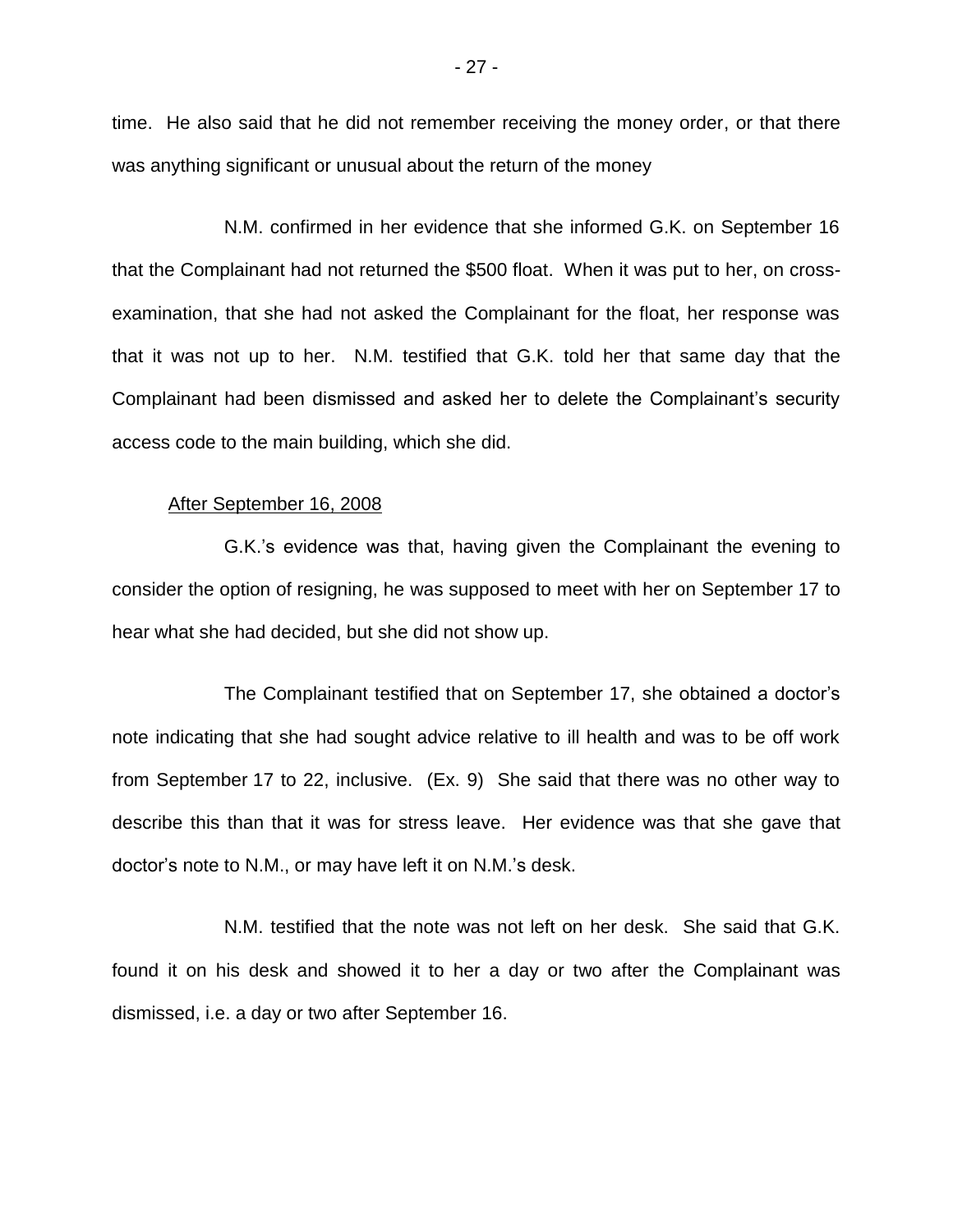time. He also said that he did not remember receiving the money order, or that there was anything significant or unusual about the return of the money

N.M. confirmed in her evidence that she informed G.K. on September 16 that the Complainant had not returned the $500 float. When it was put to her, on cross-examination, that she had not asked the Complainant for the float, her response was that it was not up to her. N.M. testified that G.K. told her that same day that the Complainant had been dismissed and asked her to delete the Complainant's security access code to the main building, which she did.

### After September 16, 2008

G.K.'s evidence was that, having given the Complainant the evening to consider the option of resigning, he was supposed to meet with her on September 17 to hear what she had decided, but she did not show up.

The Complainant testified that on September 17, she obtained a doctor's note indicating that she had sought advice relative to ill health and was to be off work from September 17 to 22, inclusive. (Ex. 9) She said that there was no other way to describe this than that it was for stress leave. Her evidence was that she gave that doctor's note to N.M., or may have left it on N.M.'s desk.

N.M. testified that the note was not left on her desk. She said that G.K. found it on his desk and showed it to her a day or two after the Complainant was dismissed, i.e. a day or two after September 16.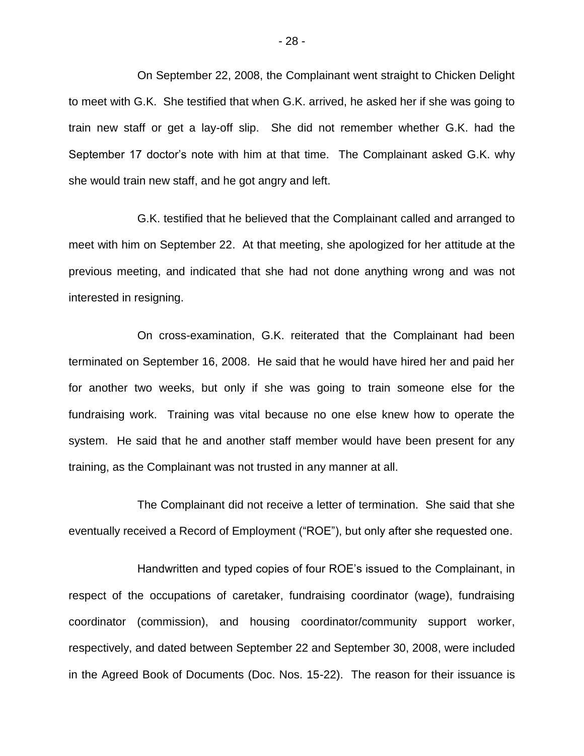On September 22, 2008, the Complainant went straight to Chicken Delight to meet with G.K. She testified that when G.K. arrived, he asked her if she was going to train new staff or get a lay-off slip. She did not remember whether G.K. had the September 17 doctor's note with him at that time. The Complainant asked G.K. why she would train new staff, and he got angry and left.

G.K. testified that he believed that the Complainant called and arranged to meet with him on September 22. At that meeting, she apologized for her attitude at the previous meeting, and indicated that she had not done anything wrong and was not interested in resigning.

On cross-examination, G.K. reiterated that the Complainant had been terminated on September 16, 2008. He said that he would have hired her and paid her for another two weeks, but only if she was going to train someone else for the fundraising work. Training was vital because no one else knew how to operate the system. He said that he and another staff member would have been present for any training, as the Complainant was not trusted in any manner at all.

The Complainant did not receive a letter of termination. She said that she eventually received a Record of Employment ("ROE"), but only after she requested one.

Handwritten and typed copies of four ROE's issued to the Complainant, in respect of the occupations of caretaker, fundraising coordinator (wage), fundraising coordinator (commission), and housing coordinator/community support worker, respectively, and dated between September 22 and September 30, 2008, were included in the Agreed Book of Documents (Doc. Nos. 15-22). The reason for their issuance is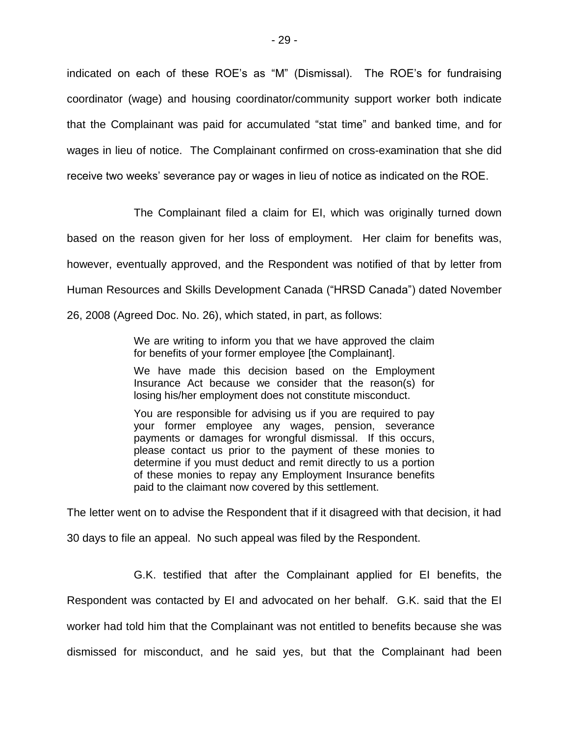indicated on each of these ROE's as "M" (Dismissal). The ROE's for fundraising coordinator (wage) and housing coordinator/community support worker both indicate that the Complainant was paid for accumulated "stat time" and banked time, and for wages in lieu of notice. The Complainant confirmed on cross-examination that she did receive two weeks' severance pay or wages in lieu of notice as indicated on the ROE.

The Complainant filed a claim for EI, which was originally turned down based on the reason given for her loss of employment. Her claim for benefits was, however, eventually approved, and the Respondent was notified of that by letter from Human Resources and Skills Development Canada ("HRSD Canada") dated November 26, 2008 (Agreed Doc. No. 26), which stated, in part, as follows:

> We are writing to inform you that we have approved the claim for benefits of your former employee [the Complainant].
>
> We have made this decision based on the Employment Insurance Act because we consider that the reason(s) for losing his/her employment does not constitute misconduct.
>
> You are responsible for advising us if you are required to pay your former employee any wages, pension, severance payments or damages for wrongful dismissal. If this occurs, please contact us prior to the payment of these monies to determine if you must deduct and remit directly to us a portion of these monies to repay any Employment Insurance benefits paid to the claimant now covered by this settlement.

The letter went on to advise the Respondent that if it disagreed with that decision, it had 30 days to file an appeal. No such appeal was filed by the Respondent.

G.K. testified that after the Complainant applied for EI benefits, the Respondent was contacted by EI and advocated on her behalf. G.K. said that the EI worker had told him that the Complainant was not entitled to benefits because she was dismissed for misconduct, and he said yes, but that the Complainant had been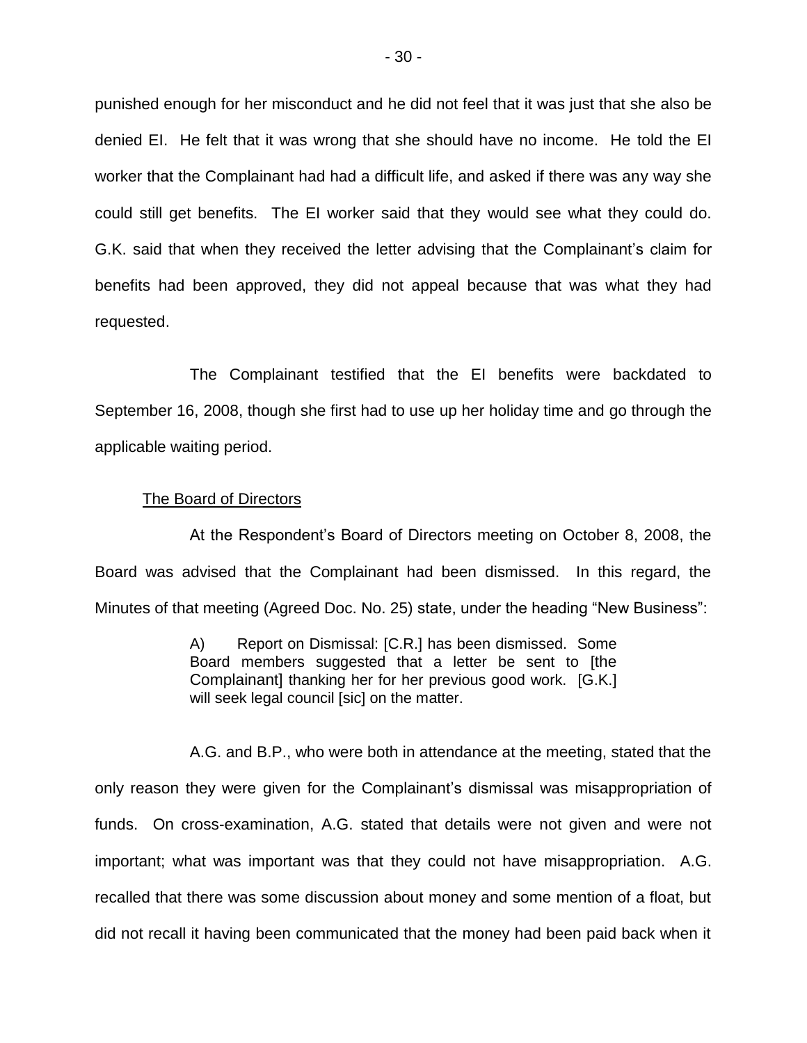punished enough for her misconduct and he did not feel that it was just that she also be denied EI. He felt that it was wrong that she should have no income. He told the EI worker that the Complainant had had a difficult life, and asked if there was any way she could still get benefits. The EI worker said that they would see what they could do. G.K. said that when they received the letter advising that the Complainant's claim for benefits had been approved, they did not appeal because that was what they had requested.

The Complainant testified that the EI benefits were backdated to September 16, 2008, though she first had to use up her holiday time and go through the applicable waiting period.

<u>The Board of Directors</u>

At the Respondent's Board of Directors meeting on October 8, 2008, the Board was advised that the Complainant had been dismissed. In this regard, the Minutes of that meeting (Agreed Doc. No. 25) state, under the heading "New Business":

> A) Report on Dismissal: [C.R.] has been dismissed. Some Board members suggested that a letter be sent to [the Complainant] thanking her for her previous good work. [G.K.] will seek legal council [sic] on the matter.

A.G. and B.P., who were both in attendance at the meeting, stated that the only reason they were given for the Complainant's dismissal was misappropriation of funds. On cross-examination, A.G. stated that details were not given and were not important; what was important was that they could not have misappropriation. A.G. recalled that there was some discussion about money and some mention of a float, but did not recall it having been communicated that the money had been paid back when it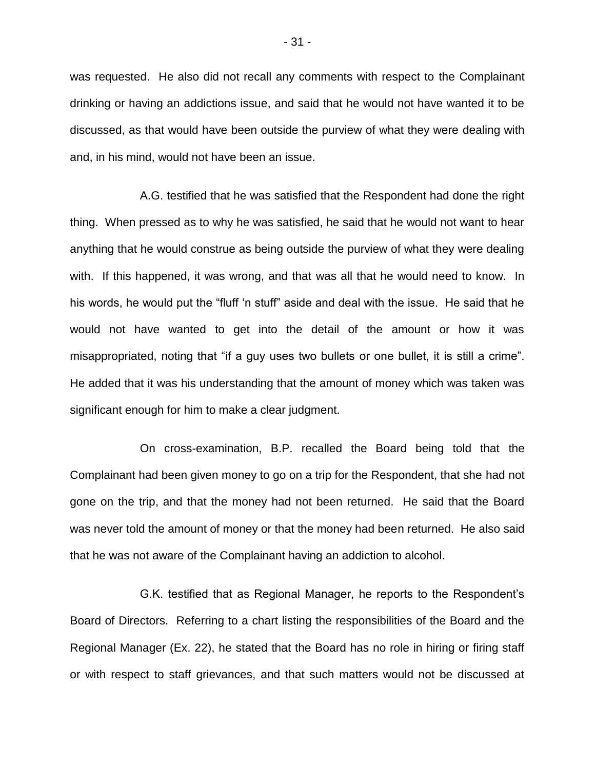was requested. He also did not recall any comments with respect to the Complainant drinking or having an addictions issue, and said that he would not have wanted it to be discussed, as that would have been outside the purview of what they were dealing with and, in his mind, would not have been an issue.

A.G. testified that he was satisfied that the Respondent had done the right thing. When pressed as to why he was satisfied, he said that he would not want to hear anything that he would construe as being outside the purview of what they were dealing with. If this happened, it was wrong, and that was all that he would need to know. In his words, he would put the "fluff 'n stuff" aside and deal with the issue. He said that he would not have wanted to get into the detail of the amount or how it was misappropriated, noting that "if a guy uses two bullets or one bullet, it is still a crime". He added that it was his understanding that the amount of money which was taken was significant enough for him to make a clear judgment.

On cross-examination, B.P. recalled the Board being told that the Complainant had been given money to go on a trip for the Respondent, that she had not gone on the trip, and that the money had not been returned. He said that the Board was never told the amount of money or that the money had been returned. He also said that he was not aware of the Complainant having an addiction to alcohol.

G.K. testified that as Regional Manager, he reports to the Respondent's Board of Directors. Referring to a chart listing the responsibilities of the Board and the Regional Manager (Ex. 22), he stated that the Board has no role in hiring or firing staff or with respect to staff grievances, and that such matters would not be discussed at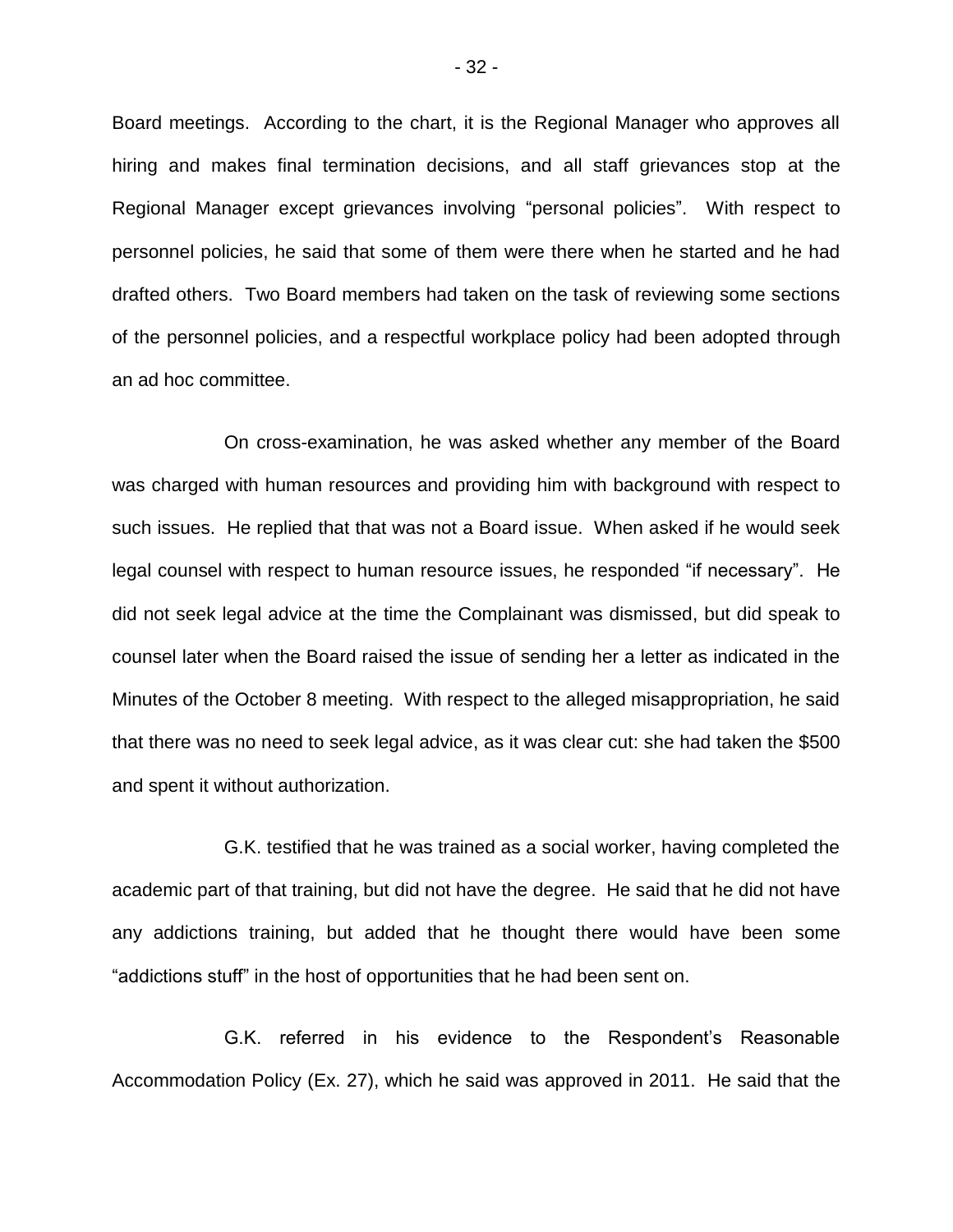Board meetings. According to the chart, it is the Regional Manager who approves all hiring and makes final termination decisions, and all staff grievances stop at the Regional Manager except grievances involving "personal policies". With respect to personnel policies, he said that some of them were there when he started and he had drafted others. Two Board members had taken on the task of reviewing some sections of the personnel policies, and a respectful workplace policy had been adopted through an ad hoc committee.

On cross-examination, he was asked whether any member of the Board was charged with human resources and providing him with background with respect to such issues. He replied that that was not a Board issue. When asked if he would seek legal counsel with respect to human resource issues, he responded "if necessary". He did not seek legal advice at the time the Complainant was dismissed, but did speak to counsel later when the Board raised the issue of sending her a letter as indicated in the Minutes of the October 8 meeting. With respect to the alleged misappropriation, he said that there was no need to seek legal advice, as it was clear cut: she had taken the $500 and spent it without authorization.

G.K. testified that he was trained as a social worker, having completed the academic part of that training, but did not have the degree. He said that he did not have any addictions training, but added that he thought there would have been some "addictions stuff" in the host of opportunities that he had been sent on.

G.K. referred in his evidence to the Respondent's Reasonable Accommodation Policy (Ex. 27), which he said was approved in 2011. He said that the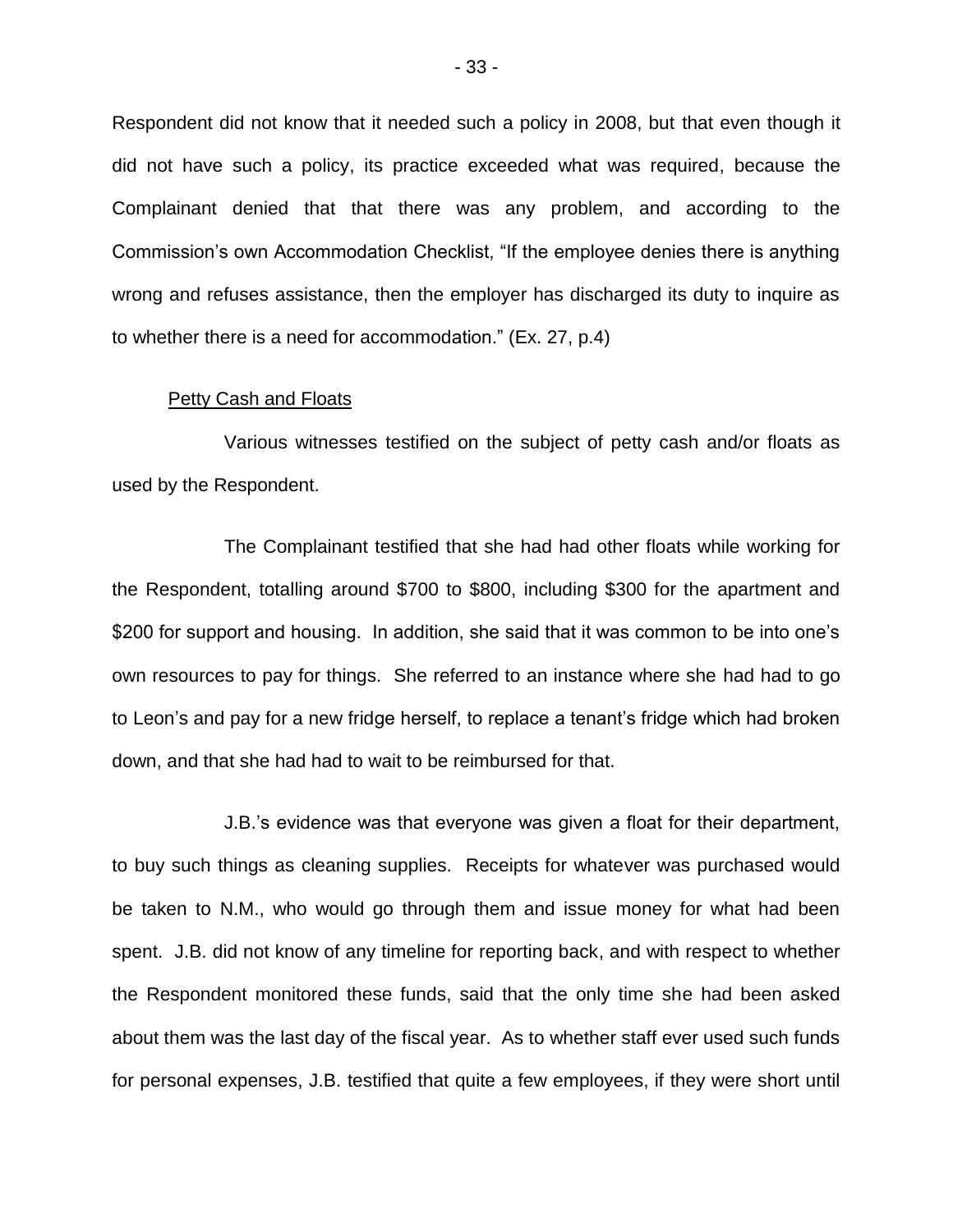Respondent did not know that it needed such a policy in 2008, but that even though it did not have such a policy, its practice exceeded what was required, because the Complainant denied that that there was any problem, and according to the Commission's own Accommodation Checklist, "If the employee denies there is anything wrong and refuses assistance, then the employer has discharged its duty to inquire as to whether there is a need for accommodation." (Ex. 27, p.4)

Petty Cash and Floats

Various witnesses testified on the subject of petty cash and/or floats as used by the Respondent.

The Complainant testified that she had had other floats while working for the Respondent, totalling around $700 to $800, including $300 for the apartment and $200 for support and housing. In addition, she said that it was common to be into one's own resources to pay for things. She referred to an instance where she had had to go to Leon's and pay for a new fridge herself, to replace a tenant's fridge which had broken down, and that she had had to wait to be reimbursed for that.

J.B.'s evidence was that everyone was given a float for their department, to buy such things as cleaning supplies. Receipts for whatever was purchased would be taken to N.M., who would go through them and issue money for what had been spent. J.B. did not know of any timeline for reporting back, and with respect to whether the Respondent monitored these funds, said that the only time she had been asked about them was the last day of the fiscal year. As to whether staff ever used such funds for personal expenses, J.B. testified that quite a few employees, if they were short until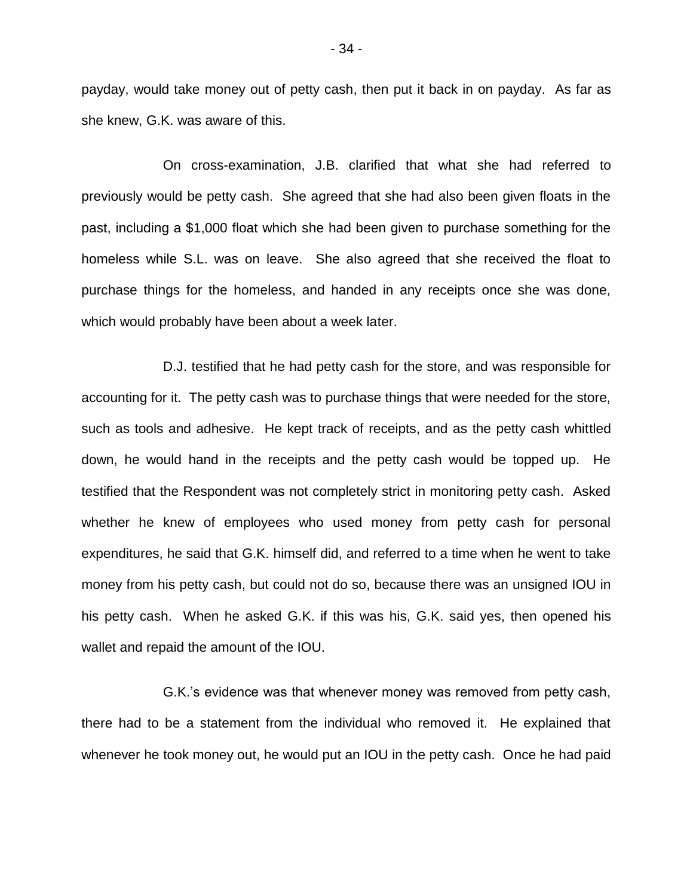payday, would take money out of petty cash, then put it back in on payday. As far as she knew, G.K. was aware of this.

On cross-examination, J.B. clarified that what she had referred to previously would be petty cash. She agreed that she had also been given floats in the past, including a $1,000 float which she had been given to purchase something for the homeless while S.L. was on leave. She also agreed that she received the float to purchase things for the homeless, and handed in any receipts once she was done, which would probably have been about a week later.

D.J. testified that he had petty cash for the store, and was responsible for accounting for it. The petty cash was to purchase things that were needed for the store, such as tools and adhesive. He kept track of receipts, and as the petty cash whittled down, he would hand in the receipts and the petty cash would be topped up. He testified that the Respondent was not completely strict in monitoring petty cash. Asked whether he knew of employees who used money from petty cash for personal expenditures, he said that G.K. himself did, and referred to a time when he went to take money from his petty cash, but could not do so, because there was an unsigned IOU in his petty cash. When he asked G.K. if this was his, G.K. said yes, then opened his wallet and repaid the amount of the IOU.

G.K.'s evidence was that whenever money was removed from petty cash, there had to be a statement from the individual who removed it. He explained that whenever he took money out, he would put an IOU in the petty cash. Once he had paid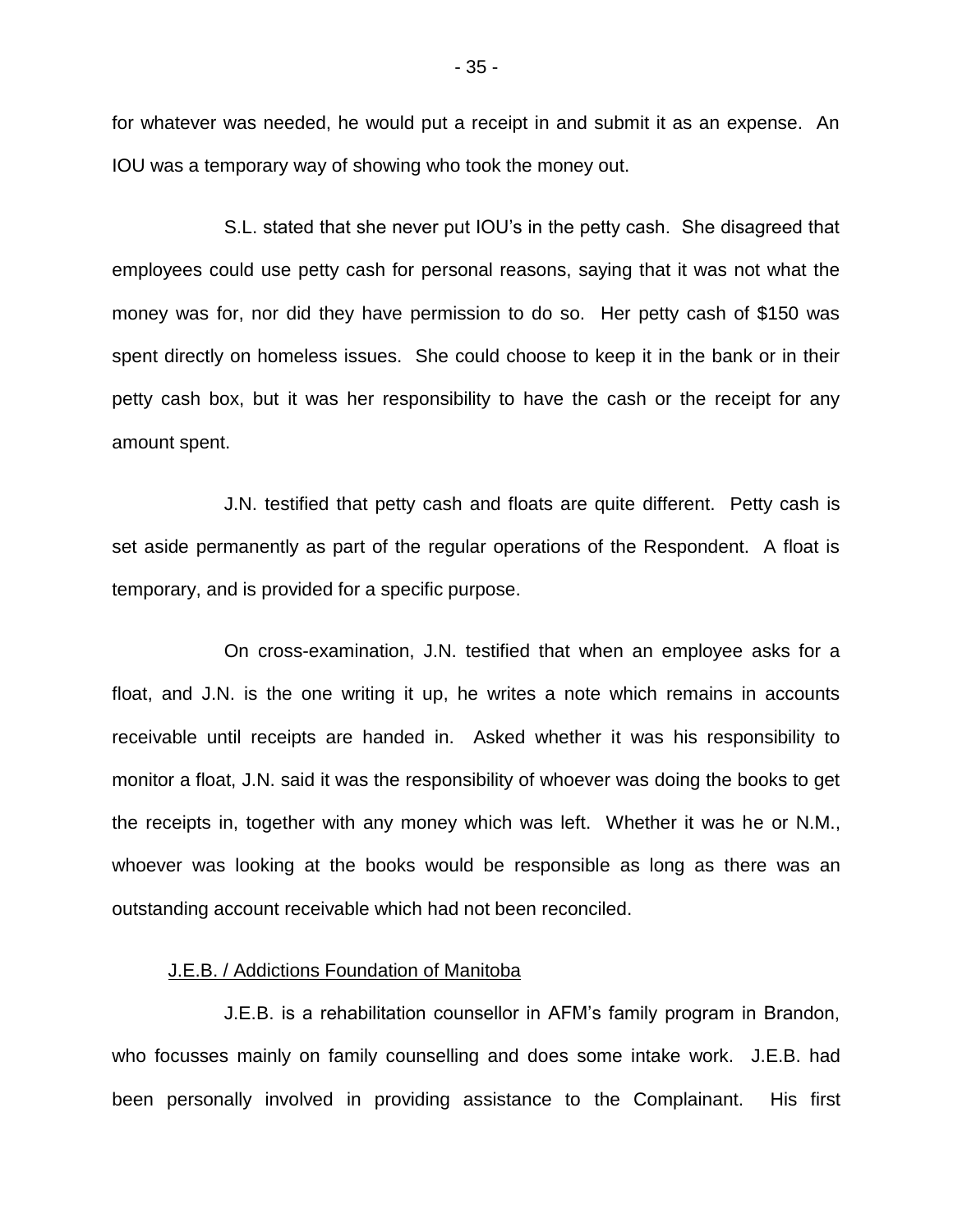for whatever was needed, he would put a receipt in and submit it as an expense. An IOU was a temporary way of showing who took the money out.

S.L. stated that she never put IOU's in the petty cash. She disagreed that employees could use petty cash for personal reasons, saying that it was not what the money was for, nor did they have permission to do so. Her petty cash of $150 was spent directly on homeless issues. She could choose to keep it in the bank or in their petty cash box, but it was her responsibility to have the cash or the receipt for any amount spent.

J.N. testified that petty cash and floats are quite different. Petty cash is set aside permanently as part of the regular operations of the Respondent. A float is temporary, and is provided for a specific purpose.

On cross-examination, J.N. testified that when an employee asks for a float, and J.N. is the one writing it up, he writes a note which remains in accounts receivable until receipts are handed in. Asked whether it was his responsibility to monitor a float, J.N. said it was the responsibility of whoever was doing the books to get the receipts in, together with any money which was left. Whether it was he or N.M., whoever was looking at the books would be responsible as long as there was an outstanding account receivable which had not been reconciled.

<u>J.E.B. / Addictions Foundation of Manitoba</u>

J.E.B. is a rehabilitation counsellor in AFM's family program in Brandon, who focusses mainly on family counselling and does some intake work. J.E.B. had been personally involved in providing assistance to the Complainant. His first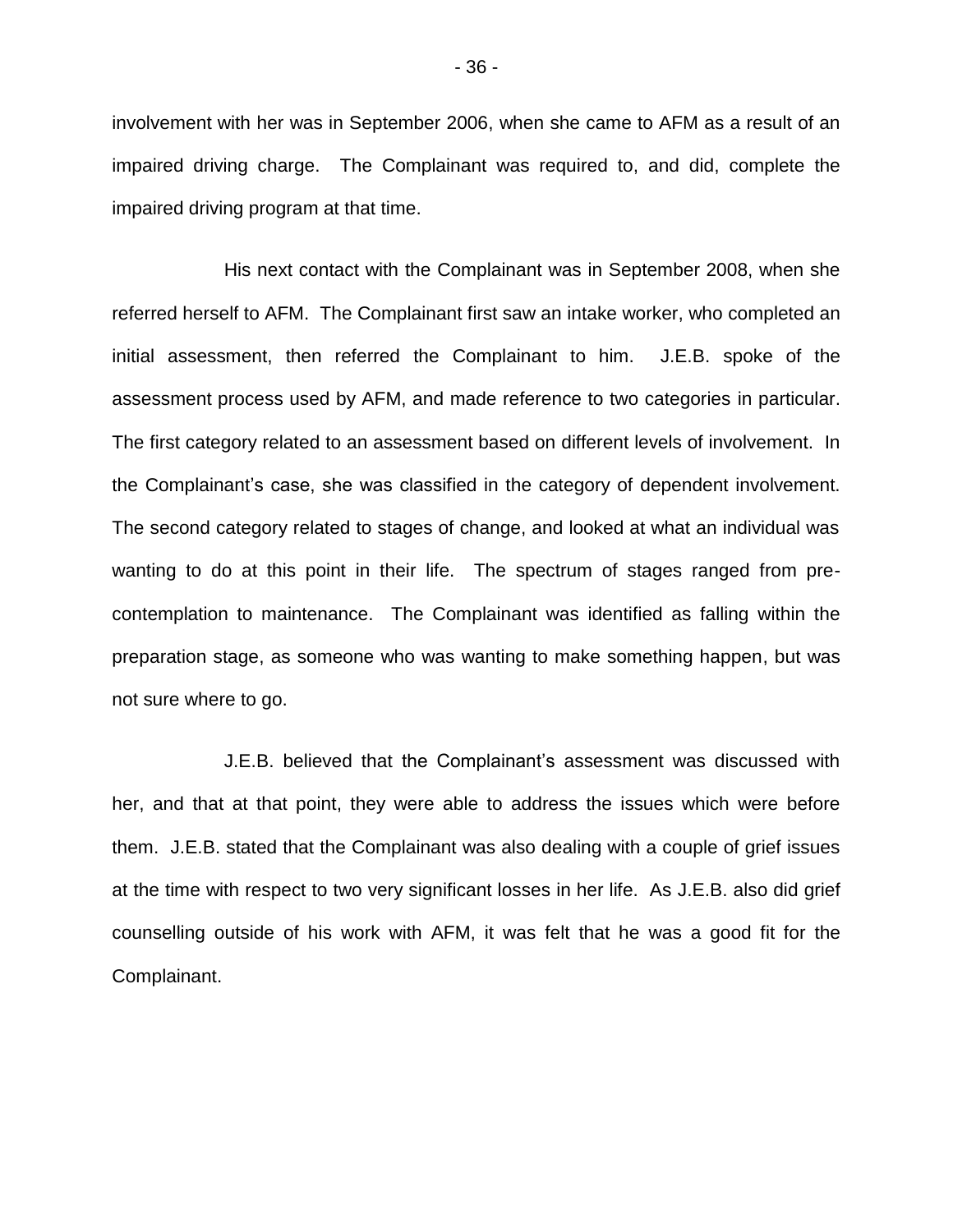involvement with her was in September 2006, when she came to AFM as a result of an impaired driving charge. The Complainant was required to, and did, complete the impaired driving program at that time.

His next contact with the Complainant was in September 2008, when she referred herself to AFM. The Complainant first saw an intake worker, who completed an initial assessment, then referred the Complainant to him. J.E.B. spoke of the assessment process used by AFM, and made reference to two categories in particular. The first category related to an assessment based on different levels of involvement. In the Complainant's case, she was classified in the category of dependent involvement. The second category related to stages of change, and looked at what an individual was wanting to do at this point in their life. The spectrum of stages ranged from pre-contemplation to maintenance. The Complainant was identified as falling within the preparation stage, as someone who was wanting to make something happen, but was not sure where to go.

J.E.B. believed that the Complainant's assessment was discussed with her, and that at that point, they were able to address the issues which were before them. J.E.B. stated that the Complainant was also dealing with a couple of grief issues at the time with respect to two very significant losses in her life. As J.E.B. also did grief counselling outside of his work with AFM, it was felt that he was a good fit for the Complainant.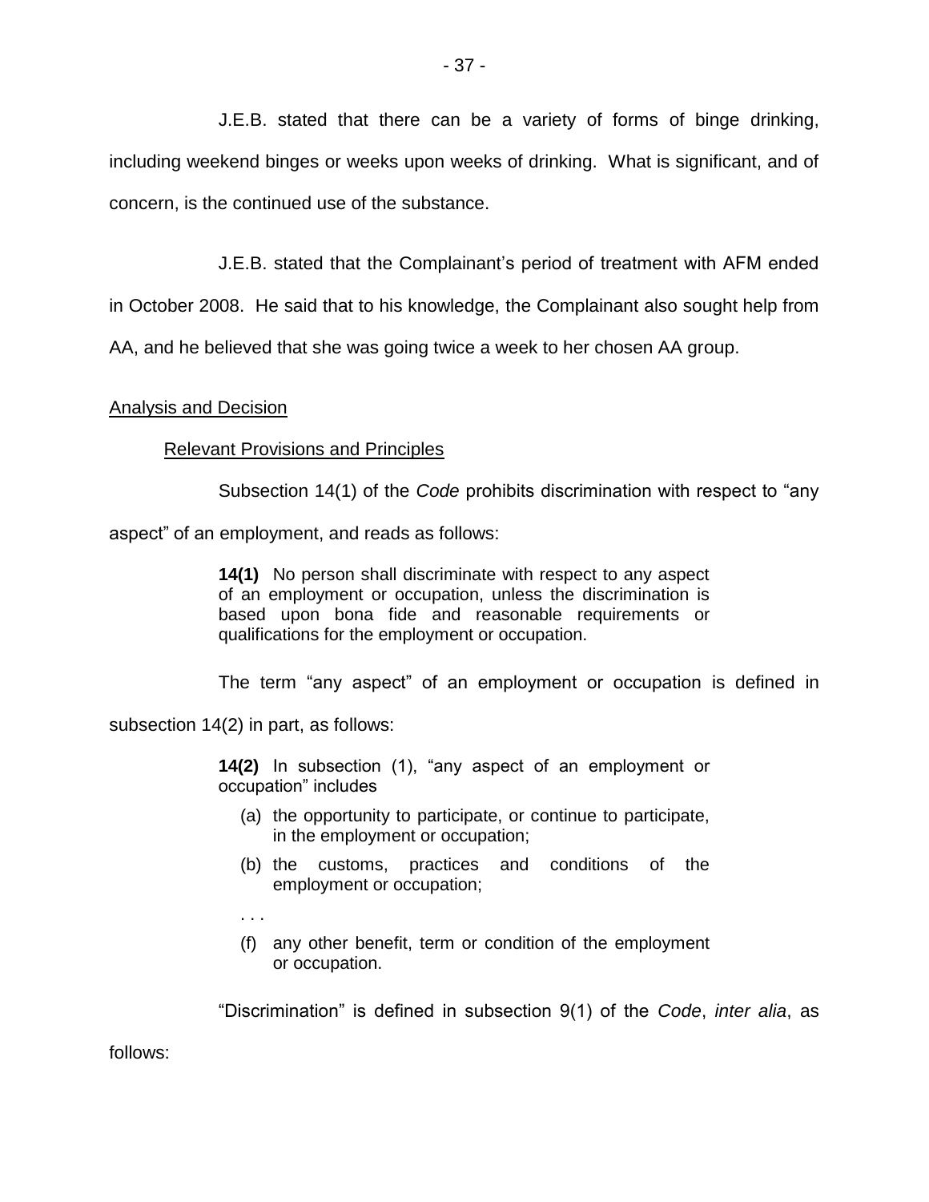J.E.B. stated that there can be a variety of forms of binge drinking, including weekend binges or weeks upon weeks of drinking. What is significant, and of concern, is the continued use of the substance.

J.E.B. stated that the Complainant's period of treatment with AFM ended in October 2008. He said that to his knowledge, the Complainant also sought help from AA, and he believed that she was going twice a week to her chosen AA group.

## Analysis and Decision

### Relevant Provisions and Principles

Subsection 14(1) of the *Code* prohibits discrimination with respect to "any aspect" of an employment, and reads as follows:

> **14(1)** No person shall discriminate with respect to any aspect of an employment or occupation, unless the discrimination is based upon bona fide and reasonable requirements or qualifications for the employment or occupation.

The term "any aspect" of an employment or occupation is defined in subsection 14(2) in part, as follows:

> **14(2)** In subsection (1), "any aspect of an employment or occupation" includes
>
> (a) the opportunity to participate, or continue to participate, in the employment or occupation;
>
> (b) the customs, practices and conditions of the employment or occupation;
>
> . . .
>
> (f) any other benefit, term or condition of the employment or occupation.

"Discrimination" is defined in subsection 9(1) of the *Code*, *inter alia*, as follows: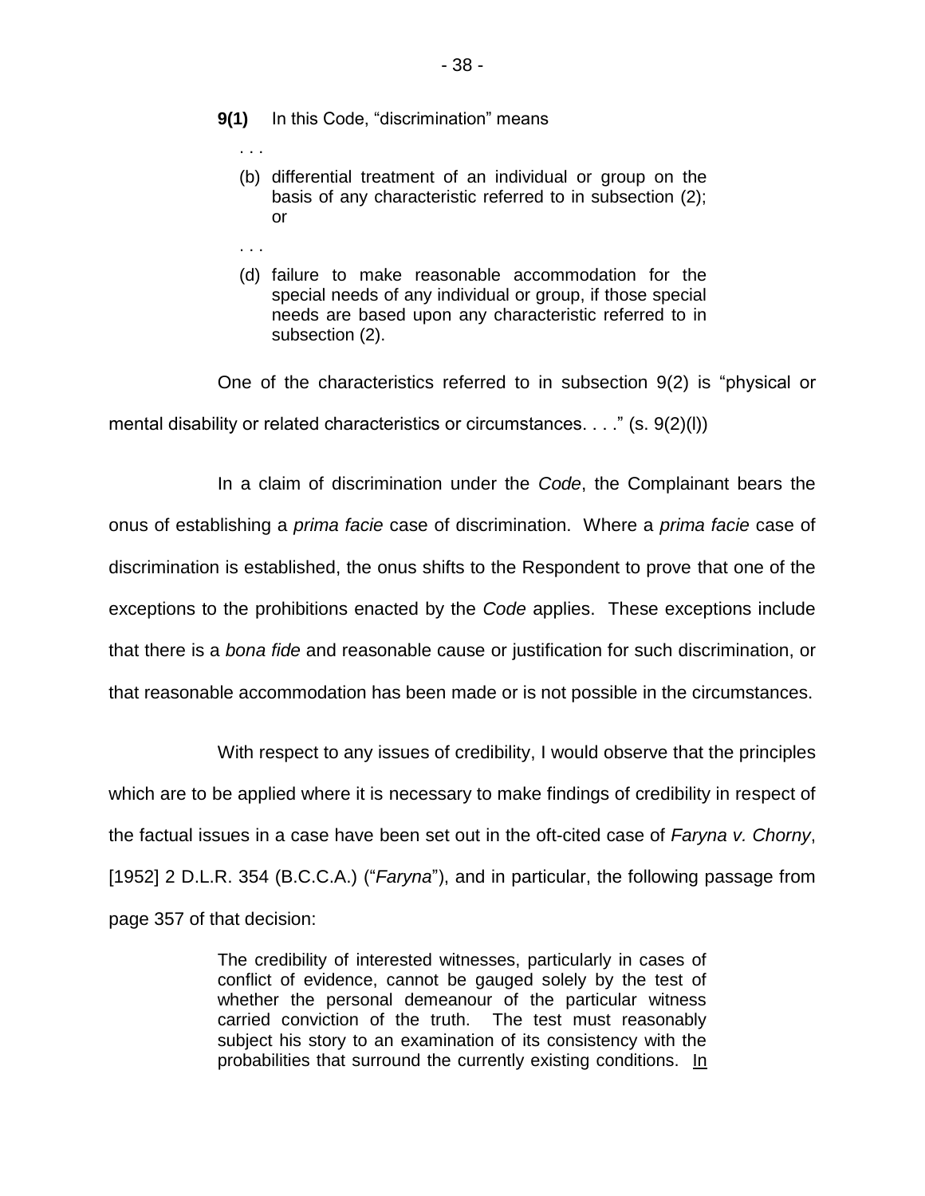> **9(1)** In this Code, "discrimination" means
>
> . . .
>
> (b) differential treatment of an individual or group on the basis of any characteristic referred to in subsection (2); or
>
> . . .
>
> (d) failure to make reasonable accommodation for the special needs of any individual or group, if those special needs are based upon any characteristic referred to in subsection (2).

One of the characteristics referred to in subsection 9(2) is "physical or mental disability or related characteristics or circumstances. . . ." (s. 9(2)(l))

In a claim of discrimination under the *Code*, the Complainant bears the onus of establishing a *prima facie* case of discrimination. Where a *prima facie* case of discrimination is established, the onus shifts to the Respondent to prove that one of the exceptions to the prohibitions enacted by the *Code* applies. These exceptions include that there is a *bona fide* and reasonable cause or justification for such discrimination, or that reasonable accommodation has been made or is not possible in the circumstances.

With respect to any issues of credibility, I would observe that the principles which are to be applied where it is necessary to make findings of credibility in respect of the factual issues in a case have been set out in the oft-cited case of *Faryna v. Chorny*, [1952] 2 D.L.R. 354 (B.C.C.A.) ("*Faryna*"), and in particular, the following passage from page 357 of that decision:

> The credibility of interested witnesses, particularly in cases of conflict of evidence, cannot be gauged solely by the test of whether the personal demeanour of the particular witness carried conviction of the truth. The test must reasonably subject his story to an examination of its consistency with the probabilities that surround the currently existing conditions. <u>In</u>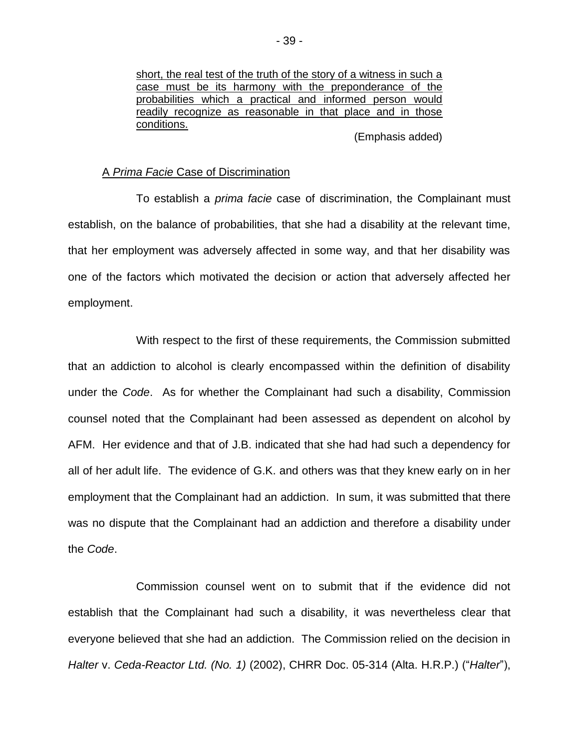> short, the real test of the truth of the story of a witness in such a case must be its harmony with the preponderance of the probabilities which a practical and informed person would readily recognize as reasonable in that place and in those conditions.
>
> (Emphasis added)

### A *Prima Facie* Case of Discrimination

To establish a *prima facie* case of discrimination, the Complainant must establish, on the balance of probabilities, that she had a disability at the relevant time, that her employment was adversely affected in some way, and that her disability was one of the factors which motivated the decision or action that adversely affected her employment.

With respect to the first of these requirements, the Commission submitted that an addiction to alcohol is clearly encompassed within the definition of disability under the *Code*. As for whether the Complainant had such a disability, Commission counsel noted that the Complainant had been assessed as dependent on alcohol by AFM. Her evidence and that of J.B. indicated that she had had such a dependency for all of her adult life. The evidence of G.K. and others was that they knew early on in her employment that the Complainant had an addiction. In sum, it was submitted that there was no dispute that the Complainant had an addiction and therefore a disability under the *Code*.

Commission counsel went on to submit that if the evidence did not establish that the Complainant had such a disability, it was nevertheless clear that everyone believed that she had an addiction. The Commission relied on the decision in *Halter* v. *Ceda-Reactor Ltd. (No. 1)* (2002), CHRR Doc. 05-314 (Alta. H.R.P.) ("*Halter*"),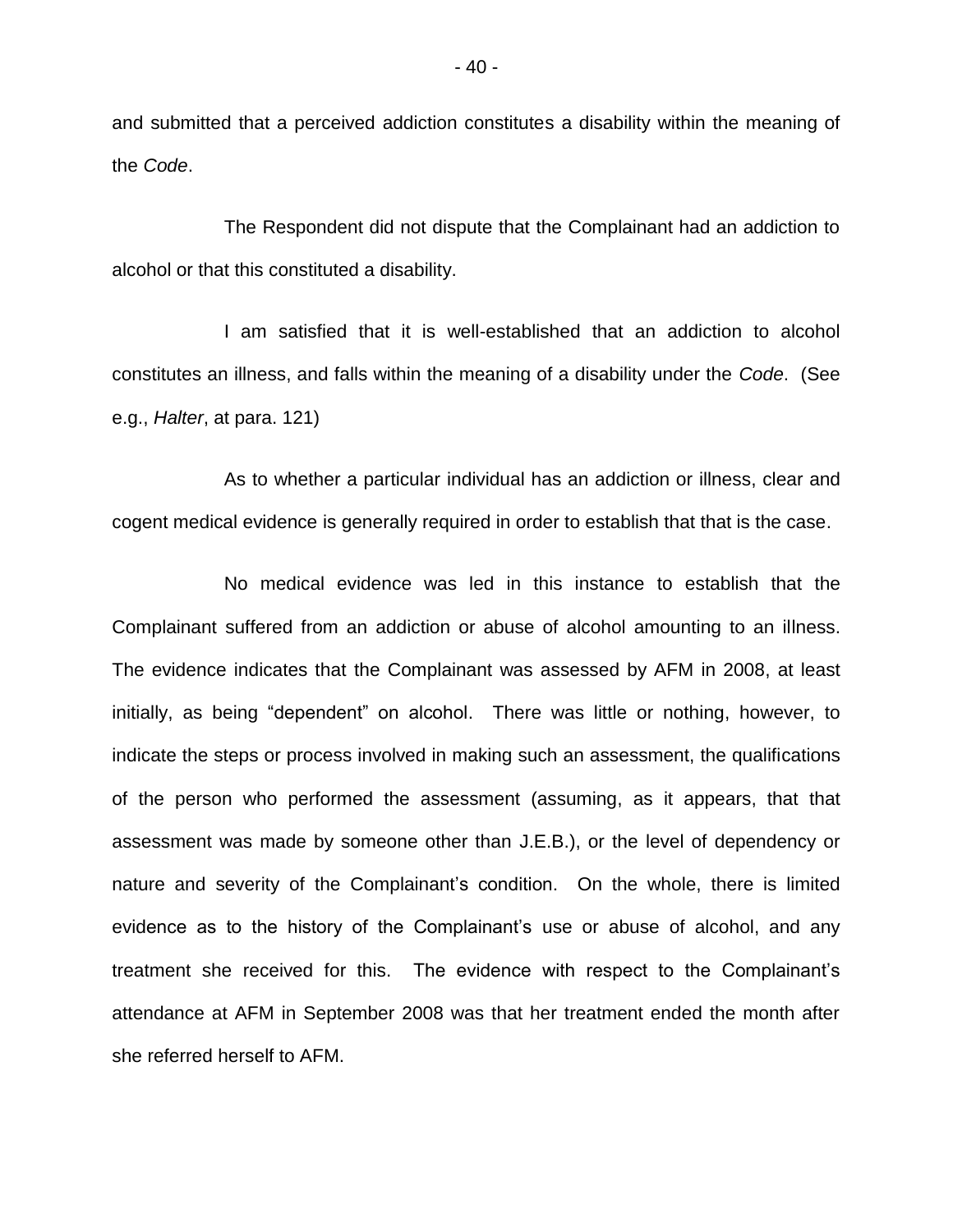and submitted that a perceived addiction constitutes a disability within the meaning of the *Code*.

The Respondent did not dispute that the Complainant had an addiction to alcohol or that this constituted a disability.

I am satisfied that it is well-established that an addiction to alcohol constitutes an illness, and falls within the meaning of a disability under the *Code*. (See e.g., *Halter*, at para. 121)

As to whether a particular individual has an addiction or illness, clear and cogent medical evidence is generally required in order to establish that that is the case.

No medical evidence was led in this instance to establish that the Complainant suffered from an addiction or abuse of alcohol amounting to an illness. The evidence indicates that the Complainant was assessed by AFM in 2008, at least initially, as being "dependent" on alcohol. There was little or nothing, however, to indicate the steps or process involved in making such an assessment, the qualifications of the person who performed the assessment (assuming, as it appears, that that assessment was made by someone other than J.E.B.), or the level of dependency or nature and severity of the Complainant's condition. On the whole, there is limited evidence as to the history of the Complainant's use or abuse of alcohol, and any treatment she received for this. The evidence with respect to the Complainant's attendance at AFM in September 2008 was that her treatment ended the month after she referred herself to AFM.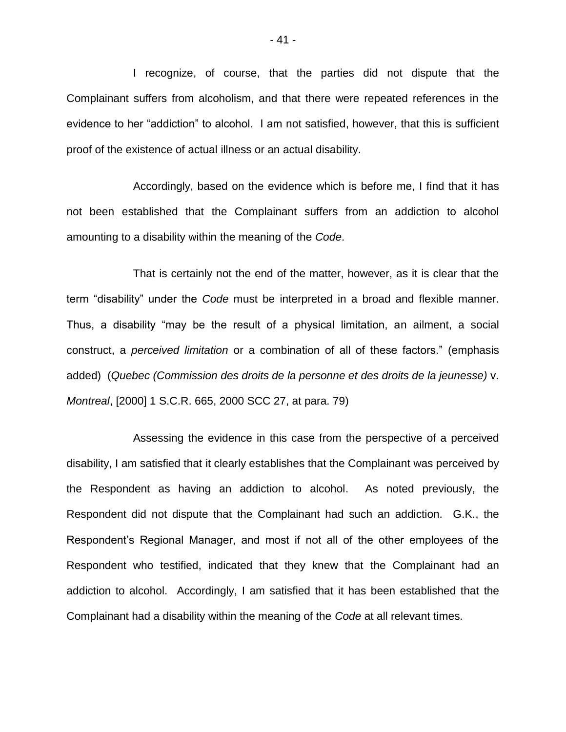I recognize, of course, that the parties did not dispute that the Complainant suffers from alcoholism, and that there were repeated references in the evidence to her "addiction" to alcohol. I am not satisfied, however, that this is sufficient proof of the existence of actual illness or an actual disability.

Accordingly, based on the evidence which is before me, I find that it has not been established that the Complainant suffers from an addiction to alcohol amounting to a disability within the meaning of the *Code*.

That is certainly not the end of the matter, however, as it is clear that the term "disability" under the *Code* must be interpreted in a broad and flexible manner. Thus, a disability "may be the result of a physical limitation, an ailment, a social construct, a *perceived limitation* or a combination of all of these factors." (emphasis added) (*Quebec (Commission des droits de la personne et des droits de la jeunesse)* v. *Montreal*, [2000] 1 S.C.R. 665, 2000 SCC 27, at para. 79)

Assessing the evidence in this case from the perspective of a perceived disability, I am satisfied that it clearly establishes that the Complainant was perceived by the Respondent as having an addiction to alcohol. As noted previously, the Respondent did not dispute that the Complainant had such an addiction. G.K., the Respondent's Regional Manager, and most if not all of the other employees of the Respondent who testified, indicated that they knew that the Complainant had an addiction to alcohol. Accordingly, I am satisfied that it has been established that the Complainant had a disability within the meaning of the *Code* at all relevant times.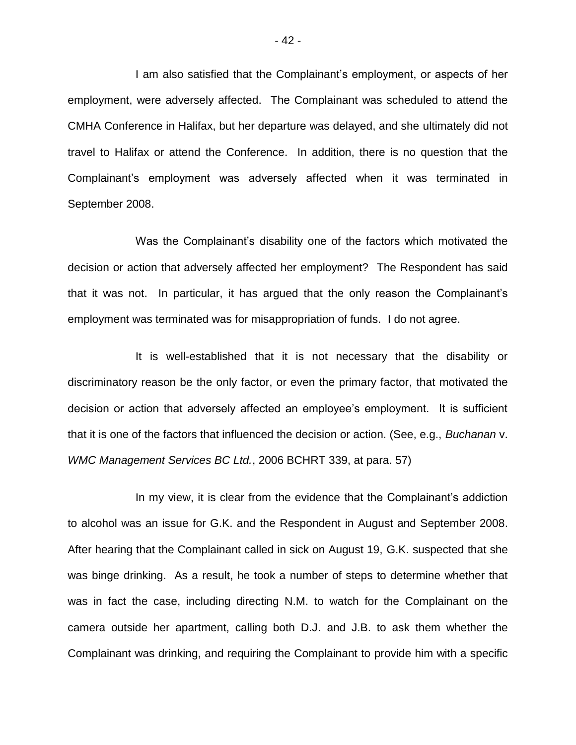I am also satisfied that the Complainant's employment, or aspects of her employment, were adversely affected. The Complainant was scheduled to attend the CMHA Conference in Halifax, but her departure was delayed, and she ultimately did not travel to Halifax or attend the Conference. In addition, there is no question that the Complainant's employment was adversely affected when it was terminated in September 2008.

Was the Complainant's disability one of the factors which motivated the decision or action that adversely affected her employment? The Respondent has said that it was not. In particular, it has argued that the only reason the Complainant's employment was terminated was for misappropriation of funds. I do not agree.

It is well-established that it is not necessary that the disability or discriminatory reason be the only factor, or even the primary factor, that motivated the decision or action that adversely affected an employee's employment. It is sufficient that it is one of the factors that influenced the decision or action. (See, e.g., *Buchanan* v. *WMC Management Services BC Ltd.*, 2006 BCHRT 339, at para. 57)

In my view, it is clear from the evidence that the Complainant's addiction to alcohol was an issue for G.K. and the Respondent in August and September 2008. After hearing that the Complainant called in sick on August 19, G.K. suspected that she was binge drinking. As a result, he took a number of steps to determine whether that was in fact the case, including directing N.M. to watch for the Complainant on the camera outside her apartment, calling both D.J. and J.B. to ask them whether the Complainant was drinking, and requiring the Complainant to provide him with a specific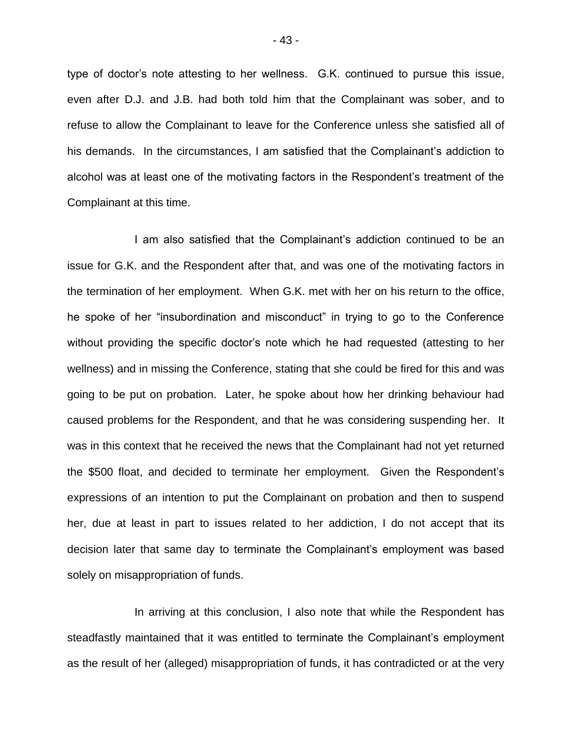type of doctor's note attesting to her wellness. G.K. continued to pursue this issue, even after D.J. and J.B. had both told him that the Complainant was sober, and to refuse to allow the Complainant to leave for the Conference unless she satisfied all of his demands. In the circumstances, I am satisfied that the Complainant's addiction to alcohol was at least one of the motivating factors in the Respondent's treatment of the Complainant at this time.

I am also satisfied that the Complainant's addiction continued to be an issue for G.K. and the Respondent after that, and was one of the motivating factors in the termination of her employment. When G.K. met with her on his return to the office, he spoke of her "insubordination and misconduct" in trying to go to the Conference without providing the specific doctor's note which he had requested (attesting to her wellness) and in missing the Conference, stating that she could be fired for this and was going to be put on probation. Later, he spoke about how her drinking behaviour had caused problems for the Respondent, and that he was considering suspending her. It was in this context that he received the news that the Complainant had not yet returned the $500 float, and decided to terminate her employment. Given the Respondent's expressions of an intention to put the Complainant on probation and then to suspend her, due at least in part to issues related to her addiction, I do not accept that its decision later that same day to terminate the Complainant's employment was based solely on misappropriation of funds.

In arriving at this conclusion, I also note that while the Respondent has steadfastly maintained that it was entitled to terminate the Complainant's employment as the result of her (alleged) misappropriation of funds, it has contradicted or at the very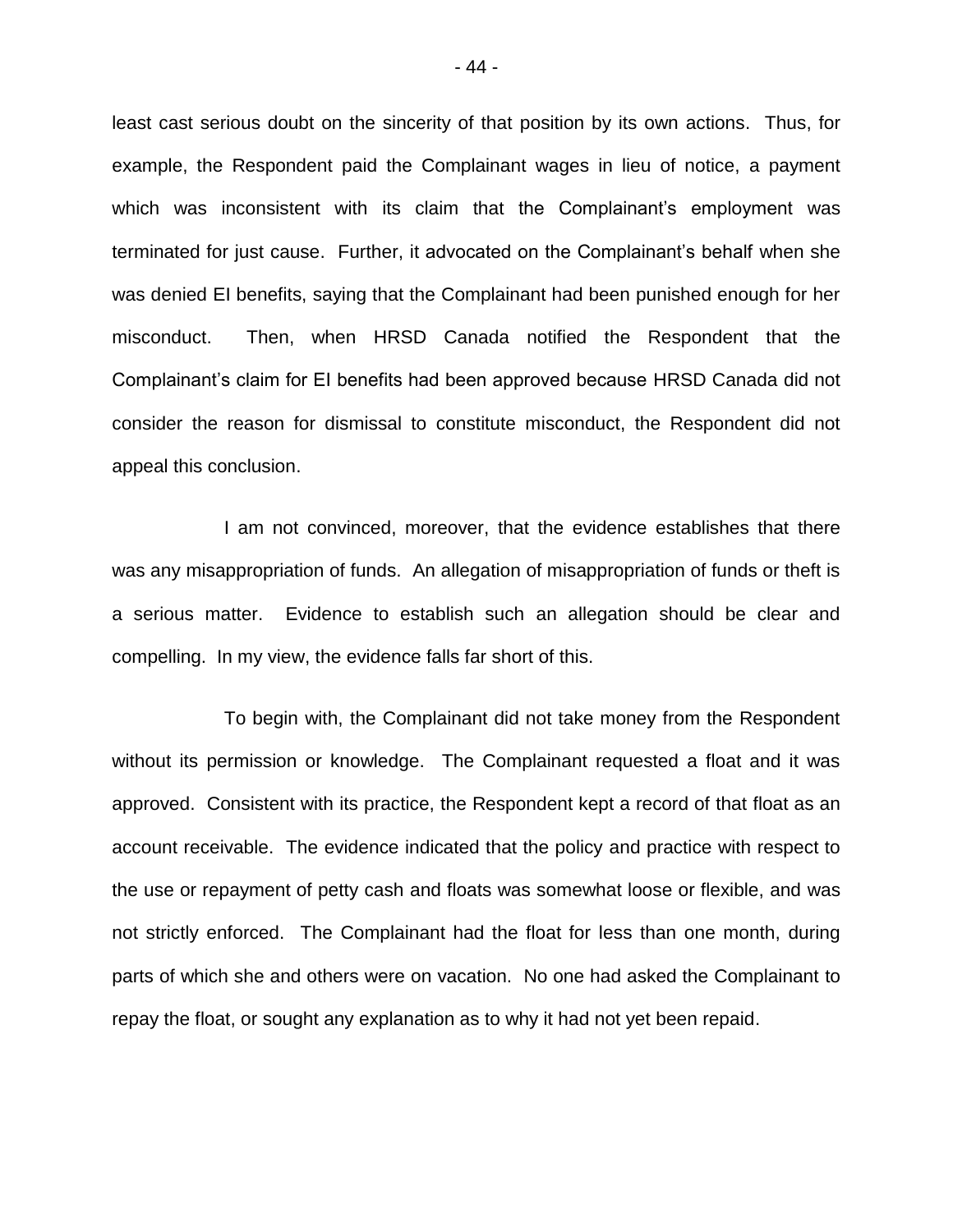least cast serious doubt on the sincerity of that position by its own actions. Thus, for example, the Respondent paid the Complainant wages in lieu of notice, a payment which was inconsistent with its claim that the Complainant's employment was terminated for just cause. Further, it advocated on the Complainant's behalf when she was denied EI benefits, saying that the Complainant had been punished enough for her misconduct. Then, when HRSD Canada notified the Respondent that the Complainant's claim for EI benefits had been approved because HRSD Canada did not consider the reason for dismissal to constitute misconduct, the Respondent did not appeal this conclusion.

I am not convinced, moreover, that the evidence establishes that there was any misappropriation of funds. An allegation of misappropriation of funds or theft is a serious matter. Evidence to establish such an allegation should be clear and compelling. In my view, the evidence falls far short of this.

To begin with, the Complainant did not take money from the Respondent without its permission or knowledge. The Complainant requested a float and it was approved. Consistent with its practice, the Respondent kept a record of that float as an account receivable. The evidence indicated that the policy and practice with respect to the use or repayment of petty cash and floats was somewhat loose or flexible, and was not strictly enforced. The Complainant had the float for less than one month, during parts of which she and others were on vacation. No one had asked the Complainant to repay the float, or sought any explanation as to why it had not yet been repaid.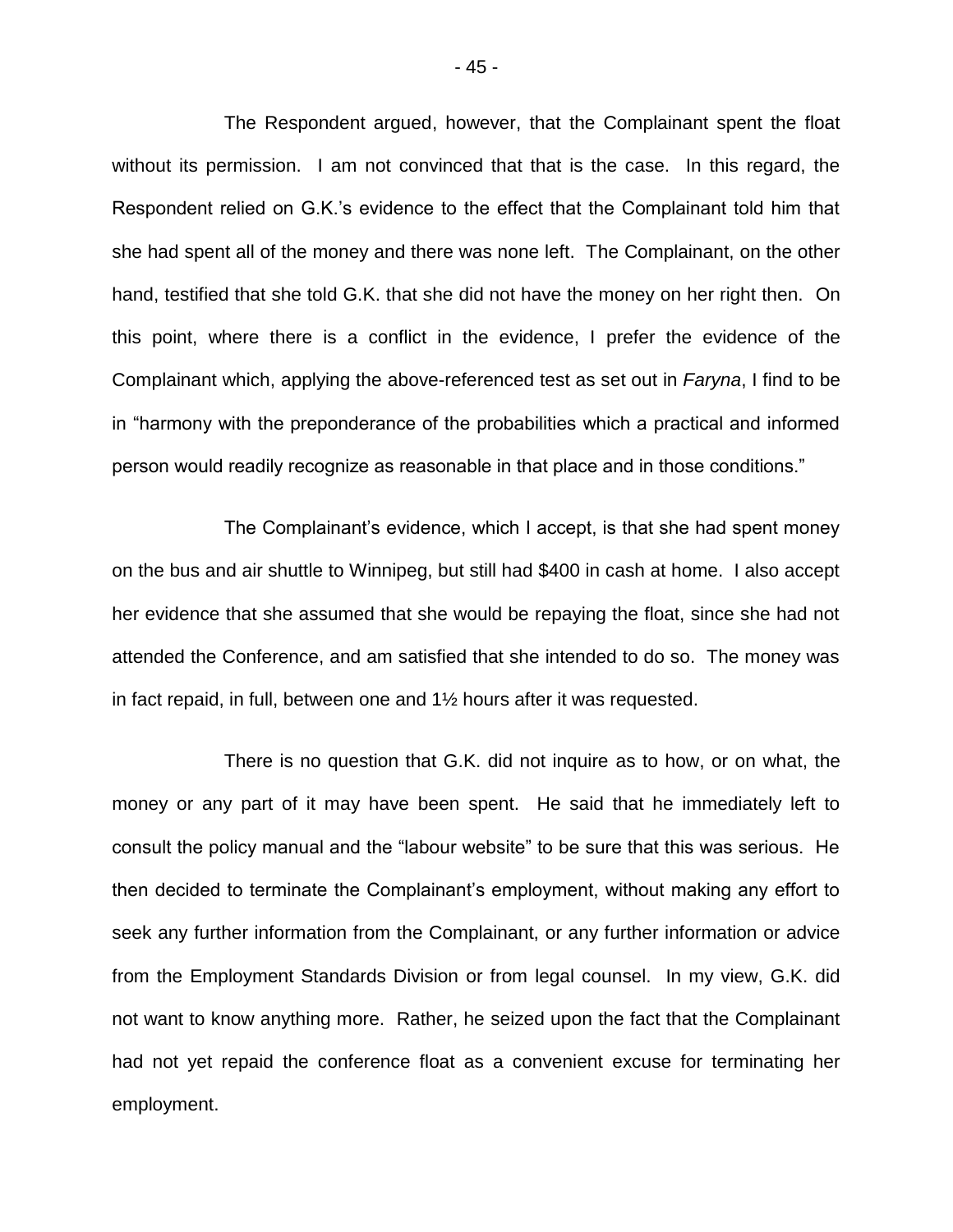The Respondent argued, however, that the Complainant spent the float without its permission. I am not convinced that that is the case. In this regard, the Respondent relied on G.K.'s evidence to the effect that the Complainant told him that she had spent all of the money and there was none left. The Complainant, on the other hand, testified that she told G.K. that she did not have the money on her right then. On this point, where there is a conflict in the evidence, I prefer the evidence of the Complainant which, applying the above-referenced test as set out in *Faryna*, I find to be in "harmony with the preponderance of the probabilities which a practical and informed person would readily recognize as reasonable in that place and in those conditions."

The Complainant's evidence, which I accept, is that she had spent money on the bus and air shuttle to Winnipeg, but still had $400 in cash at home. I also accept her evidence that she assumed that she would be repaying the float, since she had not attended the Conference, and am satisfied that she intended to do so. The money was in fact repaid, in full, between one and 1½ hours after it was requested.

There is no question that G.K. did not inquire as to how, or on what, the money or any part of it may have been spent. He said that he immediately left to consult the policy manual and the "labour website" to be sure that this was serious. He then decided to terminate the Complainant's employment, without making any effort to seek any further information from the Complainant, or any further information or advice from the Employment Standards Division or from legal counsel. In my view, G.K. did not want to know anything more. Rather, he seized upon the fact that the Complainant had not yet repaid the conference float as a convenient excuse for terminating her employment.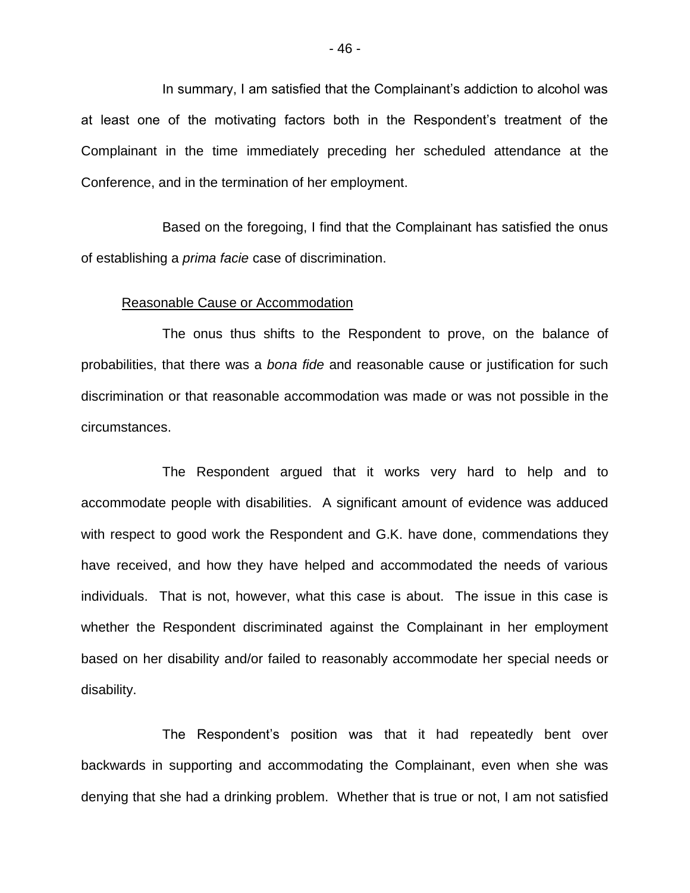In summary, I am satisfied that the Complainant's addiction to alcohol was at least one of the motivating factors both in the Respondent's treatment of the Complainant in the time immediately preceding her scheduled attendance at the Conference, and in the termination of her employment.

Based on the foregoing, I find that the Complainant has satisfied the onus of establishing a *prima facie* case of discrimination.

Reasonable Cause or Accommodation

The onus thus shifts to the Respondent to prove, on the balance of probabilities, that there was a *bona fide* and reasonable cause or justification for such discrimination or that reasonable accommodation was made or was not possible in the circumstances.

The Respondent argued that it works very hard to help and to accommodate people with disabilities. A significant amount of evidence was adduced with respect to good work the Respondent and G.K. have done, commendations they have received, and how they have helped and accommodated the needs of various individuals. That is not, however, what this case is about. The issue in this case is whether the Respondent discriminated against the Complainant in her employment based on her disability and/or failed to reasonably accommodate her special needs or disability.

The Respondent's position was that it had repeatedly bent over backwards in supporting and accommodating the Complainant, even when she was denying that she had a drinking problem. Whether that is true or not, I am not satisfied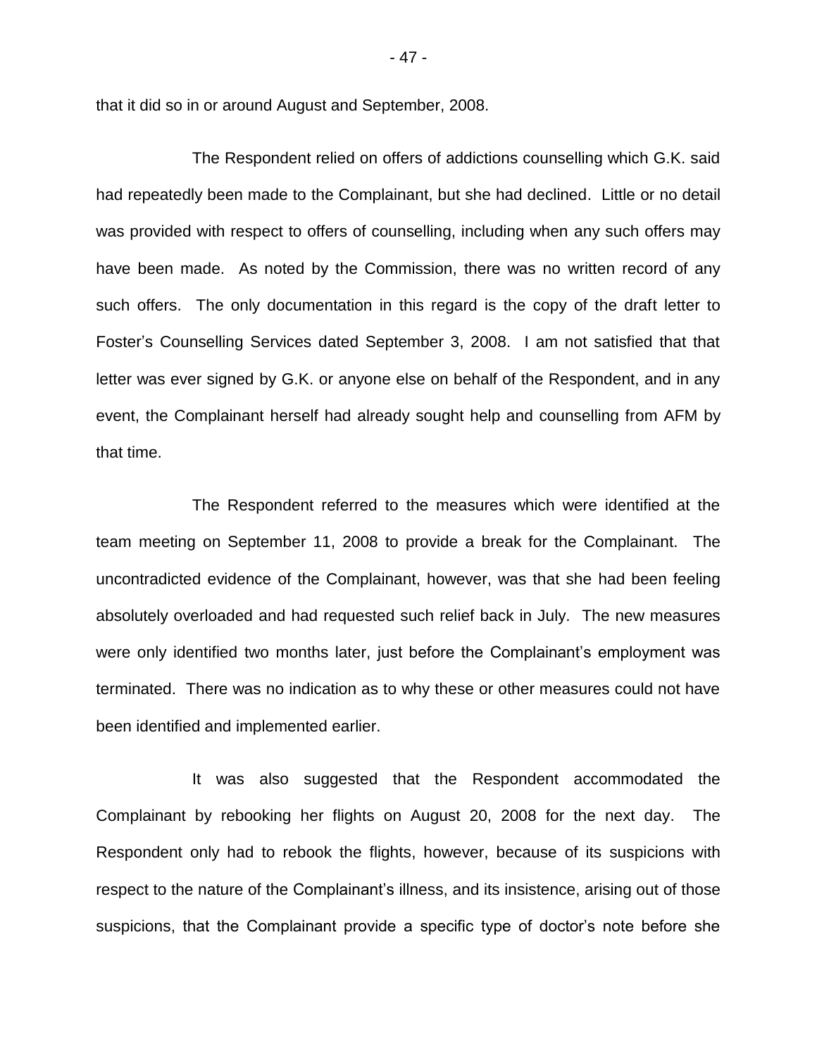that it did so in or around August and September, 2008.

The Respondent relied on offers of addictions counselling which G.K. said had repeatedly been made to the Complainant, but she had declined. Little or no detail was provided with respect to offers of counselling, including when any such offers may have been made. As noted by the Commission, there was no written record of any such offers. The only documentation in this regard is the copy of the draft letter to Foster's Counselling Services dated September 3, 2008. I am not satisfied that that letter was ever signed by G.K. or anyone else on behalf of the Respondent, and in any event, the Complainant herself had already sought help and counselling from AFM by that time.

The Respondent referred to the measures which were identified at the team meeting on September 11, 2008 to provide a break for the Complainant. The uncontradicted evidence of the Complainant, however, was that she had been feeling absolutely overloaded and had requested such relief back in July. The new measures were only identified two months later, just before the Complainant's employment was terminated. There was no indication as to why these or other measures could not have been identified and implemented earlier.

It was also suggested that the Respondent accommodated the Complainant by rebooking her flights on August 20, 2008 for the next day. The Respondent only had to rebook the flights, however, because of its suspicions with respect to the nature of the Complainant's illness, and its insistence, arising out of those suspicions, that the Complainant provide a specific type of doctor's note before she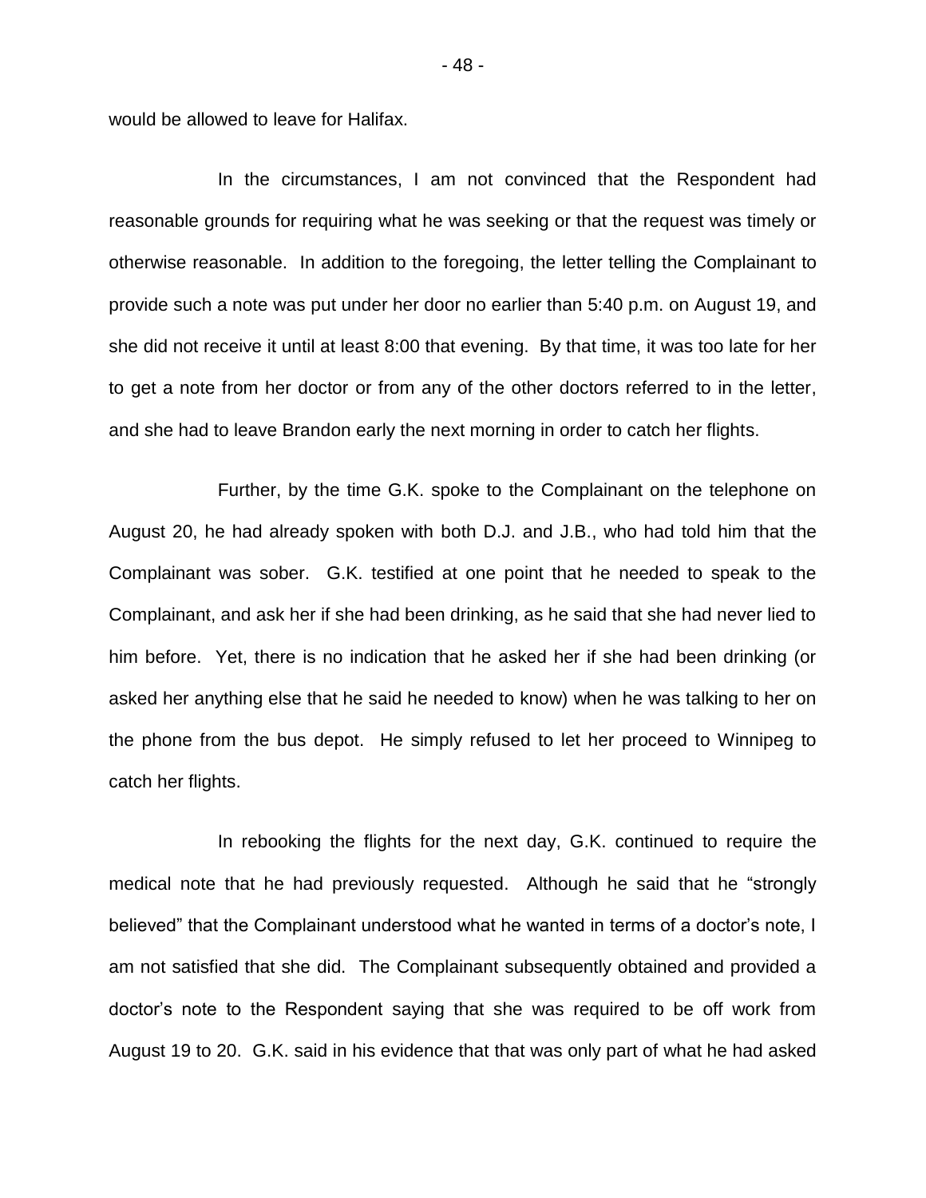would be allowed to leave for Halifax.

In the circumstances, I am not convinced that the Respondent had reasonable grounds for requiring what he was seeking or that the request was timely or otherwise reasonable. In addition to the foregoing, the letter telling the Complainant to provide such a note was put under her door no earlier than 5:40 p.m. on August 19, and she did not receive it until at least 8:00 that evening. By that time, it was too late for her to get a note from her doctor or from any of the other doctors referred to in the letter, and she had to leave Brandon early the next morning in order to catch her flights.

Further, by the time G.K. spoke to the Complainant on the telephone on August 20, he had already spoken with both D.J. and J.B., who had told him that the Complainant was sober. G.K. testified at one point that he needed to speak to the Complainant, and ask her if she had been drinking, as he said that she had never lied to him before. Yet, there is no indication that he asked her if she had been drinking (or asked her anything else that he said he needed to know) when he was talking to her on the phone from the bus depot. He simply refused to let her proceed to Winnipeg to catch her flights.

In rebooking the flights for the next day, G.K. continued to require the medical note that he had previously requested. Although he said that he "strongly believed" that the Complainant understood what he wanted in terms of a doctor's note, I am not satisfied that she did. The Complainant subsequently obtained and provided a doctor's note to the Respondent saying that she was required to be off work from August 19 to 20. G.K. said in his evidence that that was only part of what he had asked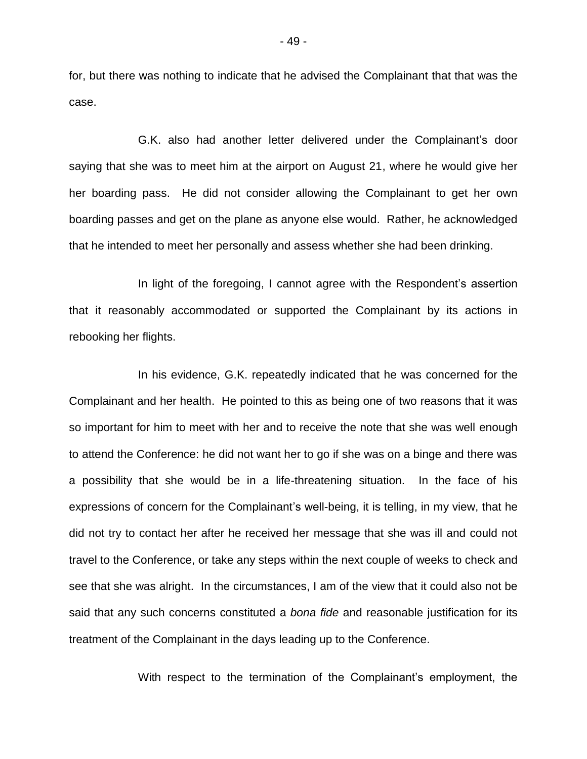for, but there was nothing to indicate that he advised the Complainant that that was the case.

G.K. also had another letter delivered under the Complainant's door saying that she was to meet him at the airport on August 21, where he would give her her boarding pass. He did not consider allowing the Complainant to get her own boarding passes and get on the plane as anyone else would. Rather, he acknowledged that he intended to meet her personally and assess whether she had been drinking.

In light of the foregoing, I cannot agree with the Respondent's assertion that it reasonably accommodated or supported the Complainant by its actions in rebooking her flights.

In his evidence, G.K. repeatedly indicated that he was concerned for the Complainant and her health. He pointed to this as being one of two reasons that it was so important for him to meet with her and to receive the note that she was well enough to attend the Conference: he did not want her to go if she was on a binge and there was a possibility that she would be in a life-threatening situation. In the face of his expressions of concern for the Complainant's well-being, it is telling, in my view, that he did not try to contact her after he received her message that she was ill and could not travel to the Conference, or take any steps within the next couple of weeks to check and see that she was alright. In the circumstances, I am of the view that it could also not be said that any such concerns constituted a *bona fide* and reasonable justification for its treatment of the Complainant in the days leading up to the Conference.

With respect to the termination of the Complainant's employment, the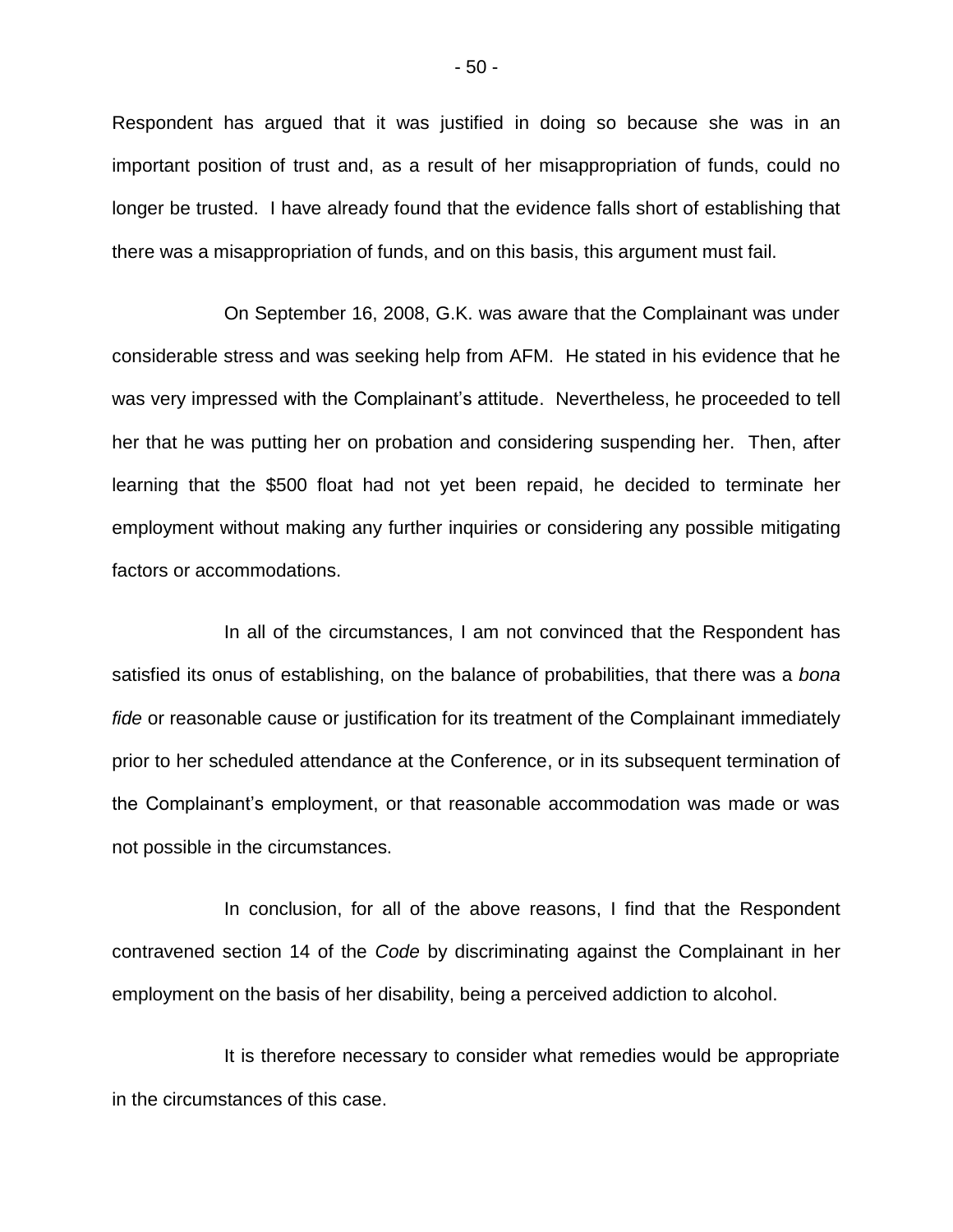Respondent has argued that it was justified in doing so because she was in an important position of trust and, as a result of her misappropriation of funds, could no longer be trusted. I have already found that the evidence falls short of establishing that there was a misappropriation of funds, and on this basis, this argument must fail.

On September 16, 2008, G.K. was aware that the Complainant was under considerable stress and was seeking help from AFM. He stated in his evidence that he was very impressed with the Complainant's attitude. Nevertheless, he proceeded to tell her that he was putting her on probation and considering suspending her. Then, after learning that the $500 float had not yet been repaid, he decided to terminate her employment without making any further inquiries or considering any possible mitigating factors or accommodations.

In all of the circumstances, I am not convinced that the Respondent has satisfied its onus of establishing, on the balance of probabilities, that there was a *bona fide* or reasonable cause or justification for its treatment of the Complainant immediately prior to her scheduled attendance at the Conference, or in its subsequent termination of the Complainant's employment, or that reasonable accommodation was made or was not possible in the circumstances.

In conclusion, for all of the above reasons, I find that the Respondent contravened section 14 of the *Code* by discriminating against the Complainant in her employment on the basis of her disability, being a perceived addiction to alcohol.

It is therefore necessary to consider what remedies would be appropriate in the circumstances of this case.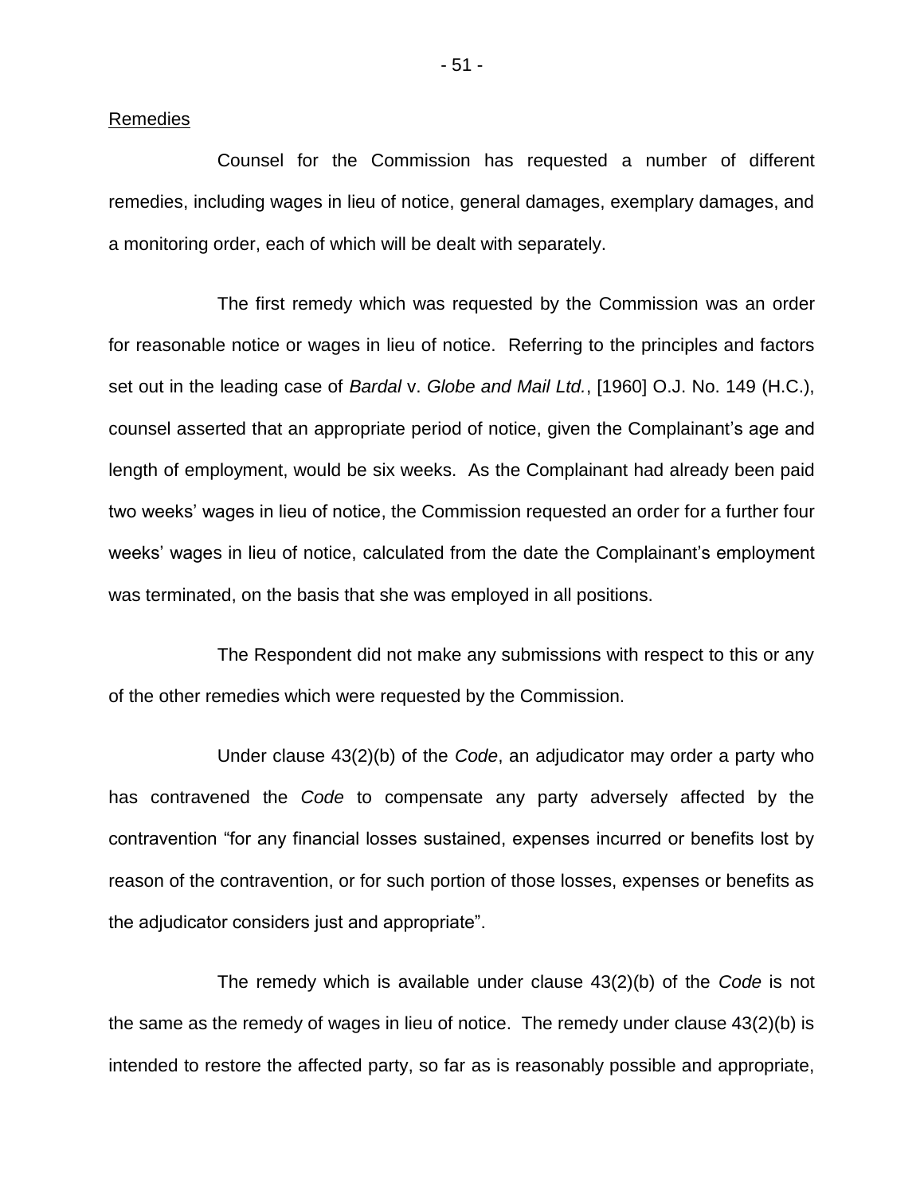<u>Remedies</u>

Counsel for the Commission has requested a number of different remedies, including wages in lieu of notice, general damages, exemplary damages, and a monitoring order, each of which will be dealt with separately.

The first remedy which was requested by the Commission was an order for reasonable notice or wages in lieu of notice. Referring to the principles and factors set out in the leading case of *Bardal* v. *Globe and Mail Ltd.*, [1960] O.J. No. 149 (H.C.), counsel asserted that an appropriate period of notice, given the Complainant's age and length of employment, would be six weeks. As the Complainant had already been paid two weeks' wages in lieu of notice, the Commission requested an order for a further four weeks' wages in lieu of notice, calculated from the date the Complainant's employment was terminated, on the basis that she was employed in all positions.

The Respondent did not make any submissions with respect to this or any of the other remedies which were requested by the Commission.

Under clause 43(2)(b) of the *Code*, an adjudicator may order a party who has contravened the *Code* to compensate any party adversely affected by the contravention "for any financial losses sustained, expenses incurred or benefits lost by reason of the contravention, or for such portion of those losses, expenses or benefits as the adjudicator considers just and appropriate".

The remedy which is available under clause 43(2)(b) of the *Code* is not the same as the remedy of wages in lieu of notice. The remedy under clause 43(2)(b) is intended to restore the affected party, so far as is reasonably possible and appropriate,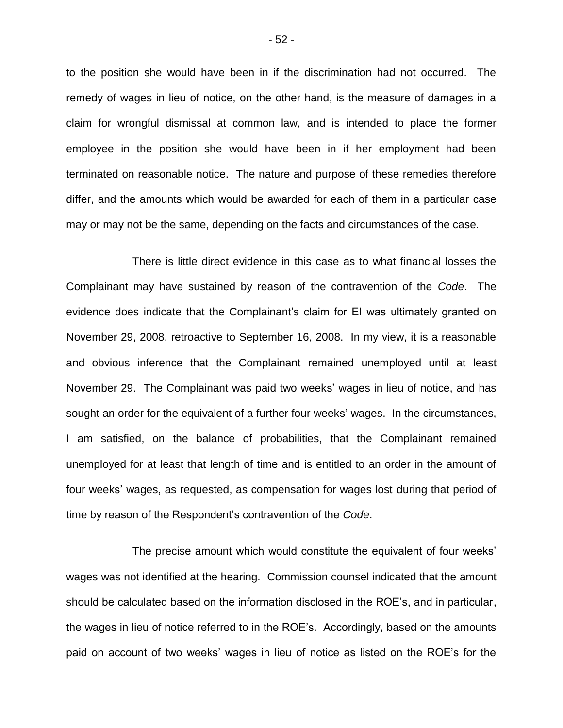to the position she would have been in if the discrimination had not occurred. The remedy of wages in lieu of notice, on the other hand, is the measure of damages in a claim for wrongful dismissal at common law, and is intended to place the former employee in the position she would have been in if her employment had been terminated on reasonable notice. The nature and purpose of these remedies therefore differ, and the amounts which would be awarded for each of them in a particular case may or may not be the same, depending on the facts and circumstances of the case.

There is little direct evidence in this case as to what financial losses the Complainant may have sustained by reason of the contravention of the *Code*. The evidence does indicate that the Complainant's claim for EI was ultimately granted on November 29, 2008, retroactive to September 16, 2008. In my view, it is a reasonable and obvious inference that the Complainant remained unemployed until at least November 29. The Complainant was paid two weeks' wages in lieu of notice, and has sought an order for the equivalent of a further four weeks' wages. In the circumstances, I am satisfied, on the balance of probabilities, that the Complainant remained unemployed for at least that length of time and is entitled to an order in the amount of four weeks' wages, as requested, as compensation for wages lost during that period of time by reason of the Respondent's contravention of the *Code*.

The precise amount which would constitute the equivalent of four weeks' wages was not identified at the hearing. Commission counsel indicated that the amount should be calculated based on the information disclosed in the ROE's, and in particular, the wages in lieu of notice referred to in the ROE's. Accordingly, based on the amounts paid on account of two weeks' wages in lieu of notice as listed on the ROE's for the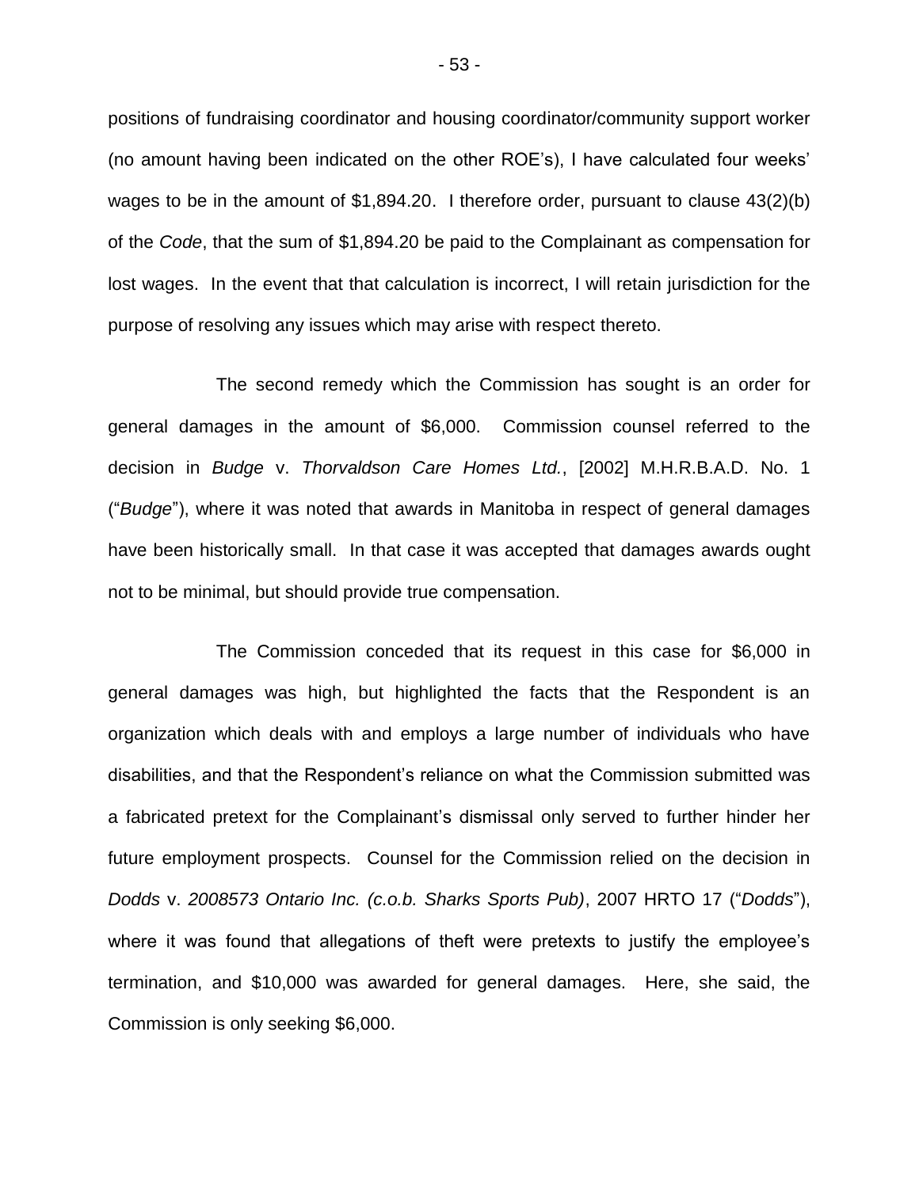positions of fundraising coordinator and housing coordinator/community support worker (no amount having been indicated on the other ROE's), I have calculated four weeks' wages to be in the amount of $1,894.20. I therefore order, pursuant to clause 43(2)(b) of the *Code*, that the sum of $1,894.20 be paid to the Complainant as compensation for lost wages. In the event that that calculation is incorrect, I will retain jurisdiction for the purpose of resolving any issues which may arise with respect thereto.

The second remedy which the Commission has sought is an order for general damages in the amount of $6,000. Commission counsel referred to the decision in *Budge* v. *Thorvaldson Care Homes Ltd.*, [2002] M.H.R.B.A.D. No. 1 ("*Budge*"), where it was noted that awards in Manitoba in respect of general damages have been historically small. In that case it was accepted that damages awards ought not to be minimal, but should provide true compensation.

The Commission conceded that its request in this case for $6,000 in general damages was high, but highlighted the facts that the Respondent is an organization which deals with and employs a large number of individuals who have disabilities, and that the Respondent's reliance on what the Commission submitted was a fabricated pretext for the Complainant's dismissal only served to further hinder her future employment prospects. Counsel for the Commission relied on the decision in *Dodds* v. *2008573 Ontario Inc. (c.o.b. Sharks Sports Pub)*, 2007 HRTO 17 ("*Dodds*"), where it was found that allegations of theft were pretexts to justify the employee's termination, and $10,000 was awarded for general damages. Here, she said, the Commission is only seeking $6,000.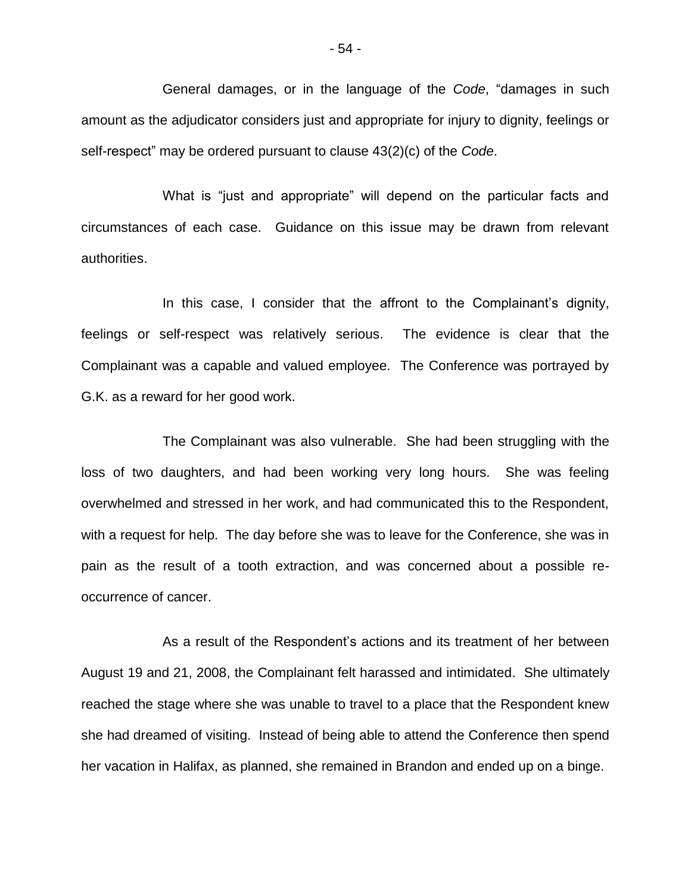General damages, or in the language of the *Code*, "damages in such amount as the adjudicator considers just and appropriate for injury to dignity, feelings or self-respect" may be ordered pursuant to clause 43(2)(c) of the *Code*.

What is "just and appropriate" will depend on the particular facts and circumstances of each case. Guidance on this issue may be drawn from relevant authorities.

In this case, I consider that the affront to the Complainant's dignity, feelings or self-respect was relatively serious. The evidence is clear that the Complainant was a capable and valued employee. The Conference was portrayed by G.K. as a reward for her good work.

The Complainant was also vulnerable. She had been struggling with the loss of two daughters, and had been working very long hours. She was feeling overwhelmed and stressed in her work, and had communicated this to the Respondent, with a request for help. The day before she was to leave for the Conference, she was in pain as the result of a tooth extraction, and was concerned about a possible re-occurrence of cancer.

As a result of the Respondent's actions and its treatment of her between August 19 and 21, 2008, the Complainant felt harassed and intimidated. She ultimately reached the stage where she was unable to travel to a place that the Respondent knew she had dreamed of visiting. Instead of being able to attend the Conference then spend her vacation in Halifax, as planned, she remained in Brandon and ended up on a binge.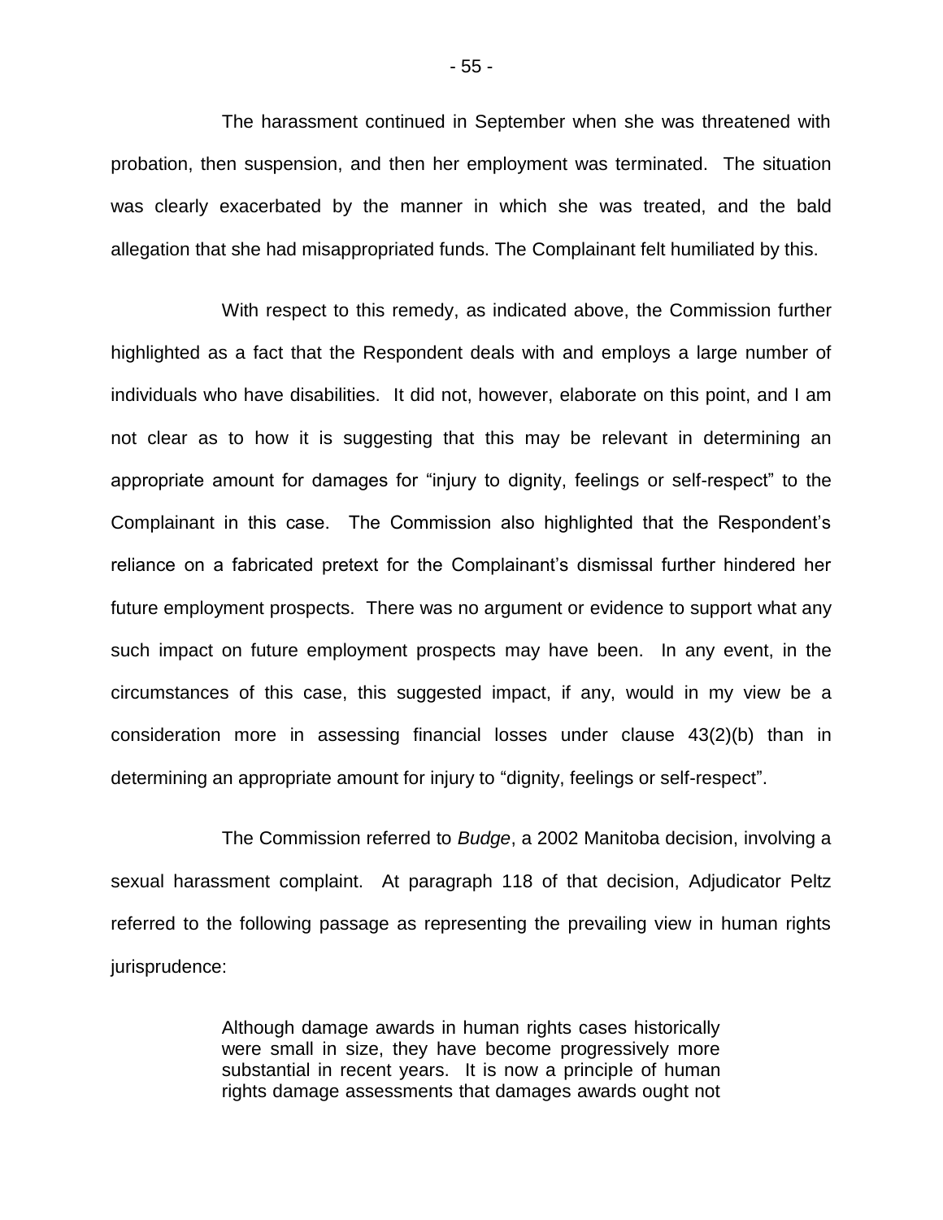The harassment continued in September when she was threatened with probation, then suspension, and then her employment was terminated. The situation was clearly exacerbated by the manner in which she was treated, and the bald allegation that she had misappropriated funds. The Complainant felt humiliated by this.

With respect to this remedy, as indicated above, the Commission further highlighted as a fact that the Respondent deals with and employs a large number of individuals who have disabilities. It did not, however, elaborate on this point, and I am not clear as to how it is suggesting that this may be relevant in determining an appropriate amount for damages for "injury to dignity, feelings or self-respect" to the Complainant in this case. The Commission also highlighted that the Respondent's reliance on a fabricated pretext for the Complainant's dismissal further hindered her future employment prospects. There was no argument or evidence to support what any such impact on future employment prospects may have been. In any event, in the circumstances of this case, this suggested impact, if any, would in my view be a consideration more in assessing financial losses under clause 43(2)(b) than in determining an appropriate amount for injury to "dignity, feelings or self-respect".

The Commission referred to *Budge*, a 2002 Manitoba decision, involving a sexual harassment complaint. At paragraph 118 of that decision, Adjudicator Peltz referred to the following passage as representing the prevailing view in human rights jurisprudence:

> Although damage awards in human rights cases historically were small in size, they have become progressively more substantial in recent years. It is now a principle of human rights damage assessments that damages awards ought not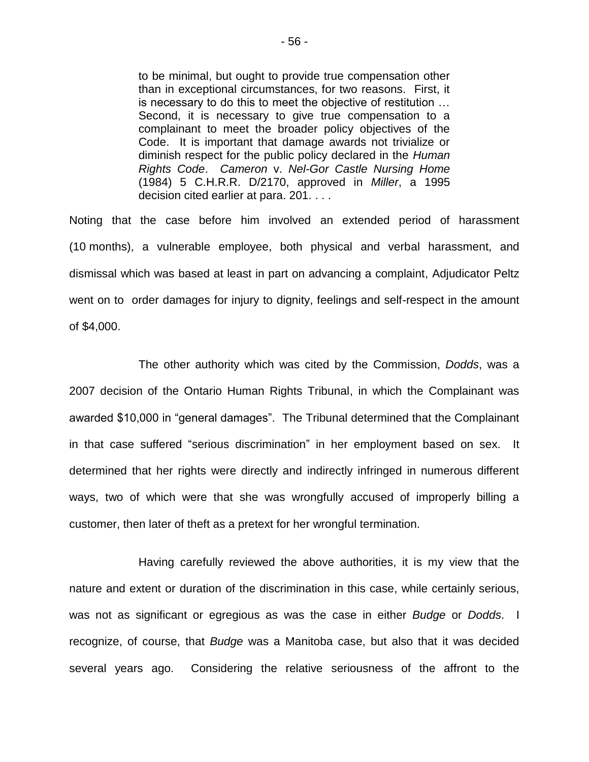> to be minimal, but ought to provide true compensation other than in exceptional circumstances, for two reasons. First, it is necessary to do this to meet the objective of restitution … Second, it is necessary to give true compensation to a complainant to meet the broader policy objectives of the Code. It is important that damage awards not trivialize or diminish respect for the public policy declared in the *Human Rights Code*. *Cameron* v. *Nel-Gor Castle Nursing Home* (1984) 5 C.H.R.R. D/2170, approved in *Miller*, a 1995 decision cited earlier at para. 201. . . .

Noting that the case before him involved an extended period of harassment (10 months), a vulnerable employee, both physical and verbal harassment, and dismissal which was based at least in part on advancing a complaint, Adjudicator Peltz went on to order damages for injury to dignity, feelings and self-respect in the amount of $4,000.

The other authority which was cited by the Commission, *Dodds*, was a 2007 decision of the Ontario Human Rights Tribunal, in which the Complainant was awarded $10,000 in "general damages". The Tribunal determined that the Complainant in that case suffered "serious discrimination" in her employment based on sex. It determined that her rights were directly and indirectly infringed in numerous different ways, two of which were that she was wrongfully accused of improperly billing a customer, then later of theft as a pretext for her wrongful termination.

Having carefully reviewed the above authorities, it is my view that the nature and extent or duration of the discrimination in this case, while certainly serious, was not as significant or egregious as was the case in either *Budge* or *Dodds*. I recognize, of course, that *Budge* was a Manitoba case, but also that it was decided several years ago. Considering the relative seriousness of the affront to the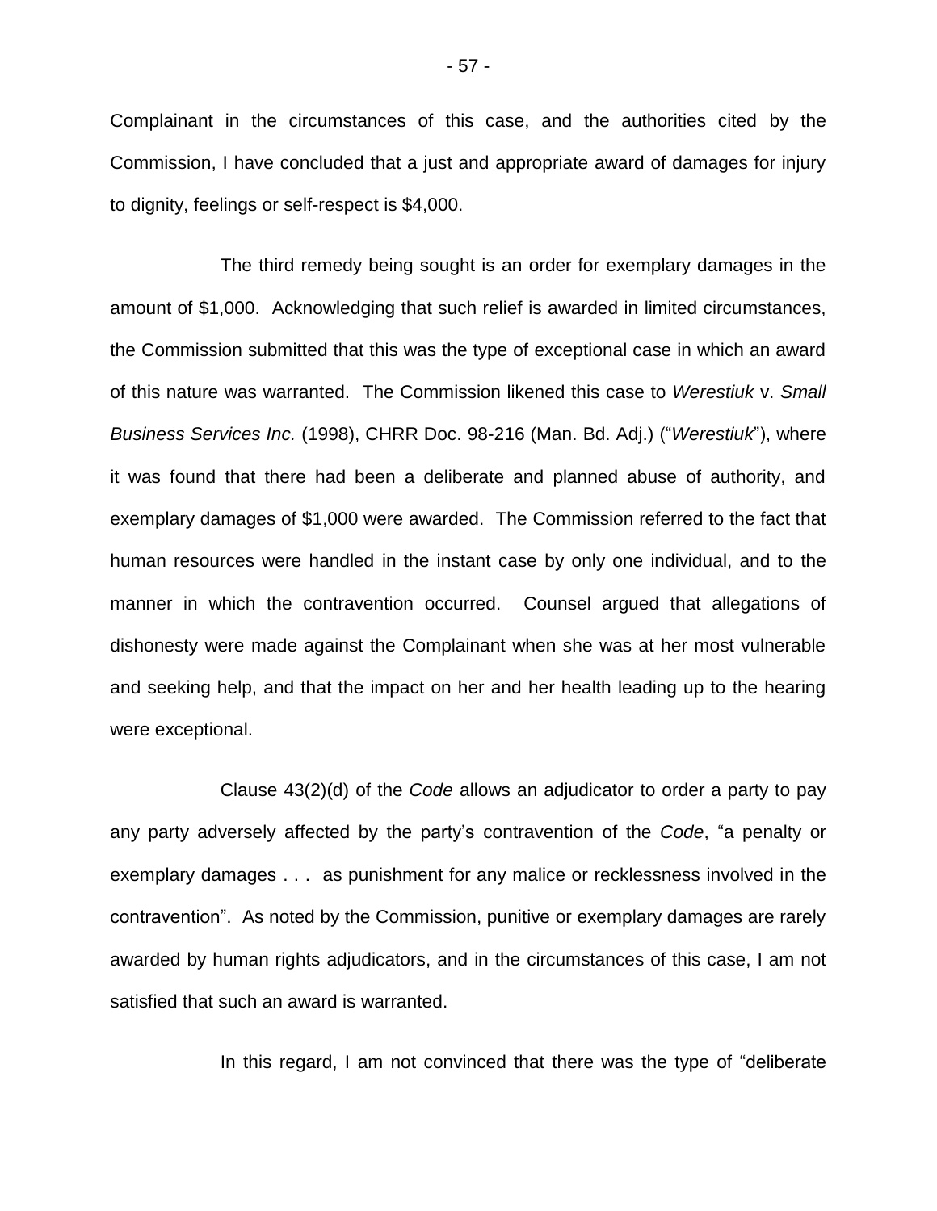Complainant in the circumstances of this case, and the authorities cited by the Commission, I have concluded that a just and appropriate award of damages for injury to dignity, feelings or self-respect is $4,000.

The third remedy being sought is an order for exemplary damages in the amount of $1,000. Acknowledging that such relief is awarded in limited circumstances, the Commission submitted that this was the type of exceptional case in which an award of this nature was warranted. The Commission likened this case to *Werestiuk* v. *Small Business Services Inc.* (1998), CHRR Doc. 98-216 (Man. Bd. Adj.) ("*Werestiuk*"), where it was found that there had been a deliberate and planned abuse of authority, and exemplary damages of $1,000 were awarded. The Commission referred to the fact that human resources were handled in the instant case by only one individual, and to the manner in which the contravention occurred. Counsel argued that allegations of dishonesty were made against the Complainant when she was at her most vulnerable and seeking help, and that the impact on her and her health leading up to the hearing were exceptional.

Clause 43(2)(d) of the *Code* allows an adjudicator to order a party to pay any party adversely affected by the party's contravention of the *Code*, "a penalty or exemplary damages . . . as punishment for any malice or recklessness involved in the contravention". As noted by the Commission, punitive or exemplary damages are rarely awarded by human rights adjudicators, and in the circumstances of this case, I am not satisfied that such an award is warranted.

In this regard, I am not convinced that there was the type of "deliberate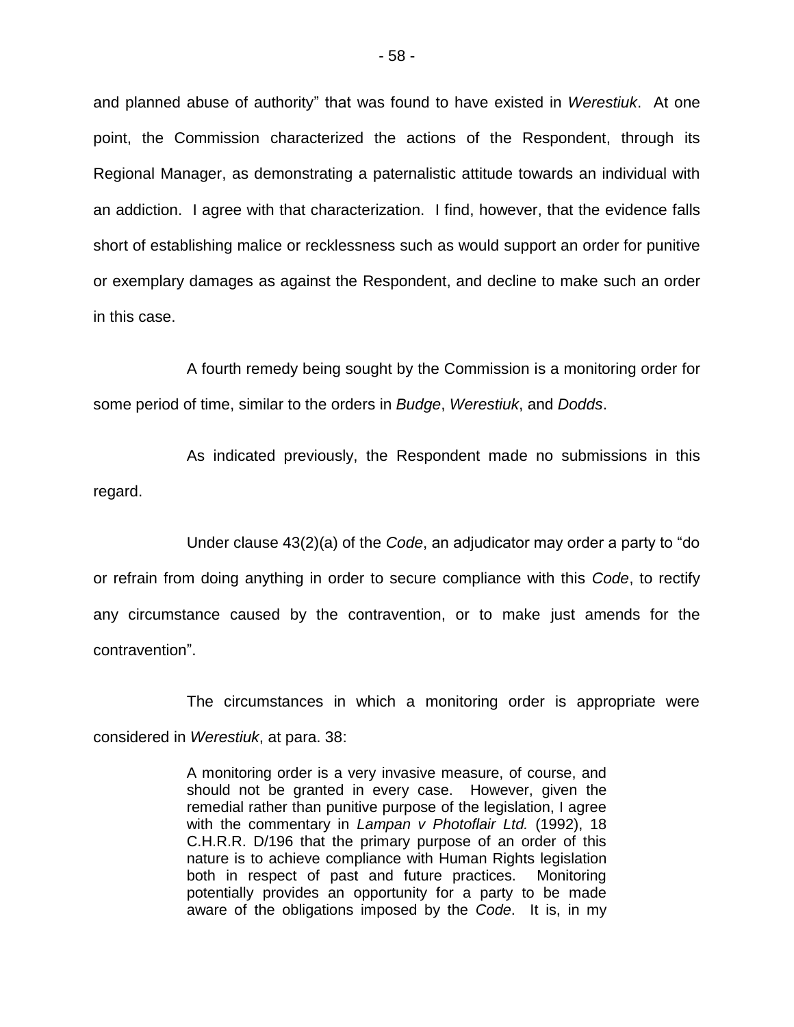and planned abuse of authority" that was found to have existed in *Werestiuk*. At one point, the Commission characterized the actions of the Respondent, through its Regional Manager, as demonstrating a paternalistic attitude towards an individual with an addiction. I agree with that characterization. I find, however, that the evidence falls short of establishing malice or recklessness such as would support an order for punitive or exemplary damages as against the Respondent, and decline to make such an order in this case.

A fourth remedy being sought by the Commission is a monitoring order for some period of time, similar to the orders in *Budge*, *Werestiuk*, and *Dodds*.

As indicated previously, the Respondent made no submissions in this regard.

Under clause 43(2)(a) of the *Code*, an adjudicator may order a party to "do or refrain from doing anything in order to secure compliance with this *Code*, to rectify any circumstance caused by the contravention, or to make just amends for the contravention".

The circumstances in which a monitoring order is appropriate were considered in *Werestiuk*, at para. 38:

> A monitoring order is a very invasive measure, of course, and should not be granted in every case. However, given the remedial rather than punitive purpose of the legislation, I agree with the commentary in *Lampan v Photoflair Ltd.* (1992), 18 C.H.R.R. D/196 that the primary purpose of an order of this nature is to achieve compliance with Human Rights legislation both in respect of past and future practices. Monitoring potentially provides an opportunity for a party to be made aware of the obligations imposed by the *Code*. It is, in my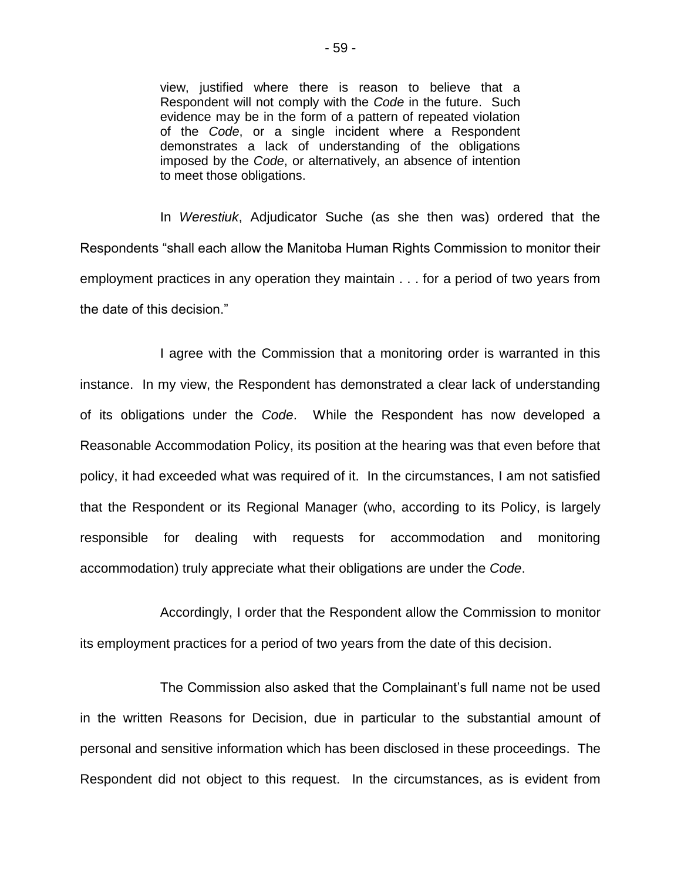> view, justified where there is reason to believe that a Respondent will not comply with the *Code* in the future. Such evidence may be in the form of a pattern of repeated violation of the *Code*, or a single incident where a Respondent demonstrates a lack of understanding of the obligations imposed by the *Code*, or alternatively, an absence of intention to meet those obligations.

In *Werestiuk*, Adjudicator Suche (as she then was) ordered that the Respondents "shall each allow the Manitoba Human Rights Commission to monitor their employment practices in any operation they maintain . . . for a period of two years from the date of this decision."

I agree with the Commission that a monitoring order is warranted in this instance. In my view, the Respondent has demonstrated a clear lack of understanding of its obligations under the *Code*. While the Respondent has now developed a Reasonable Accommodation Policy, its position at the hearing was that even before that policy, it had exceeded what was required of it. In the circumstances, I am not satisfied that the Respondent or its Regional Manager (who, according to its Policy, is largely responsible for dealing with requests for accommodation and monitoring accommodation) truly appreciate what their obligations are under the *Code*.

Accordingly, I order that the Respondent allow the Commission to monitor its employment practices for a period of two years from the date of this decision.

The Commission also asked that the Complainant's full name not be used in the written Reasons for Decision, due in particular to the substantial amount of personal and sensitive information which has been disclosed in these proceedings. The Respondent did not object to this request. In the circumstances, as is evident from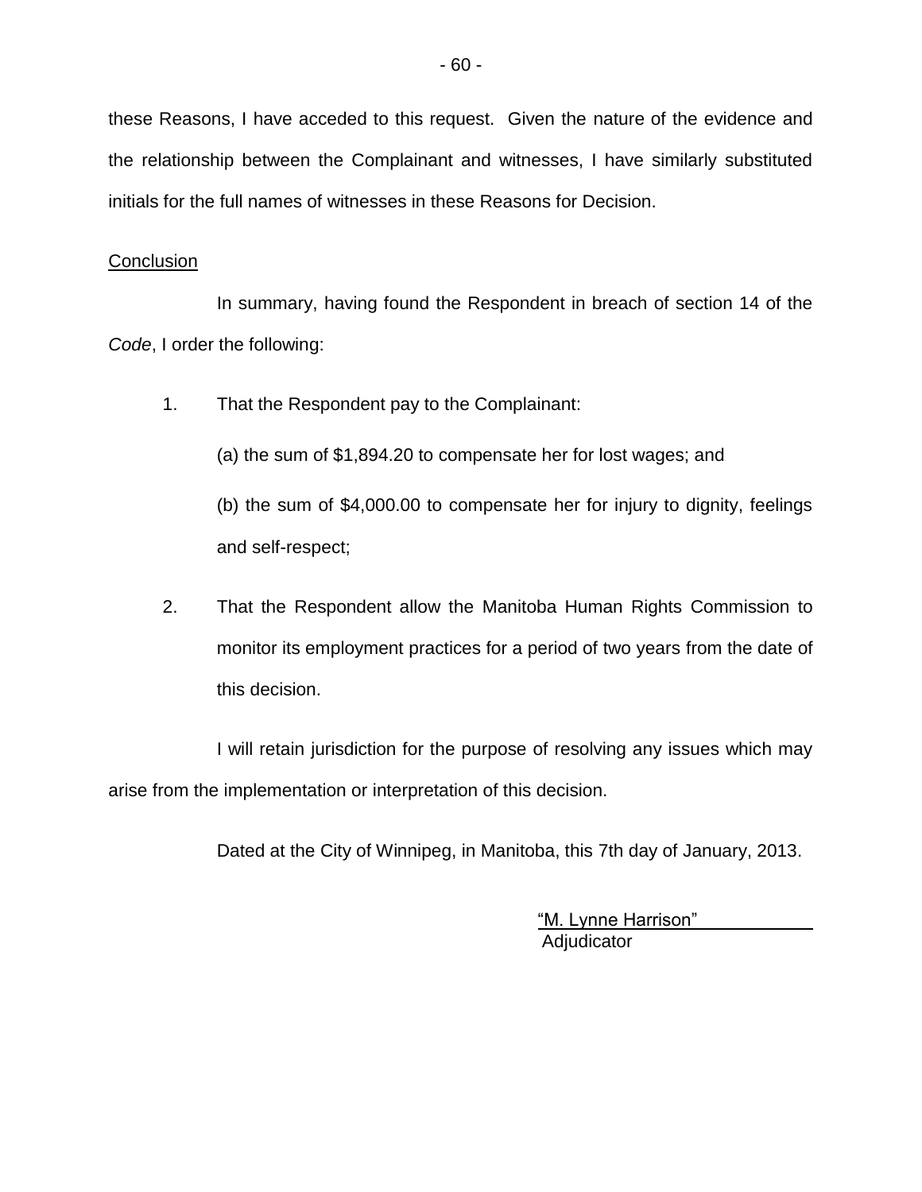these Reasons, I have acceded to this request. Given the nature of the evidence and the relationship between the Complainant and witnesses, I have similarly substituted initials for the full names of witnesses in these Reasons for Decision.

Conclusion

In summary, having found the Respondent in breach of section 14 of the *Code*, I order the following:

1. That the Respondent pay to the Complainant:

   (a) the sum of $1,894.20 to compensate her for lost wages; and

   (b) the sum of $4,000.00 to compensate her for injury to dignity, feelings and self-respect;

2. That the Respondent allow the Manitoba Human Rights Commission to monitor its employment practices for a period of two years from the date of this decision.

I will retain jurisdiction for the purpose of resolving any issues which may arise from the implementation or interpretation of this decision.

Dated at the City of Winnipeg, in Manitoba, this 7th day of January, 2013.

"M. Lynne Harrison"
Adjudicator